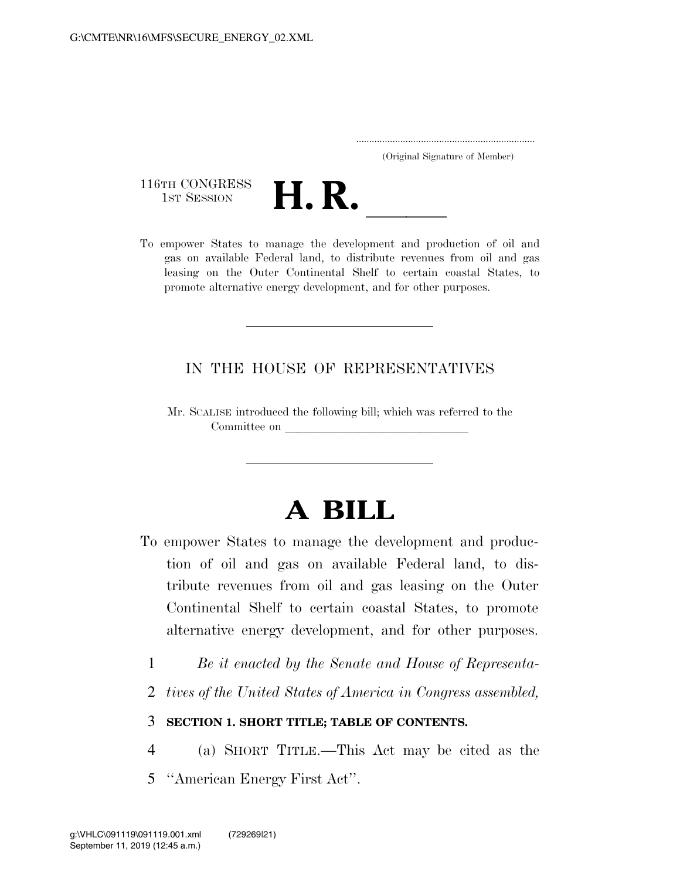(Original Signature of Member)

116TH CONGRESS
1ST SESSION

# H. R. \_\_\_\_\_

To empower States to manage the development and production of oil and gas on available Federal land, to distribute revenues from oil and gas leasing on the Outer Continental Shelf to certain coastal States, to promote alternative energy development, and for other purposes.

---

IN THE HOUSE OF REPRESENTATIVES

Mr. SCALISE introduced the following bill; which was referred to the Committee on \_\_\_\_\_\_\_\_\_\_\_\_\_\_\_\_\_\_\_\_\_\_\_\_\_\_\_\_\_\_

---

# A BILL

To empower States to manage the development and production of oil and gas on available Federal land, to distribute revenues from oil and gas leasing on the Outer Continental Shelf to certain coastal States, to promote alternative energy development, and for other purposes.

1 *Be it enacted by the Senate and House of Representa-*
2 *tives of the United States of America in Congress assembled,*

3 **SECTION 1. SHORT TITLE; TABLE OF CONTENTS.**

4 (a) SHORT TITLE.—This Act may be cited as the
5 "American Energy First Act".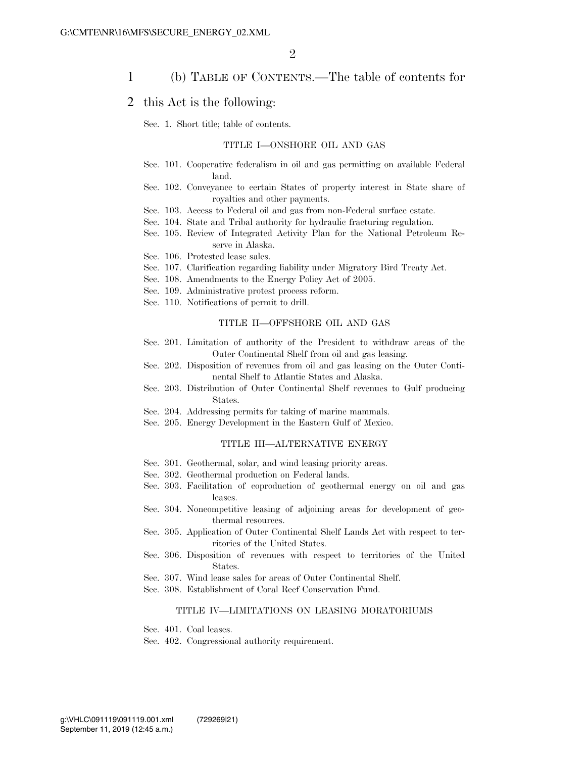(b) TABLE OF CONTENTS.—The table of contents for this Act is the following:

Sec. 1. Short title; table of contents.

TITLE I—ONSHORE OIL AND GAS

Sec. 101. Cooperative federalism in oil and gas permitting on available Federal land.
Sec. 102. Conveyance to certain States of property interest in State share of royalties and other payments.
Sec. 103. Access to Federal oil and gas from non-Federal surface estate.
Sec. 104. State and Tribal authority for hydraulic fracturing regulation.
Sec. 105. Review of Integrated Activity Plan for the National Petroleum Reserve in Alaska.
Sec. 106. Protested lease sales.
Sec. 107. Clarification regarding liability under Migratory Bird Treaty Act.
Sec. 108. Amendments to the Energy Policy Act of 2005.
Sec. 109. Administrative protest process reform.
Sec. 110. Notifications of permit to drill.

TITLE II—OFFSHORE OIL AND GAS

Sec. 201. Limitation of authority of the President to withdraw areas of the Outer Continental Shelf from oil and gas leasing.
Sec. 202. Disposition of revenues from oil and gas leasing on the Outer Continental Shelf to Atlantic States and Alaska.
Sec. 203. Distribution of Outer Continental Shelf revenues to Gulf producing States.
Sec. 204. Addressing permits for taking of marine mammals.
Sec. 205. Energy Development in the Eastern Gulf of Mexico.

TITLE III—ALTERNATIVE ENERGY

Sec. 301. Geothermal, solar, and wind leasing priority areas.
Sec. 302. Geothermal production on Federal lands.
Sec. 303. Facilitation of coproduction of geothermal energy on oil and gas leases.
Sec. 304. Noncompetitive leasing of adjoining areas for development of geothermal resources.
Sec. 305. Application of Outer Continental Shelf Lands Act with respect to territories of the United States.
Sec. 306. Disposition of revenues with respect to territories of the United States.
Sec. 307. Wind lease sales for areas of Outer Continental Shelf.
Sec. 308. Establishment of Coral Reef Conservation Fund.

TITLE IV—LIMITATIONS ON LEASING MORATORIUMS

Sec. 401. Coal leases.
Sec. 402. Congressional authority requirement.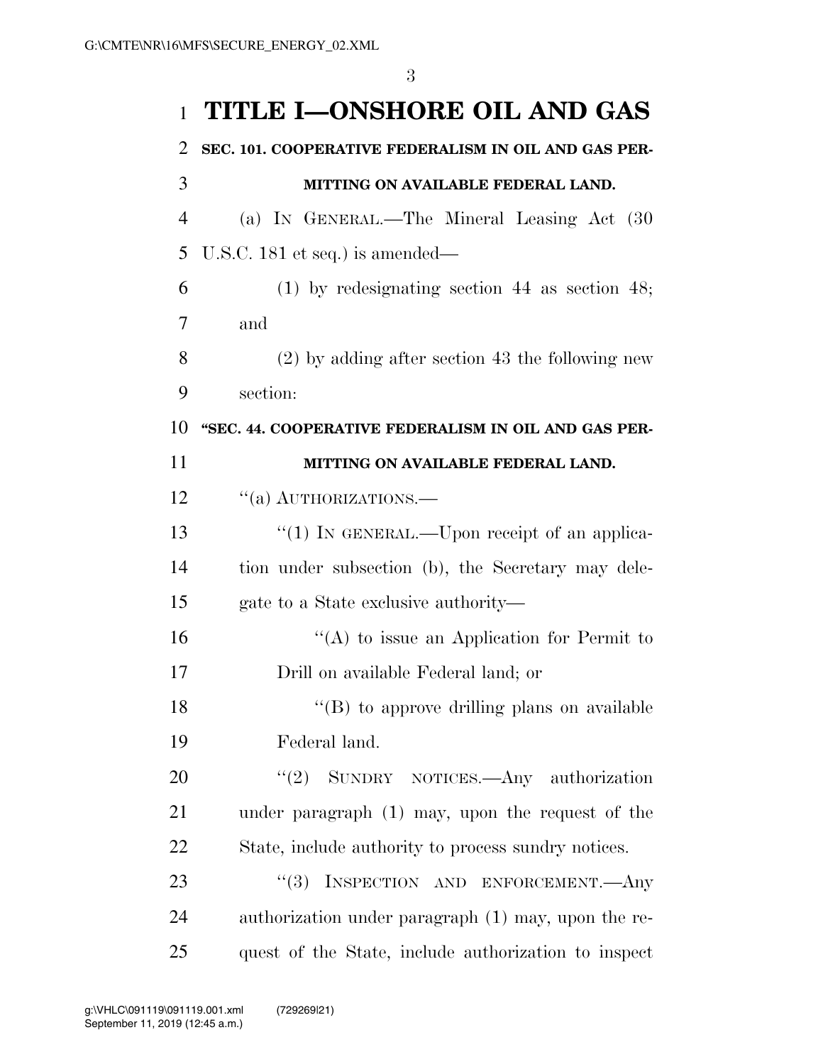# TITLE I—ONSHORE OIL AND GAS

## SEC. 101. COOPERATIVE FEDERALISM IN OIL AND GAS PERMITTING ON AVAILABLE FEDERAL LAND.

(a) IN GENERAL.—The Mineral Leasing Act (30 U.S.C. 181 et seq.) is amended—

(1) by redesignating section 44 as section 48; and

(2) by adding after section 43 the following new section:

### "SEC. 44. COOPERATIVE FEDERALISM IN OIL AND GAS PERMITTING ON AVAILABLE FEDERAL LAND.

"(a) AUTHORIZATIONS.—

"(1) IN GENERAL.—Upon receipt of an application under subsection (b), the Secretary may delegate to a State exclusive authority—

"(A) to issue an Application for Permit to Drill on available Federal land; or

"(B) to approve drilling plans on available Federal land.

"(2) SUNDRY NOTICES.—Any authorization under paragraph (1) may, upon the request of the State, include authority to process sundry notices.

"(3) INSPECTION AND ENFORCEMENT.—Any authorization under paragraph (1) may, upon the request of the State, include authorization to inspect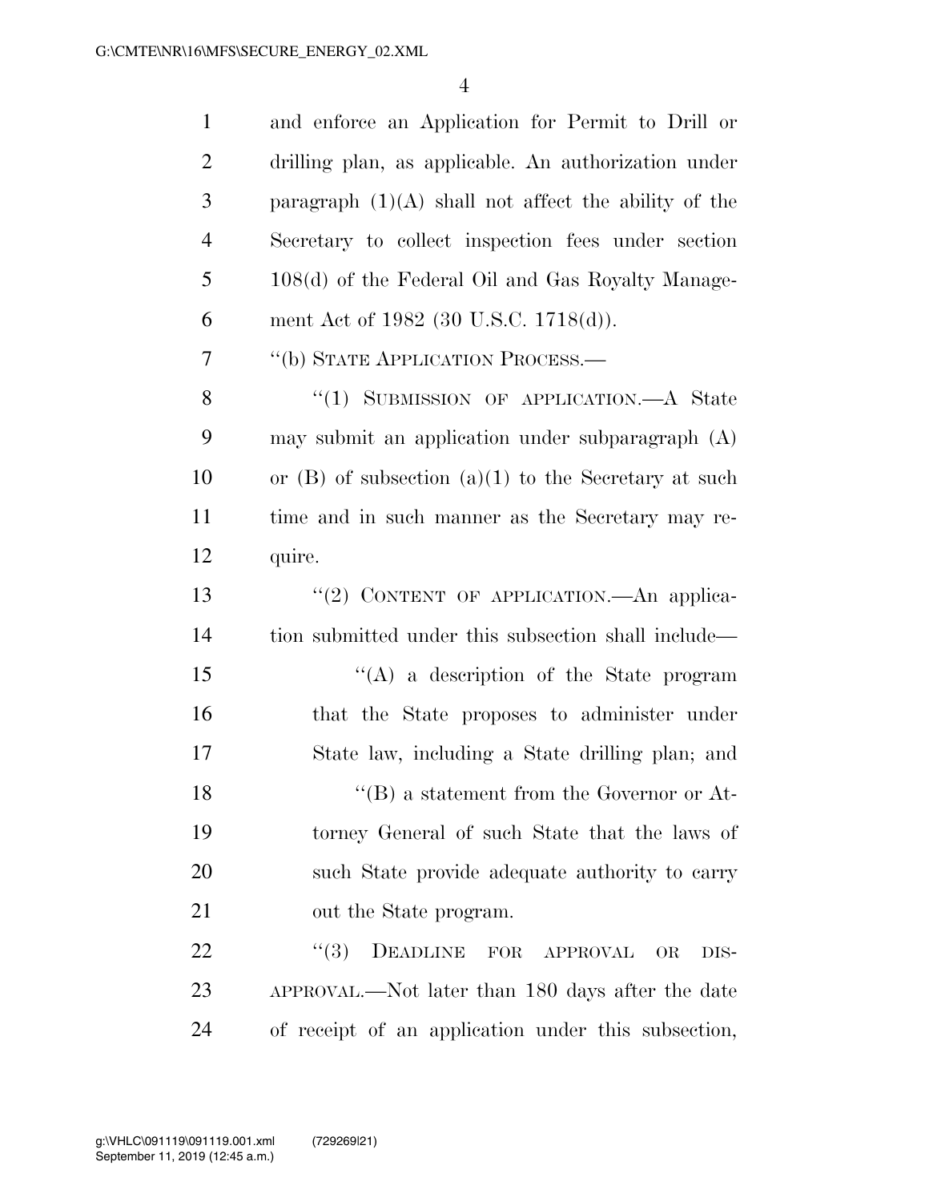and enforce an Application for Permit to Drill or drilling plan, as applicable. An authorization under paragraph (1)(A) shall not affect the ability of the Secretary to collect inspection fees under section 108(d) of the Federal Oil and Gas Royalty Management Act of 1982 (30 U.S.C. 1718(d)).

"(b) STATE APPLICATION PROCESS.—

"(1) SUBMISSION OF APPLICATION.—A State may submit an application under subparagraph (A) or (B) of subsection (a)(1) to the Secretary at such time and in such manner as the Secretary may require.

"(2) CONTENT OF APPLICATION.—An application submitted under this subsection shall include—

"(A) a description of the State program that the State proposes to administer under State law, including a State drilling plan; and

"(B) a statement from the Governor or Attorney General of such State that the laws of such State provide adequate authority to carry out the State program.

"(3) DEADLINE FOR APPROVAL OR DISAPPROVAL.—Not later than 180 days after the date of receipt of an application under this subsection,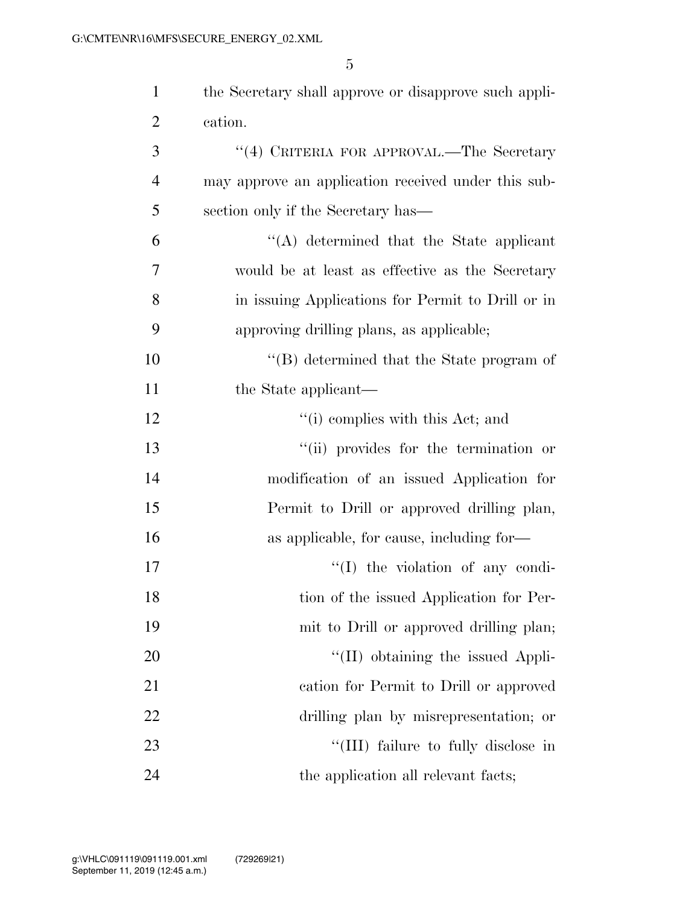the Secretary shall approve or disapprove such application.

"(4) CRITERIA FOR APPROVAL.—The Secretary may approve an application received under this subsection only if the Secretary has—

"(A) determined that the State applicant would be at least as effective as the Secretary in issuing Applications for Permit to Drill or in approving drilling plans, as applicable;

"(B) determined that the State program of the State applicant—

"(i) complies with this Act; and

"(ii) provides for the termination or modification of an issued Application for Permit to Drill or approved drilling plan, as applicable, for cause, including for—

"(I) the violation of any condition of the issued Application for Permit to Drill or approved drilling plan;

"(II) obtaining the issued Application for Permit to Drill or approved drilling plan by misrepresentation; or

"(III) failure to fully disclose in the application all relevant facts;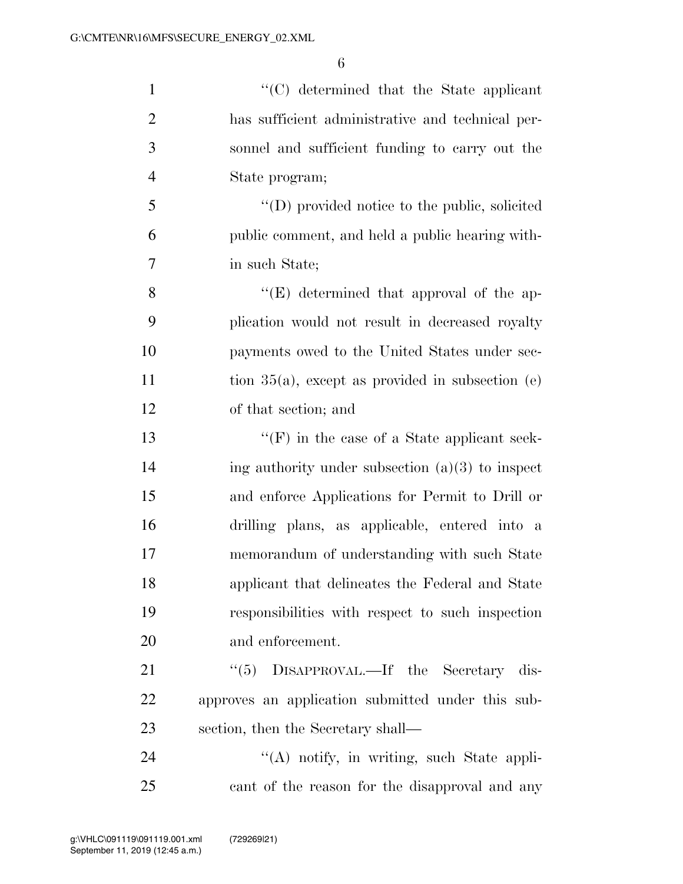"(C) determined that the State applicant has sufficient administrative and technical personnel and sufficient funding to carry out the State program;

"(D) provided notice to the public, solicited public comment, and held a public hearing within such State;

"(E) determined that approval of the application would not result in decreased royalty payments owed to the United States under section 35(a), except as provided in subsection (e) of that section; and

"(F) in the case of a State applicant seeking authority under subsection (a)(3) to inspect and enforce Applications for Permit to Drill or drilling plans, as applicable, entered into a memorandum of understanding with such State applicant that delineates the Federal and State responsibilities with respect to such inspection and enforcement.

"(5) DISAPPROVAL.—If the Secretary disapproves an application submitted under this subsection, then the Secretary shall—

"(A) notify, in writing, such State applicant of the reason for the disapproval and any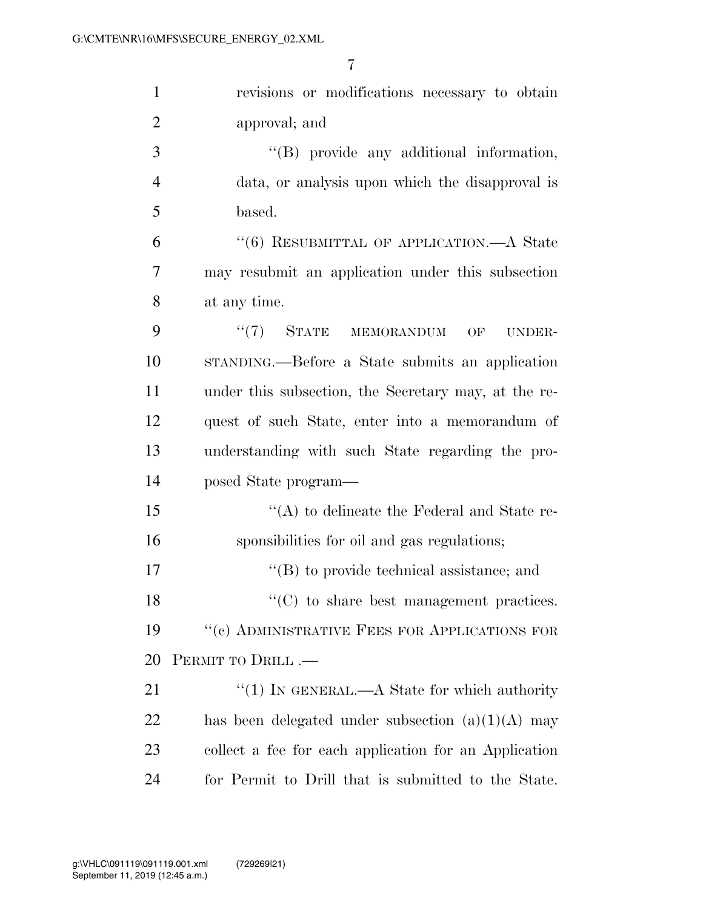revisions or modifications necessary to obtain approval; and

"(B) provide any additional information, data, or analysis upon which the disapproval is based.

"(6) RESUBMITTAL OF APPLICATION.—A State may resubmit an application under this subsection at any time.

"(7) STATE MEMORANDUM OF UNDERSTANDING.—Before a State submits an application under this subsection, the Secretary may, at the request of such State, enter into a memorandum of understanding with such State regarding the proposed State program—

"(A) to delineate the Federal and State responsibilities for oil and gas regulations;

"(B) to provide technical assistance; and

"(C) to share best management practices.

"(c) ADMINISTRATIVE FEES FOR APPLICATIONS FOR PERMIT TO DRILL .—

"(1) IN GENERAL.—A State for which authority has been delegated under subsection (a)(1)(A) may collect a fee for each application for an Application for Permit to Drill that is submitted to the State.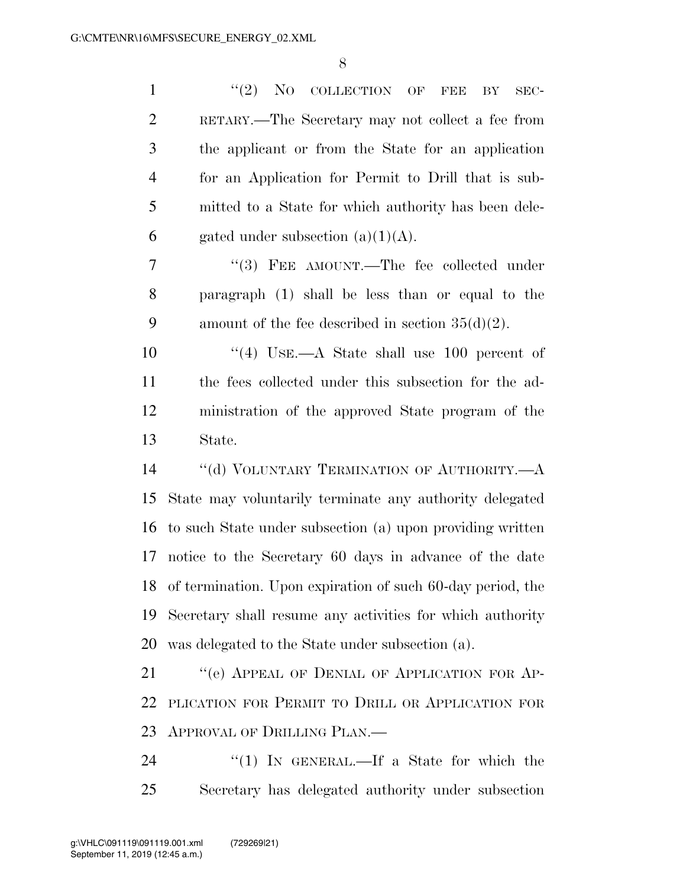"(2) NO COLLECTION OF FEE BY SECRETARY.—The Secretary may not collect a fee from the applicant or from the State for an application for an Application for Permit to Drill that is submitted to a State for which authority has been delegated under subsection (a)(1)(A).

"(3) FEE AMOUNT.—The fee collected under paragraph (1) shall be less than or equal to the amount of the fee described in section 35(d)(2).

"(4) USE.—A State shall use 100 percent of the fees collected under this subsection for the administration of the approved State program of the State.

"(d) VOLUNTARY TERMINATION OF AUTHORITY.—A State may voluntarily terminate any authority delegated to such State under subsection (a) upon providing written notice to the Secretary 60 days in advance of the date of termination. Upon expiration of such 60-day period, the Secretary shall resume any activities for which authority was delegated to the State under subsection (a).

"(e) APPEAL OF DENIAL OF APPLICATION FOR APPLICATION FOR PERMIT TO DRILL OR APPLICATION FOR APPROVAL OF DRILLING PLAN.—

"(1) IN GENERAL.—If a State for which the Secretary has delegated authority under subsection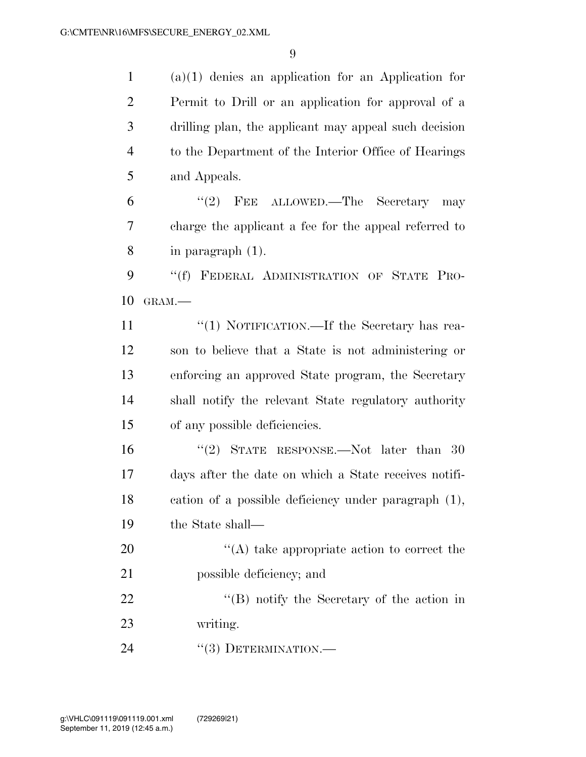(a)(1) denies an application for an Application for Permit to Drill or an application for approval of a drilling plan, the applicant may appeal such decision to the Department of the Interior Office of Hearings and Appeals.

"(2) FEE ALLOWED.—The Secretary may charge the applicant a fee for the appeal referred to in paragraph (1).

"(f) FEDERAL ADMINISTRATION OF STATE PROGRAM.—

"(1) NOTIFICATION.—If the Secretary has reason to believe that a State is not administering or enforcing an approved State program, the Secretary shall notify the relevant State regulatory authority of any possible deficiencies.

"(2) STATE RESPONSE.—Not later than 30 days after the date on which a State receives notification of a possible deficiency under paragraph (1), the State shall—

"(A) take appropriate action to correct the possible deficiency; and

"(B) notify the Secretary of the action in writing.

"(3) DETERMINATION.—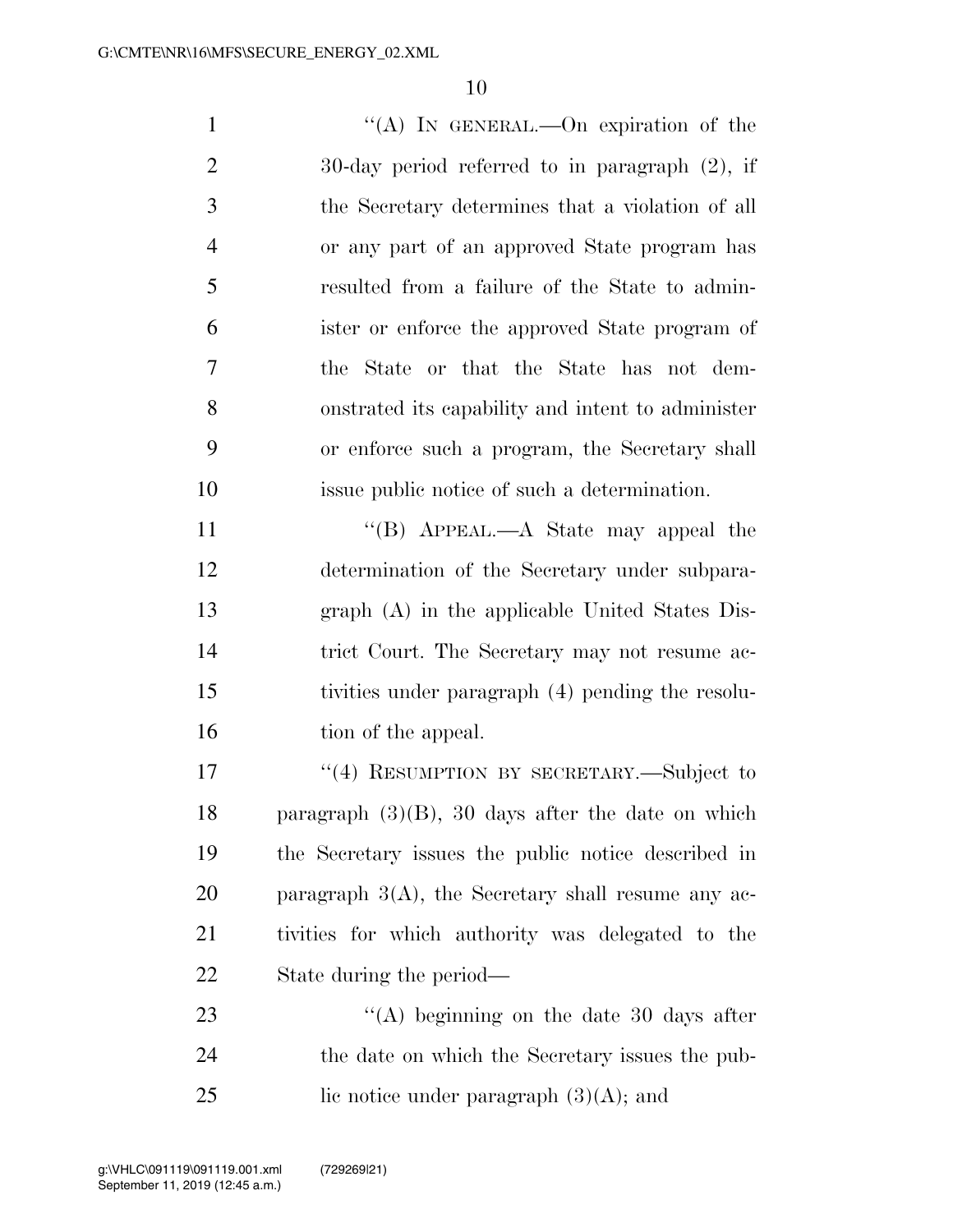"(A) IN GENERAL.—On expiration of the 30-day period referred to in paragraph (2), if the Secretary determines that a violation of all or any part of an approved State program has resulted from a failure of the State to administer or enforce the approved State program of the State or that the State has not demonstrated its capability and intent to administer or enforce such a program, the Secretary shall issue public notice of such a determination.

"(B) APPEAL.—A State may appeal the determination of the Secretary under subparagraph (A) in the applicable United States District Court. The Secretary may not resume activities under paragraph (4) pending the resolution of the appeal.

"(4) RESUMPTION BY SECRETARY.—Subject to paragraph (3)(B), 30 days after the date on which the Secretary issues the public notice described in paragraph 3(A), the Secretary shall resume any activities for which authority was delegated to the State during the period—

"(A) beginning on the date 30 days after the date on which the Secretary issues the public notice under paragraph (3)(A); and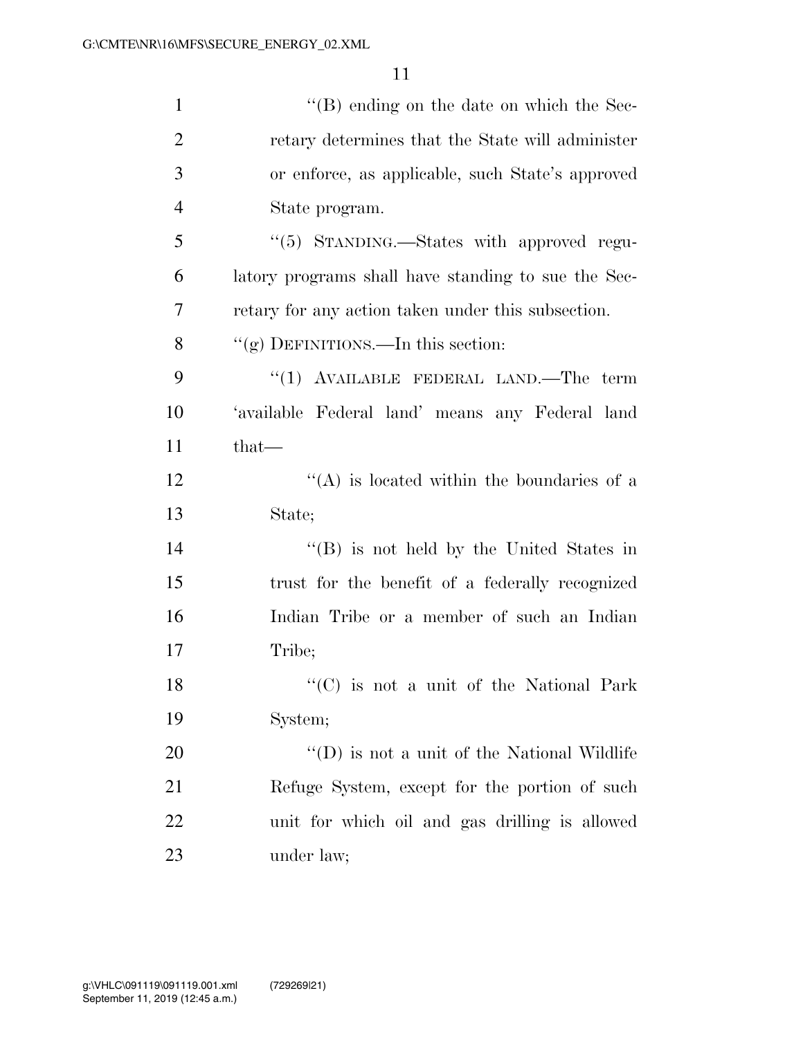''(B) ending on the date on which the Secretary determines that the State will administer or enforce, as applicable, such State's approved State program.

''(5) STANDING.—States with approved regulatory programs shall have standing to sue the Secretary for any action taken under this subsection.

''(g) DEFINITIONS.—In this section:

''(1) AVAILABLE FEDERAL LAND.—The term 'available Federal land' means any Federal land that—

''(A) is located within the boundaries of a State;

''(B) is not held by the United States in trust for the benefit of a federally recognized Indian Tribe or a member of such an Indian Tribe;

''(C) is not a unit of the National Park System;

''(D) is not a unit of the National Wildlife Refuge System, except for the portion of such unit for which oil and gas drilling is allowed under law;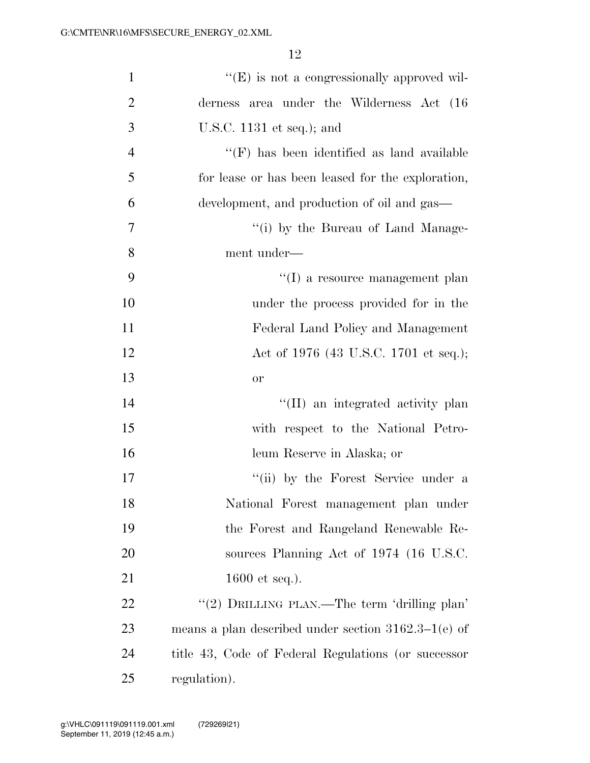"(E) is not a congressionally approved wilderness area under the Wilderness Act (16 U.S.C. 1131 et seq.); and

"(F) has been identified as land available for lease or has been leased for the exploration, development, and production of oil and gas—

"(i) by the Bureau of Land Management under—

"(I) a resource management plan under the process provided for in the Federal Land Policy and Management Act of 1976 (43 U.S.C. 1701 et seq.); or

"(II) an integrated activity plan with respect to the National Petroleum Reserve in Alaska; or

"(ii) by the Forest Service under a National Forest management plan under the Forest and Rangeland Renewable Resources Planning Act of 1974 (16 U.S.C. 1600 et seq.).

"(2) DRILLING PLAN.—The term 'drilling plan' means a plan described under section 3162.3–1(e) of title 43, Code of Federal Regulations (or successor regulation).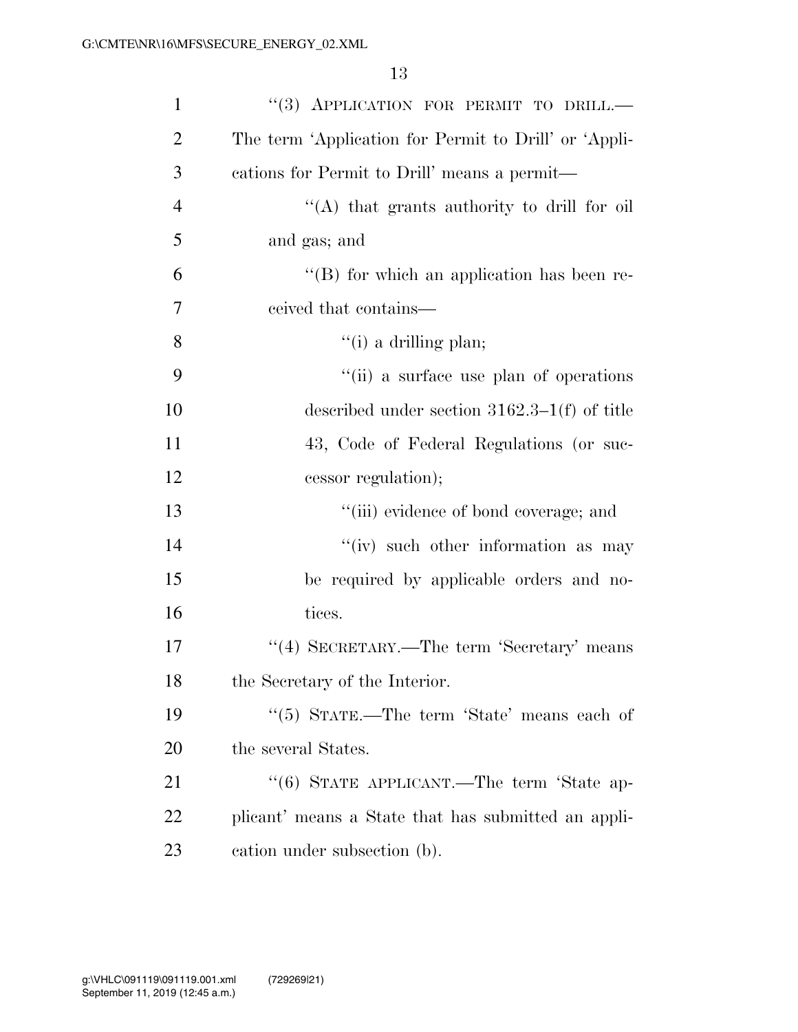"(3) APPLICATION FOR PERMIT TO DRILL.—The term 'Application for Permit to Drill' or 'Applications for Permit to Drill' means a permit—

"(A) that grants authority to drill for oil and gas; and

"(B) for which an application has been received that contains—

"(i) a drilling plan;

"(ii) a surface use plan of operations described under section 3162.3–1(f) of title 43, Code of Federal Regulations (or successor regulation);

"(iii) evidence of bond coverage; and

"(iv) such other information as may be required by applicable orders and notices.

"(4) SECRETARY.—The term 'Secretary' means the Secretary of the Interior.

"(5) STATE.—The term 'State' means each of the several States.

"(6) STATE APPLICANT.—The term 'State applicant' means a State that has submitted an application under subsection (b).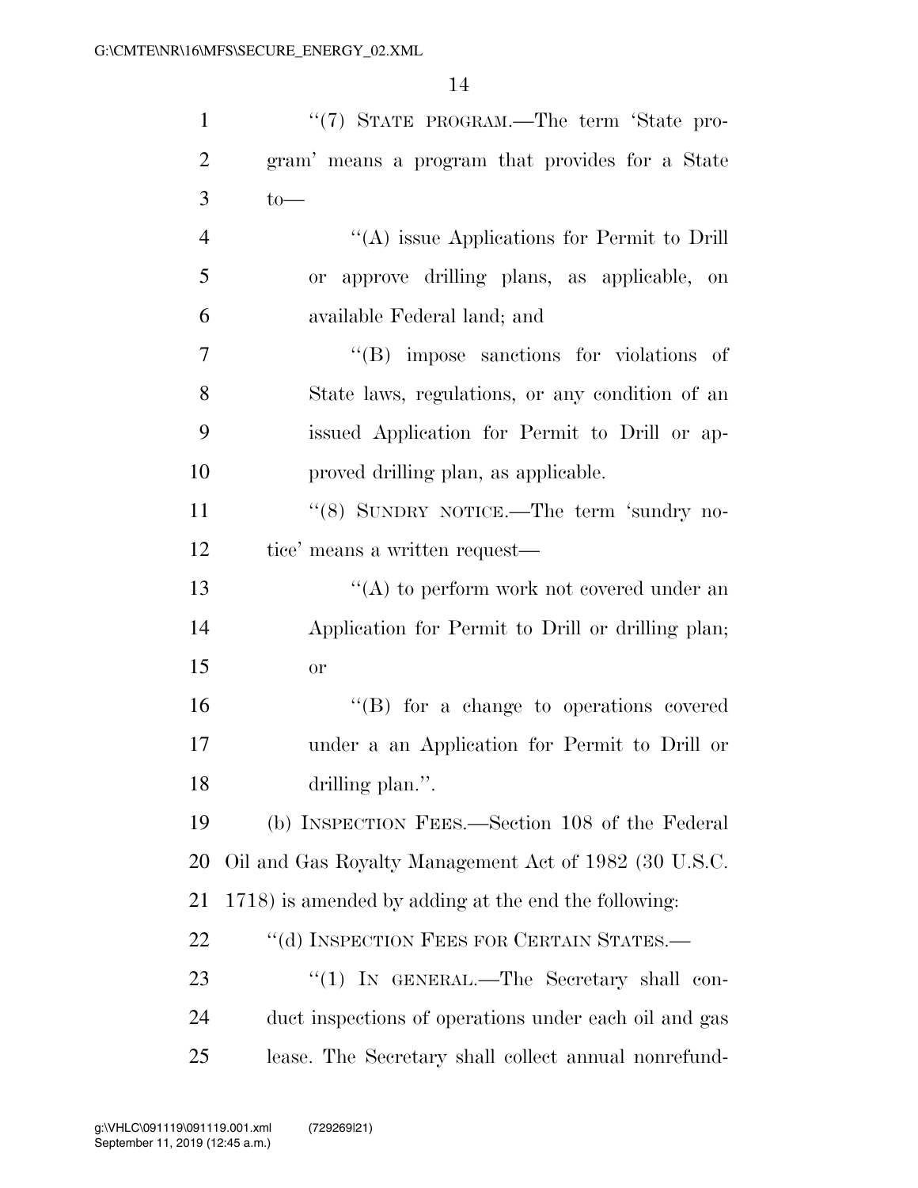"(7) STATE PROGRAM.—The term 'State program' means a program that provides for a State to—

"(A) issue Applications for Permit to Drill or approve drilling plans, as applicable, on available Federal land; and

"(B) impose sanctions for violations of State laws, regulations, or any condition of an issued Application for Permit to Drill or approved drilling plan, as applicable.

"(8) SUNDRY NOTICE.—The term 'sundry notice' means a written request—

"(A) to perform work not covered under an Application for Permit to Drill or drilling plan; or

"(B) for a change to operations covered under a an Application for Permit to Drill or drilling plan.".

(b) INSPECTION FEES.—Section 108 of the Federal Oil and Gas Royalty Management Act of 1982 (30 U.S.C. 1718) is amended by adding at the end the following:

"(d) INSPECTION FEES FOR CERTAIN STATES.—

"(1) IN GENERAL.—The Secretary shall conduct inspections of operations under each oil and gas lease. The Secretary shall collect annual nonrefund-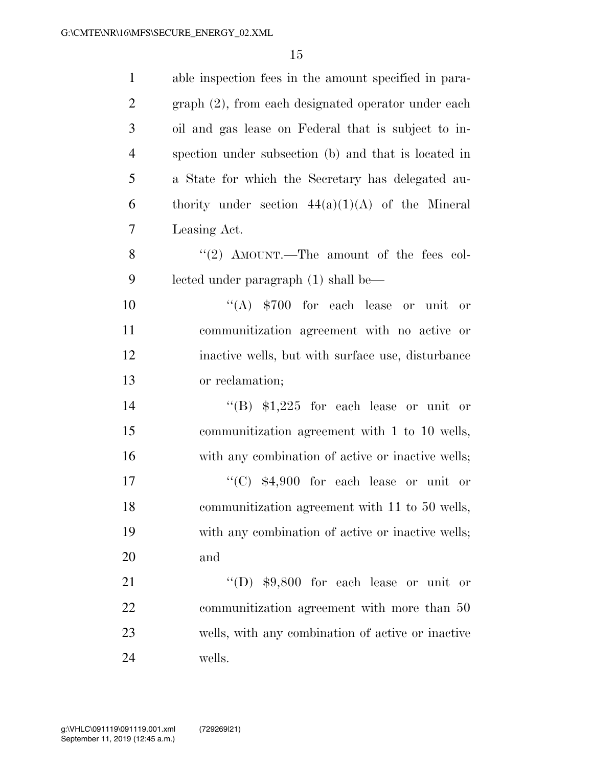able inspection fees in the amount specified in paragraph (2), from each designated operator under each oil and gas lease on Federal that is subject to inspection under subsection (b) and that is located in a State for which the Secretary has delegated authority under section 44(a)(1)(A) of the Mineral Leasing Act.

"(2) AMOUNT.—The amount of the fees collected under paragraph (1) shall be—

"(A) $700 for each lease or unit or communitization agreement with no active or inactive wells, but with surface use, disturbance or reclamation;

"(B) $1,225 for each lease or unit or communitization agreement with 1 to 10 wells, with any combination of active or inactive wells;

"(C) $4,900 for each lease or unit or communitization agreement with 11 to 50 wells, with any combination of active or inactive wells; and

"(D) $9,800 for each lease or unit or communitization agreement with more than 50 wells, with any combination of active or inactive wells.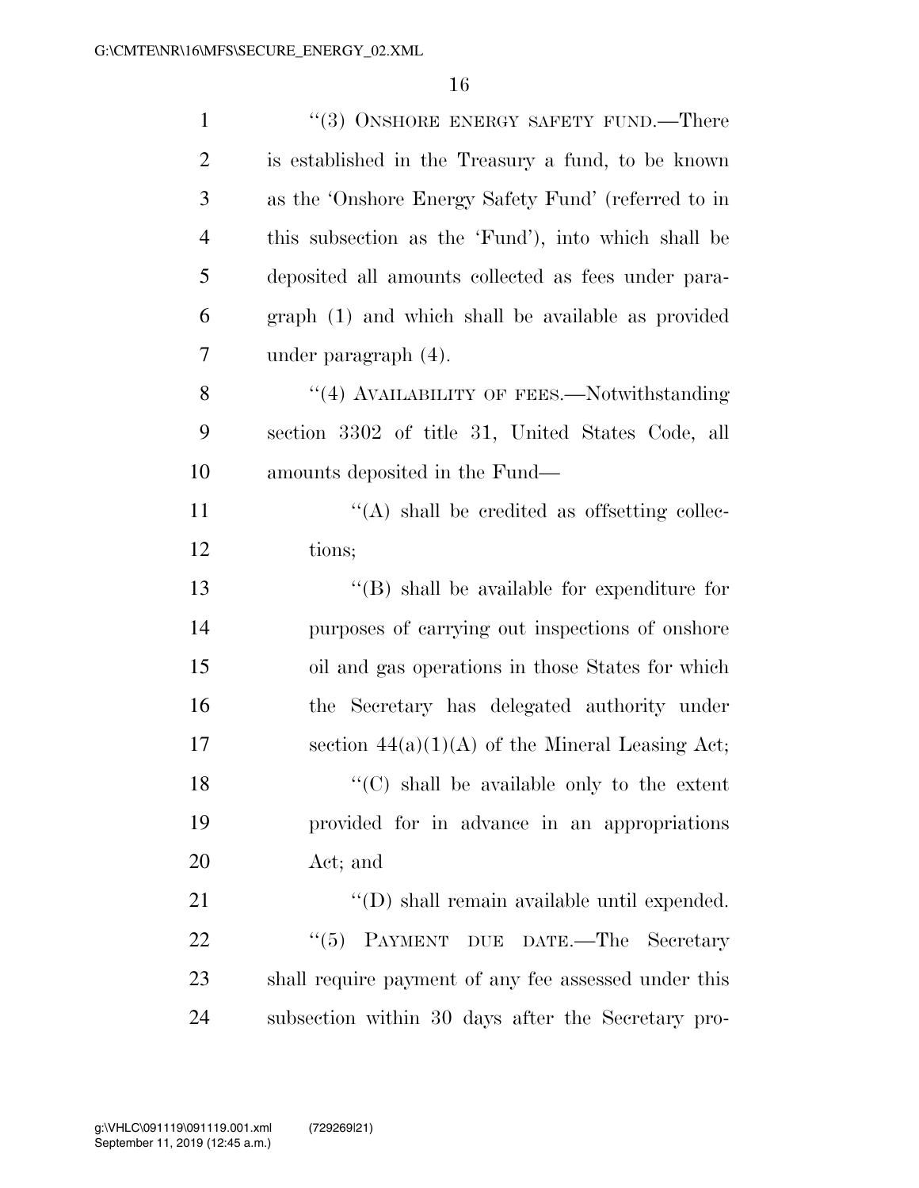"(3) ONSHORE ENERGY SAFETY FUND.—There is established in the Treasury a fund, to be known as the 'Onshore Energy Safety Fund' (referred to in this subsection as the 'Fund'), into which shall be deposited all amounts collected as fees under paragraph (1) and which shall be available as provided under paragraph (4).

"(4) AVAILABILITY OF FEES.—Notwithstanding section 3302 of title 31, United States Code, all amounts deposited in the Fund—

"(A) shall be credited as offsetting collections;

"(B) shall be available for expenditure for purposes of carrying out inspections of onshore oil and gas operations in those States for which the Secretary has delegated authority under section 44(a)(1)(A) of the Mineral Leasing Act;

"(C) shall be available only to the extent provided for in advance in an appropriations Act; and

"(D) shall remain available until expended.

"(5) PAYMENT DUE DATE.—The Secretary shall require payment of any fee assessed under this subsection within 30 days after the Secretary pro-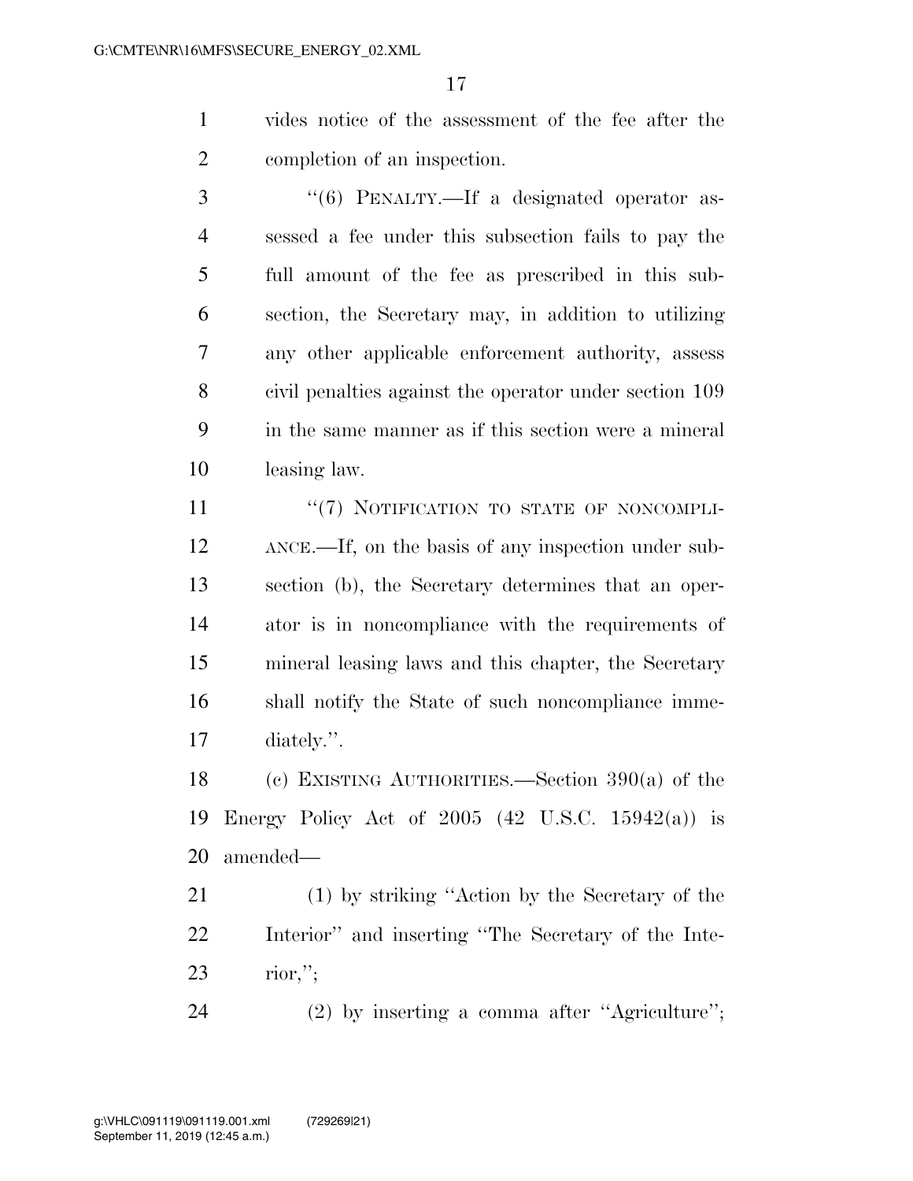vides notice of the assessment of the fee after the completion of an inspection.

''(6) PENALTY.—If a designated operator assessed a fee under this subsection fails to pay the full amount of the fee as prescribed in this subsection, the Secretary may, in addition to utilizing any other applicable enforcement authority, assess civil penalties against the operator under section 109 in the same manner as if this section were a mineral leasing law.

''(7) NOTIFICATION TO STATE OF NONCOMPLIANCE.—If, on the basis of any inspection under subsection (b), the Secretary determines that an operator is in noncompliance with the requirements of mineral leasing laws and this chapter, the Secretary shall notify the State of such noncompliance immediately.''.

(c) EXISTING AUTHORITIES.—Section 390(a) of the Energy Policy Act of 2005 (42 U.S.C. 15942(a)) is amended—

(1) by striking ''Action by the Secretary of the Interior'' and inserting ''The Secretary of the Interior,'';

(2) by inserting a comma after ''Agriculture'';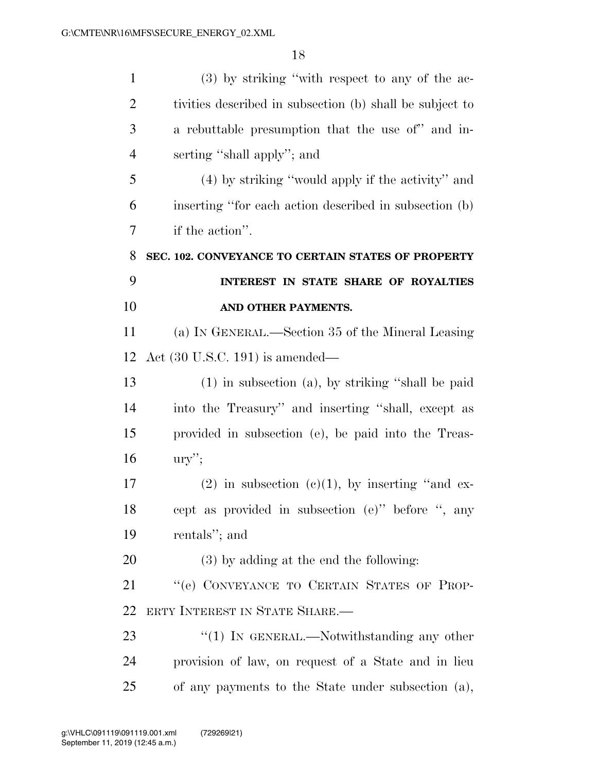(3) by striking "with respect to any of the activities described in subsection (b) shall be subject to a rebuttable presumption that the use of" and inserting "shall apply"; and

(4) by striking "would apply if the activity" and inserting "for each action described in subsection (b) if the action".

**SEC. 102. CONVEYANCE TO CERTAIN STATES OF PROPERTY INTEREST IN STATE SHARE OF ROYALTIES AND OTHER PAYMENTS.**

(a) IN GENERAL.—Section 35 of the Mineral Leasing Act (30 U.S.C. 191) is amended—

(1) in subsection (a), by striking "shall be paid into the Treasury" and inserting "shall, except as provided in subsection (e), be paid into the Treasury";

(2) in subsection (c)(1), by inserting "and except as provided in subsection (e)" before ", any rentals"; and

(3) by adding at the end the following:

"(e) CONVEYANCE TO CERTAIN STATES OF PROPERTY INTEREST IN STATE SHARE.—

"(1) IN GENERAL.—Notwithstanding any other provision of law, on request of a State and in lieu of any payments to the State under subsection (a),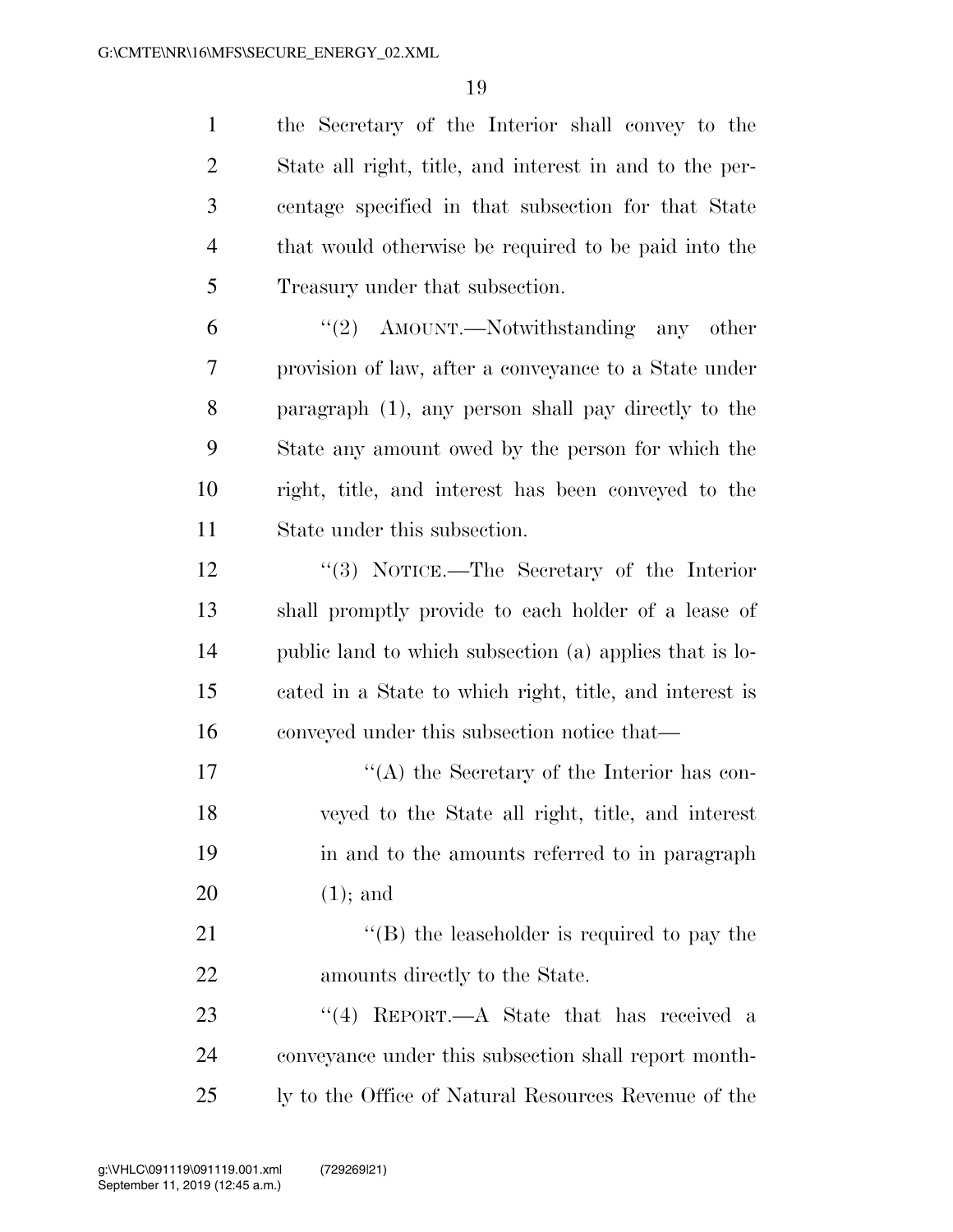the Secretary of the Interior shall convey to the State all right, title, and interest in and to the percentage specified in that subsection for that State that would otherwise be required to be paid into the Treasury under that subsection.

''(2) AMOUNT.—Notwithstanding any other provision of law, after a conveyance to a State under paragraph (1), any person shall pay directly to the State any amount owed by the person for which the right, title, and interest has been conveyed to the State under this subsection.

''(3) NOTICE.—The Secretary of the Interior shall promptly provide to each holder of a lease of public land to which subsection (a) applies that is located in a State to which right, title, and interest is conveyed under this subsection notice that—

''(A) the Secretary of the Interior has conveyed to the State all right, title, and interest in and to the amounts referred to in paragraph (1); and

''(B) the leaseholder is required to pay the amounts directly to the State.

''(4) REPORT.—A State that has received a conveyance under this subsection shall report monthly to the Office of Natural Resources Revenue of the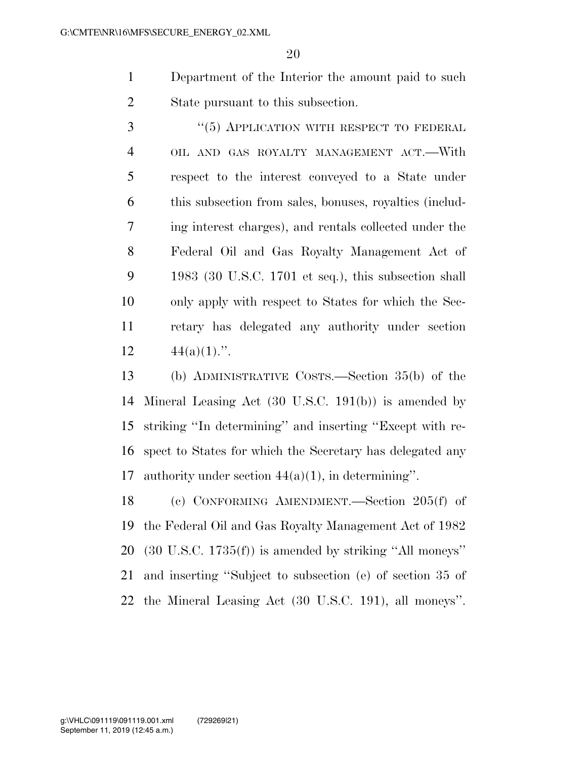Department of the Interior the amount paid to such State pursuant to this subsection.

"(5) APPLICATION WITH RESPECT TO FEDERAL OIL AND GAS ROYALTY MANAGEMENT ACT.—With respect to the interest conveyed to a State under this subsection from sales, bonuses, royalties (including interest charges), and rentals collected under the Federal Oil and Gas Royalty Management Act of 1983 (30 U.S.C. 1701 et seq.), this subsection shall only apply with respect to States for which the Secretary has delegated any authority under section 44(a)(1).".

(b) ADMINISTRATIVE COSTS.—Section 35(b) of the Mineral Leasing Act (30 U.S.C. 191(b)) is amended by striking "In determining" and inserting "Except with respect to States for which the Secretary has delegated any authority under section 44(a)(1), in determining".

(c) CONFORMING AMENDMENT.—Section 205(f) of the Federal Oil and Gas Royalty Management Act of 1982 (30 U.S.C. 1735(f)) is amended by striking "All moneys" and inserting "Subject to subsection (e) of section 35 of the Mineral Leasing Act (30 U.S.C. 191), all moneys".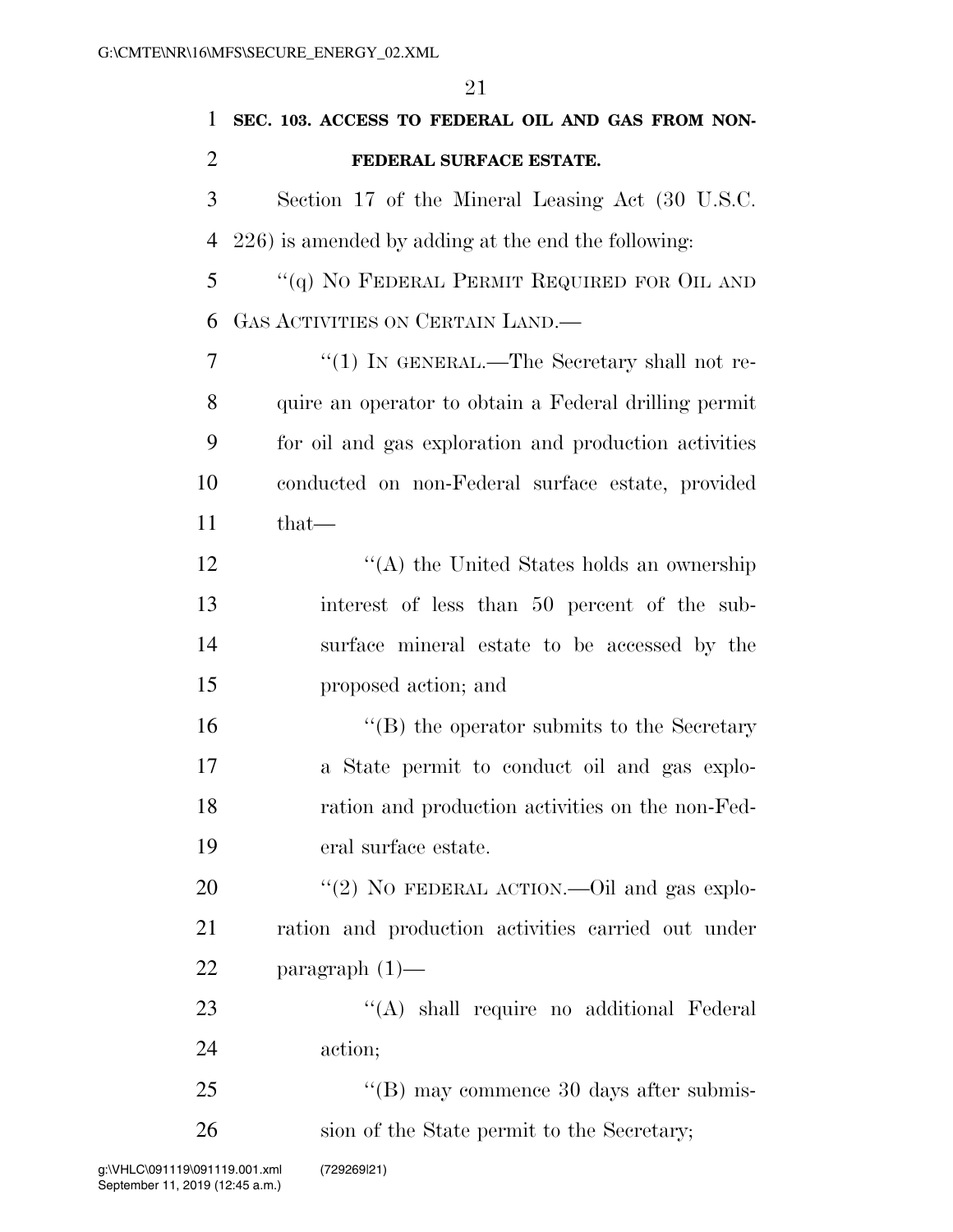**SEC. 103. ACCESS TO FEDERAL OIL AND GAS FROM NON-FEDERAL SURFACE ESTATE.**

Section 17 of the Mineral Leasing Act (30 U.S.C. 226) is amended by adding at the end the following:

"(q) NO FEDERAL PERMIT REQUIRED FOR OIL AND GAS ACTIVITIES ON CERTAIN LAND.—

"(1) IN GENERAL.—The Secretary shall not require an operator to obtain a Federal drilling permit for oil and gas exploration and production activities conducted on non-Federal surface estate, provided that—

"(A) the United States holds an ownership interest of less than 50 percent of the subsurface mineral estate to be accessed by the proposed action; and

"(B) the operator submits to the Secretary a State permit to conduct oil and gas exploration and production activities on the non-Federal surface estate.

"(2) NO FEDERAL ACTION.—Oil and gas exploration and production activities carried out under paragraph (1)—

"(A) shall require no additional Federal action;

"(B) may commence 30 days after submission of the State permit to the Secretary;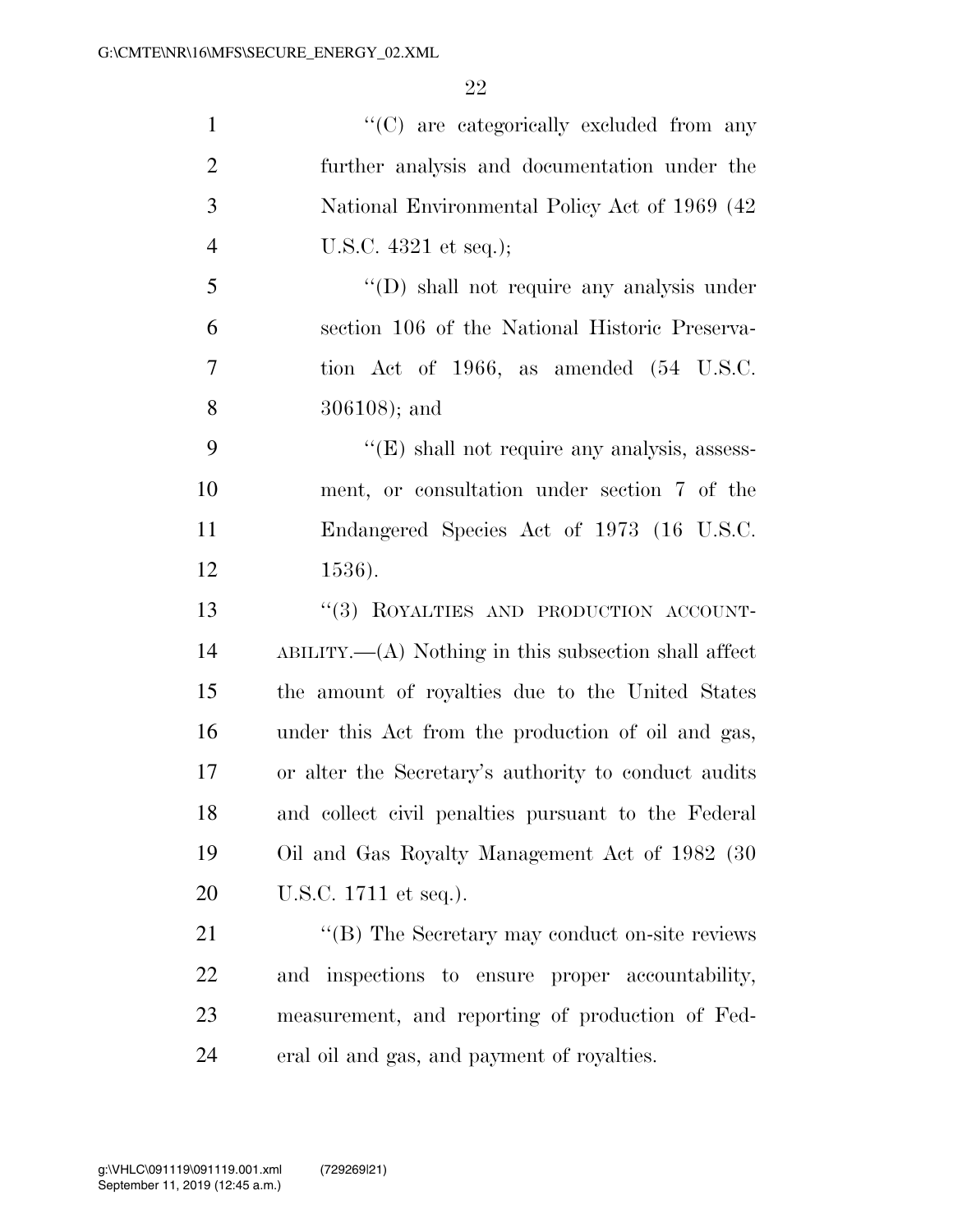''(C) are categorically excluded from any further analysis and documentation under the National Environmental Policy Act of 1969 (42 U.S.C. 4321 et seq.);

''(D) shall not require any analysis under section 106 of the National Historic Preservation Act of 1966, as amended (54 U.S.C. 306108); and

''(E) shall not require any analysis, assessment, or consultation under section 7 of the Endangered Species Act of 1973 (16 U.S.C. 1536).

''(3) ROYALTIES AND PRODUCTION ACCOUNTABILITY.—(A) Nothing in this subsection shall affect the amount of royalties due to the United States under this Act from the production of oil and gas, or alter the Secretary's authority to conduct audits and collect civil penalties pursuant to the Federal Oil and Gas Royalty Management Act of 1982 (30 U.S.C. 1711 et seq.).

''(B) The Secretary may conduct on-site reviews and inspections to ensure proper accountability, measurement, and reporting of production of Federal oil and gas, and payment of royalties.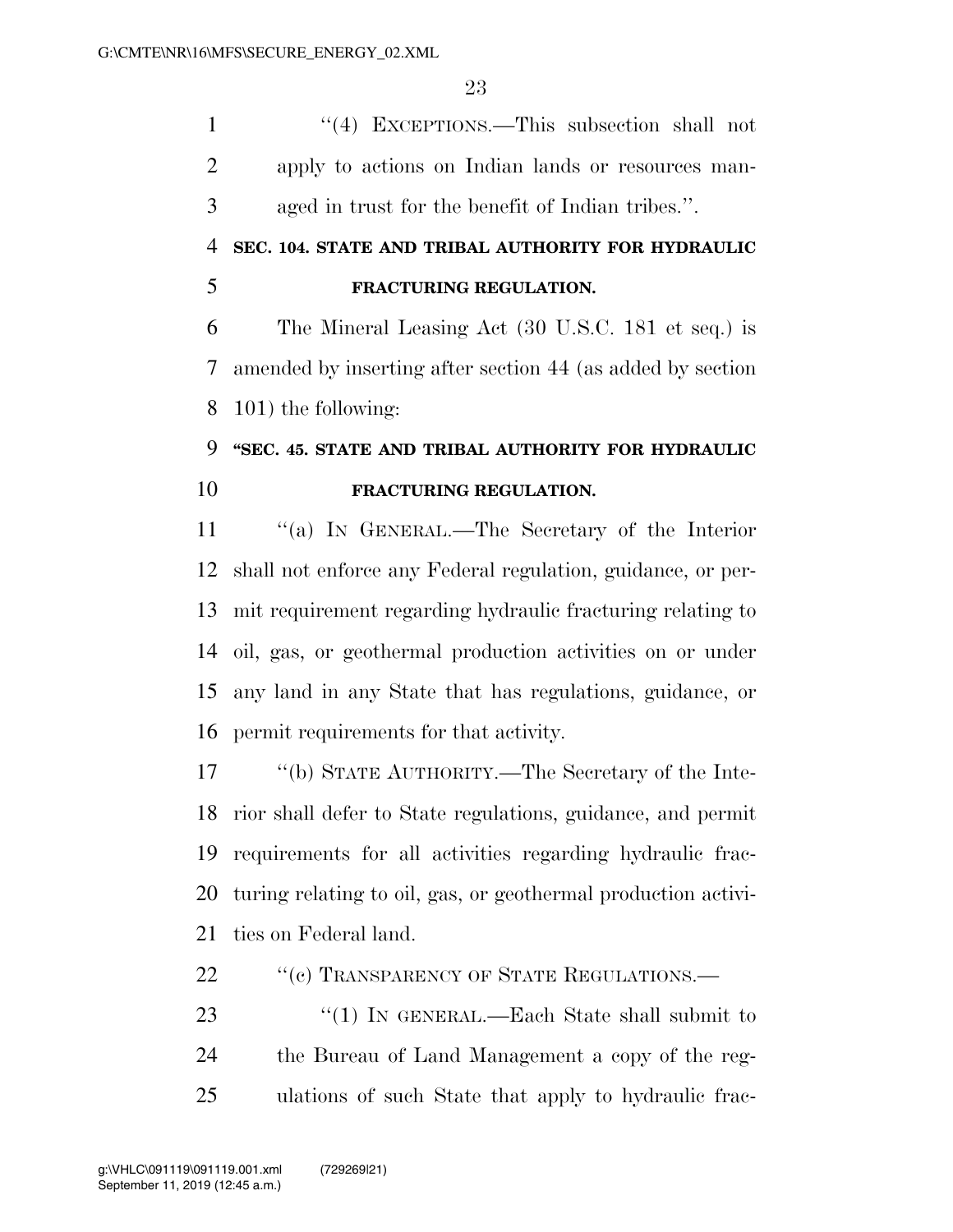"(4) EXCEPTIONS.—This subsection shall not apply to actions on Indian lands or resources managed in trust for the benefit of Indian tribes.".

**SEC. 104. STATE AND TRIBAL AUTHORITY FOR HYDRAULIC FRACTURING REGULATION.**

The Mineral Leasing Act (30 U.S.C. 181 et seq.) is amended by inserting after section 44 (as added by section 101) the following:

**"SEC. 45. STATE AND TRIBAL AUTHORITY FOR HYDRAULIC FRACTURING REGULATION.**

"(a) IN GENERAL.—The Secretary of the Interior shall not enforce any Federal regulation, guidance, or permit requirement regarding hydraulic fracturing relating to oil, gas, or geothermal production activities on or under any land in any State that has regulations, guidance, or permit requirements for that activity.

"(b) STATE AUTHORITY.—The Secretary of the Interior shall defer to State regulations, guidance, and permit requirements for all activities regarding hydraulic fracturing relating to oil, gas, or geothermal production activities on Federal land.

"(c) TRANSPARENCY OF STATE REGULATIONS.—

"(1) IN GENERAL.—Each State shall submit to the Bureau of Land Management a copy of the regulations of such State that apply to hydraulic frac-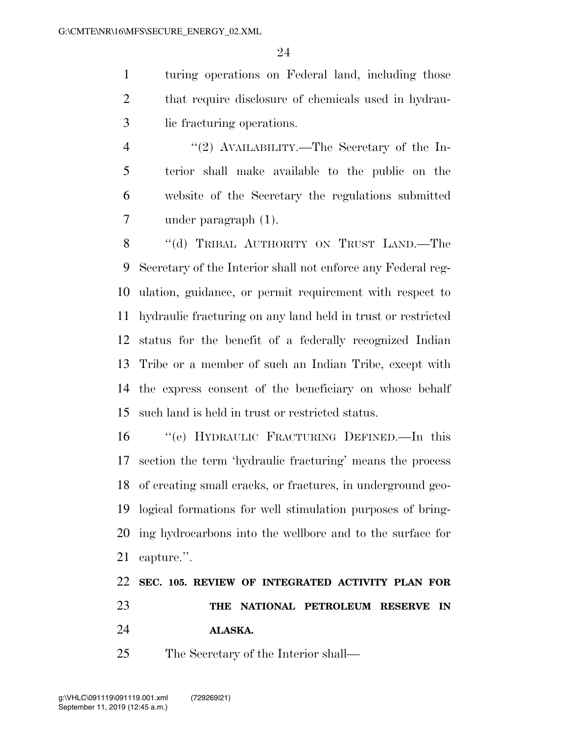turing operations on Federal land, including those that require disclosure of chemicals used in hydraulic fracturing operations.

"(2) AVAILABILITY.—The Secretary of the Interior shall make available to the public on the website of the Secretary the regulations submitted under paragraph (1).

"(d) TRIBAL AUTHORITY ON TRUST LAND.—The Secretary of the Interior shall not enforce any Federal regulation, guidance, or permit requirement with respect to hydraulic fracturing on any land held in trust or restricted status for the benefit of a federally recognized Indian Tribe or a member of such an Indian Tribe, except with the express consent of the beneficiary on whose behalf such land is held in trust or restricted status.

"(e) HYDRAULIC FRACTURING DEFINED.—In this section the term 'hydraulic fracturing' means the process of creating small cracks, or fractures, in underground geological formations for well stimulation purposes of bringing hydrocarbons into the wellbore and to the surface for capture.".

**SEC. 105. REVIEW OF INTEGRATED ACTIVITY PLAN FOR THE NATIONAL PETROLEUM RESERVE IN ALASKA.**

The Secretary of the Interior shall—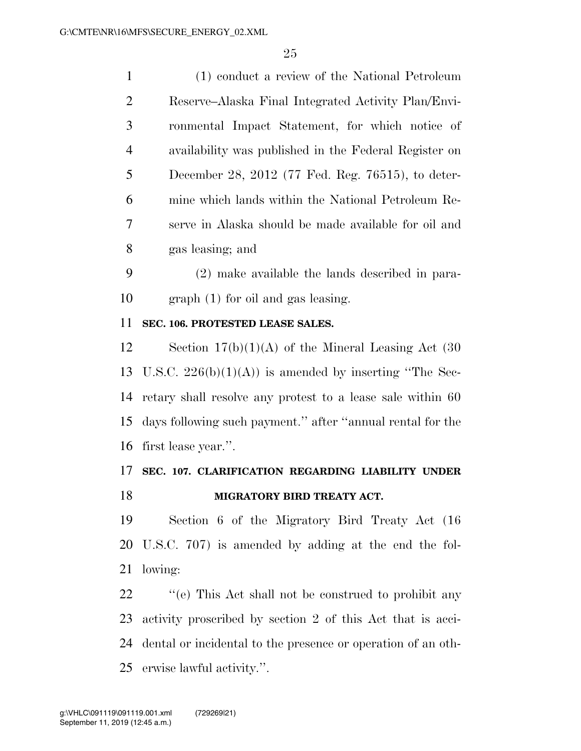(1) conduct a review of the National Petroleum Reserve–Alaska Final Integrated Activity Plan/Environmental Impact Statement, for which notice of availability was published in the Federal Register on December 28, 2012 (77 Fed. Reg. 76515), to determine which lands within the National Petroleum Reserve in Alaska should be made available for oil and gas leasing; and

(2) make available the lands described in paragraph (1) for oil and gas leasing.

**SEC. 106. PROTESTED LEASE SALES.**

Section 17(b)(1)(A) of the Mineral Leasing Act (30 U.S.C. 226(b)(1)(A)) is amended by inserting ''The Secretary shall resolve any protest to a lease sale within 60 days following such payment.'' after ''annual rental for the first lease year.''.

**SEC. 107. CLARIFICATION REGARDING LIABILITY UNDER MIGRATORY BIRD TREATY ACT.**

Section 6 of the Migratory Bird Treaty Act (16 U.S.C. 707) is amended by adding at the end the following:

''(e) This Act shall not be construed to prohibit any activity proscribed by section 2 of this Act that is accidental or incidental to the presence or operation of an otherwise lawful activity.''.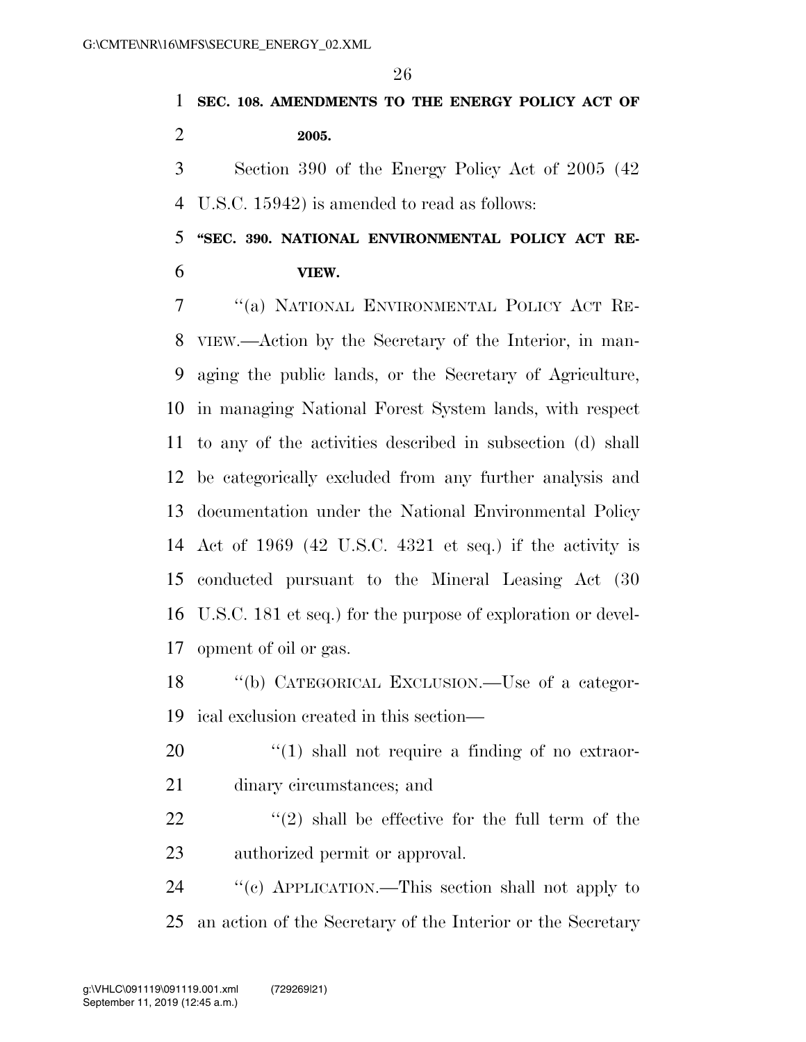**SEC. 108. AMENDMENTS TO THE ENERGY POLICY ACT OF 2005.**

Section 390 of the Energy Policy Act of 2005 (42 U.S.C. 15942) is amended to read as follows:

**"SEC. 390. NATIONAL ENVIRONMENTAL POLICY ACT REVIEW.**

"(a) NATIONAL ENVIRONMENTAL POLICY ACT REVIEW.—Action by the Secretary of the Interior, in managing the public lands, or the Secretary of Agriculture, in managing National Forest System lands, with respect to any of the activities described in subsection (d) shall be categorically excluded from any further analysis and documentation under the National Environmental Policy Act of 1969 (42 U.S.C. 4321 et seq.) if the activity is conducted pursuant to the Mineral Leasing Act (30 U.S.C. 181 et seq.) for the purpose of exploration or development of oil or gas.

"(b) CATEGORICAL EXCLUSION.—Use of a categorical exclusion created in this section—

"(1) shall not require a finding of no extraordinary circumstances; and

"(2) shall be effective for the full term of the authorized permit or approval.

"(c) APPLICATION.—This section shall not apply to an action of the Secretary of the Interior or the Secretary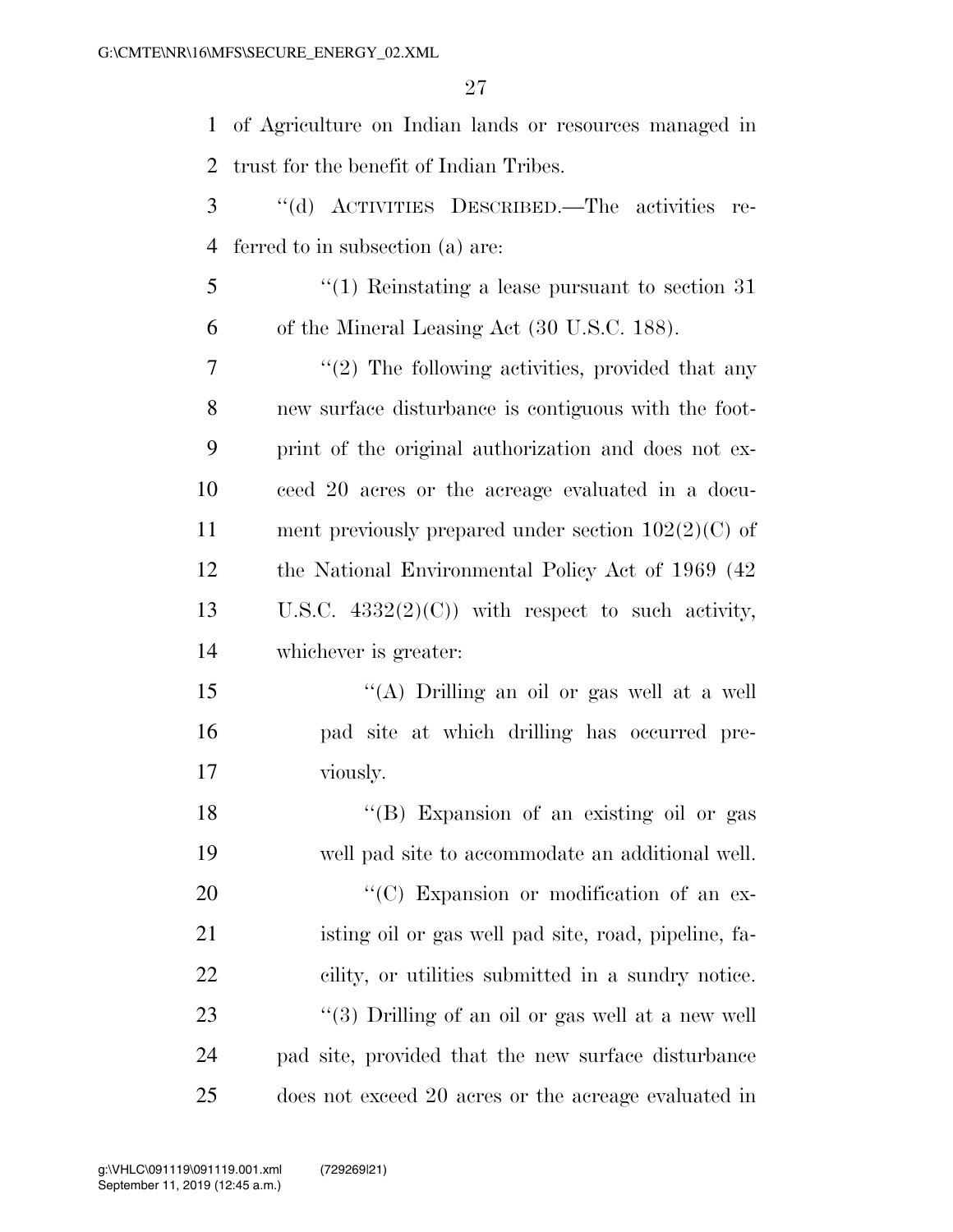of Agriculture on Indian lands or resources managed in trust for the benefit of Indian Tribes.

"(d) ACTIVITIES DESCRIBED.—The activities referred to in subsection (a) are:

"(1) Reinstating a lease pursuant to section 31 of the Mineral Leasing Act (30 U.S.C. 188).

"(2) The following activities, provided that any new surface disturbance is contiguous with the footprint of the original authorization and does not exceed 20 acres or the acreage evaluated in a document previously prepared under section 102(2)(C) of the National Environmental Policy Act of 1969 (42 U.S.C. 4332(2)(C)) with respect to such activity, whichever is greater:

"(A) Drilling an oil or gas well at a well pad site at which drilling has occurred previously.

"(B) Expansion of an existing oil or gas well pad site to accommodate an additional well.

"(C) Expansion or modification of an existing oil or gas well pad site, road, pipeline, facility, or utilities submitted in a sundry notice.

"(3) Drilling of an oil or gas well at a new well pad site, provided that the new surface disturbance does not exceed 20 acres or the acreage evaluated in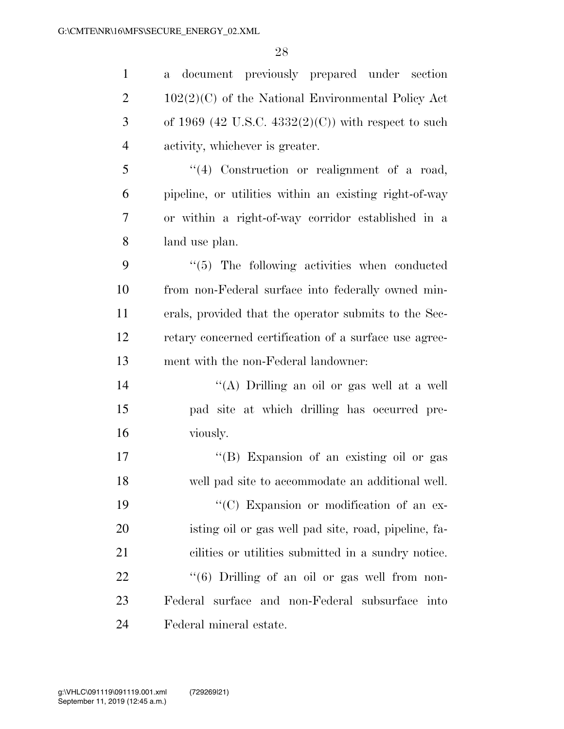a document previously prepared under section 102(2)(C) of the National Environmental Policy Act of 1969 (42 U.S.C. 4332(2)(C)) with respect to such activity, whichever is greater.

''(4) Construction or realignment of a road, pipeline, or utilities within an existing right-of-way or within a right-of-way corridor established in a land use plan.

''(5) The following activities when conducted from non-Federal surface into federally owned minerals, provided that the operator submits to the Secretary concerned certification of a surface use agreement with the non-Federal landowner:

''(A) Drilling an oil or gas well at a well pad site at which drilling has occurred previously.

''(B) Expansion of an existing oil or gas well pad site to accommodate an additional well.

''(C) Expansion or modification of an existing oil or gas well pad site, road, pipeline, facilities or utilities submitted in a sundry notice.

''(6) Drilling of an oil or gas well from non-Federal surface and non-Federal subsurface into Federal mineral estate.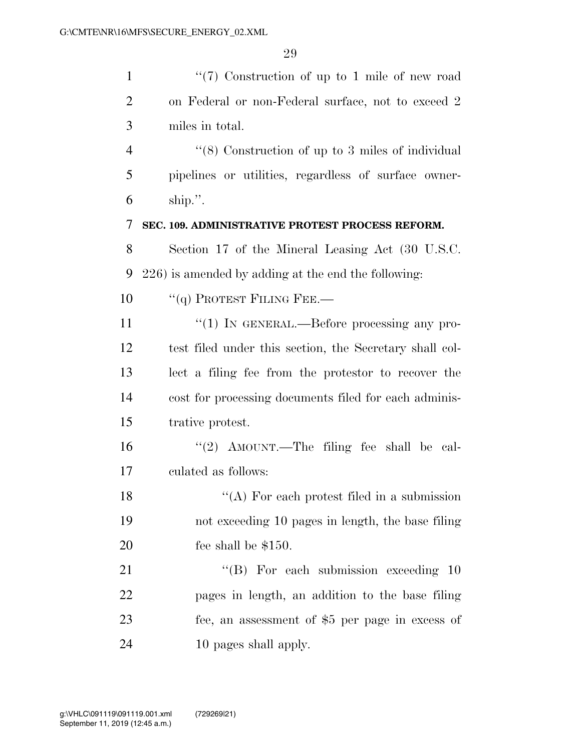"(7) Construction of up to 1 mile of new road on Federal or non-Federal surface, not to exceed 2 miles in total.

"(8) Construction of up to 3 miles of individual pipelines or utilities, regardless of surface ownership.".

**SEC. 109. ADMINISTRATIVE PROTEST PROCESS REFORM.**

Section 17 of the Mineral Leasing Act (30 U.S.C. 226) is amended by adding at the end the following:

"(q) PROTEST FILING FEE.—

"(1) IN GENERAL.—Before processing any protest filed under this section, the Secretary shall collect a filing fee from the protestor to recover the cost for processing documents filed for each administrative protest.

"(2) AMOUNT.—The filing fee shall be calculated as follows:

"(A) For each protest filed in a submission not exceeding 10 pages in length, the base filing fee shall be $150.

"(B) For each submission exceeding 10 pages in length, an addition to the base filing fee, an assessment of $5 per page in excess of 10 pages shall apply.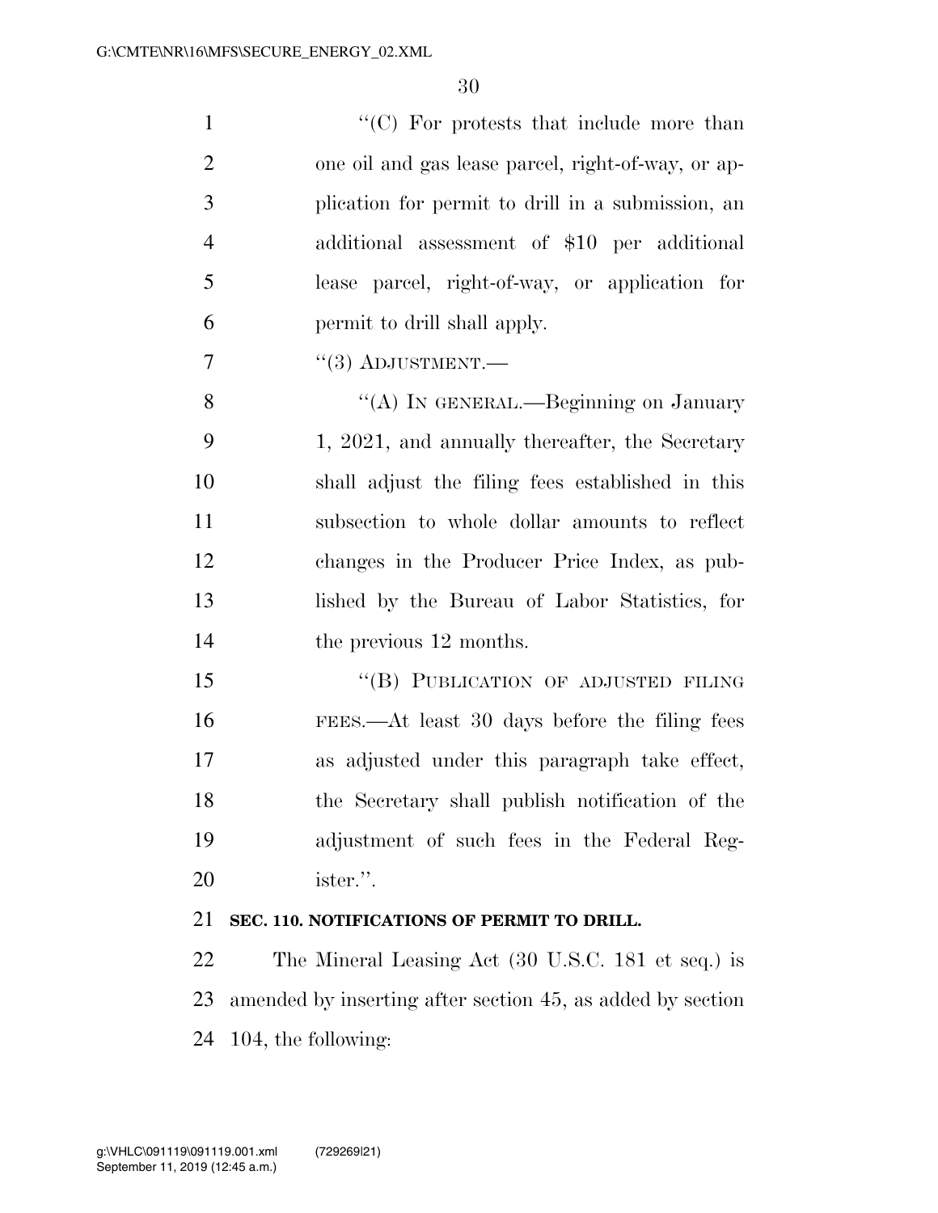"(C) For protests that include more than one oil and gas lease parcel, right-of-way, or application for permit to drill in a submission, an additional assessment of $10 per additional lease parcel, right-of-way, or application for permit to drill shall apply.

"(3) ADJUSTMENT.—

"(A) IN GENERAL.—Beginning on January 1, 2021, and annually thereafter, the Secretary shall adjust the filing fees established in this subsection to whole dollar amounts to reflect changes in the Producer Price Index, as published by the Bureau of Labor Statistics, for the previous 12 months.

"(B) PUBLICATION OF ADJUSTED FILING FEES.—At least 30 days before the filing fees as adjusted under this paragraph take effect, the Secretary shall publish notification of the adjustment of such fees in the Federal Register.".

**SEC. 110. NOTIFICATIONS OF PERMIT TO DRILL.**

The Mineral Leasing Act (30 U.S.C. 181 et seq.) is amended by inserting after section 45, as added by section 104, the following: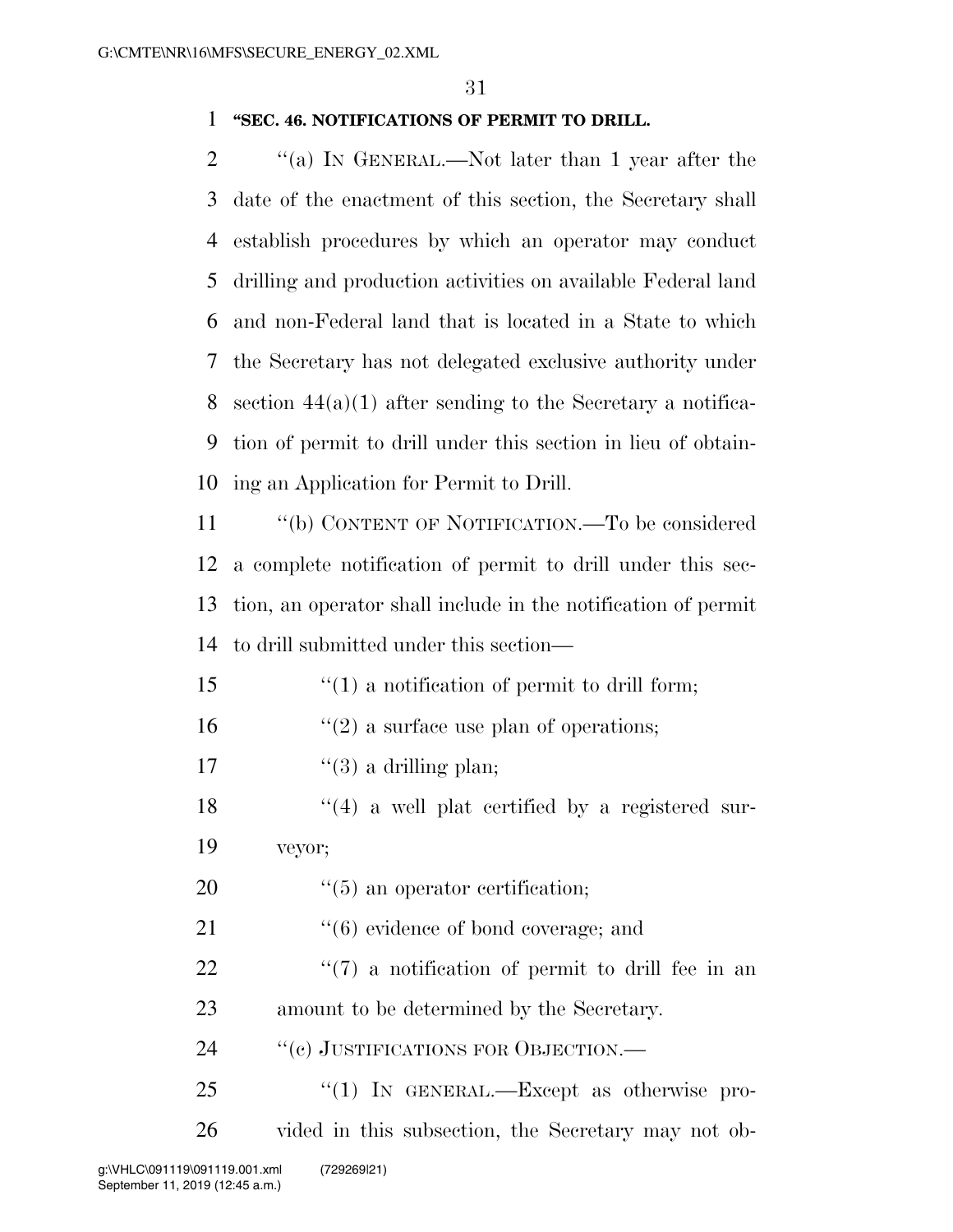**"SEC. 46. NOTIFICATIONS OF PERMIT TO DRILL.**

"(a) IN GENERAL.—Not later than 1 year after the date of the enactment of this section, the Secretary shall establish procedures by which an operator may conduct drilling and production activities on available Federal land and non-Federal land that is located in a State to which the Secretary has not delegated exclusive authority under section 44(a)(1) after sending to the Secretary a notification of permit to drill under this section in lieu of obtaining an Application for Permit to Drill.

"(b) CONTENT OF NOTIFICATION.—To be considered a complete notification of permit to drill under this section, an operator shall include in the notification of permit to drill submitted under this section—

"(1) a notification of permit to drill form;

"(2) a surface use plan of operations;

"(3) a drilling plan;

"(4) a well plat certified by a registered surveyor;

"(5) an operator certification;

"(6) evidence of bond coverage; and

"(7) a notification of permit to drill fee in an amount to be determined by the Secretary.

"(c) JUSTIFICATIONS FOR OBJECTION.—

"(1) IN GENERAL.—Except as otherwise provided in this subsection, the Secretary may not ob-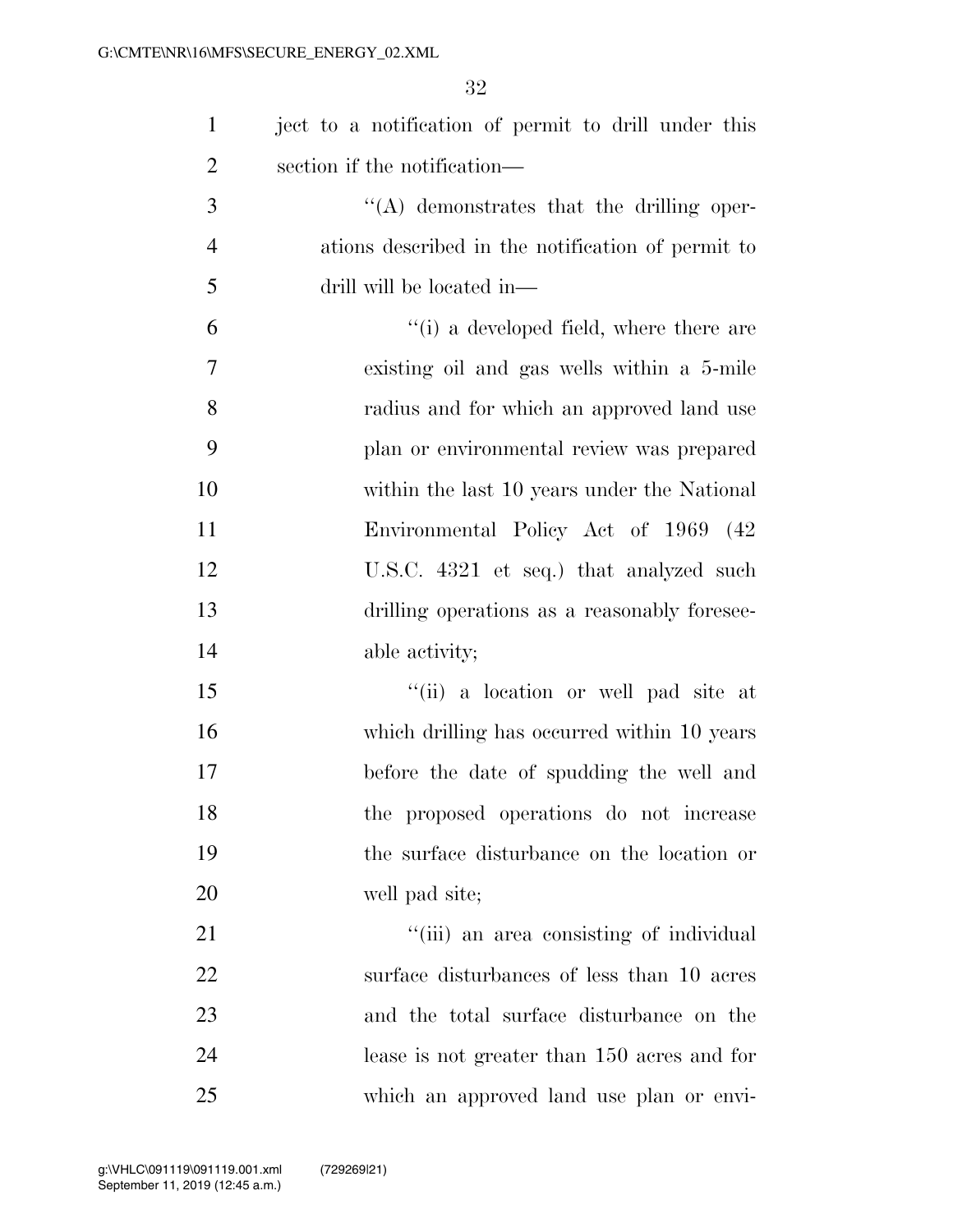ject to a notification of permit to drill under this section if the notification—

''(A) demonstrates that the drilling operations described in the notification of permit to drill will be located in—

''(i) a developed field, where there are existing oil and gas wells within a 5-mile radius and for which an approved land use plan or environmental review was prepared within the last 10 years under the National Environmental Policy Act of 1969 (42 U.S.C. 4321 et seq.) that analyzed such drilling operations as a reasonably foreseeable activity;

''(ii) a location or well pad site at which drilling has occurred within 10 years before the date of spudding the well and the proposed operations do not increase the surface disturbance on the location or well pad site;

''(iii) an area consisting of individual surface disturbances of less than 10 acres and the total surface disturbance on the lease is not greater than 150 acres and for which an approved land use plan or envi-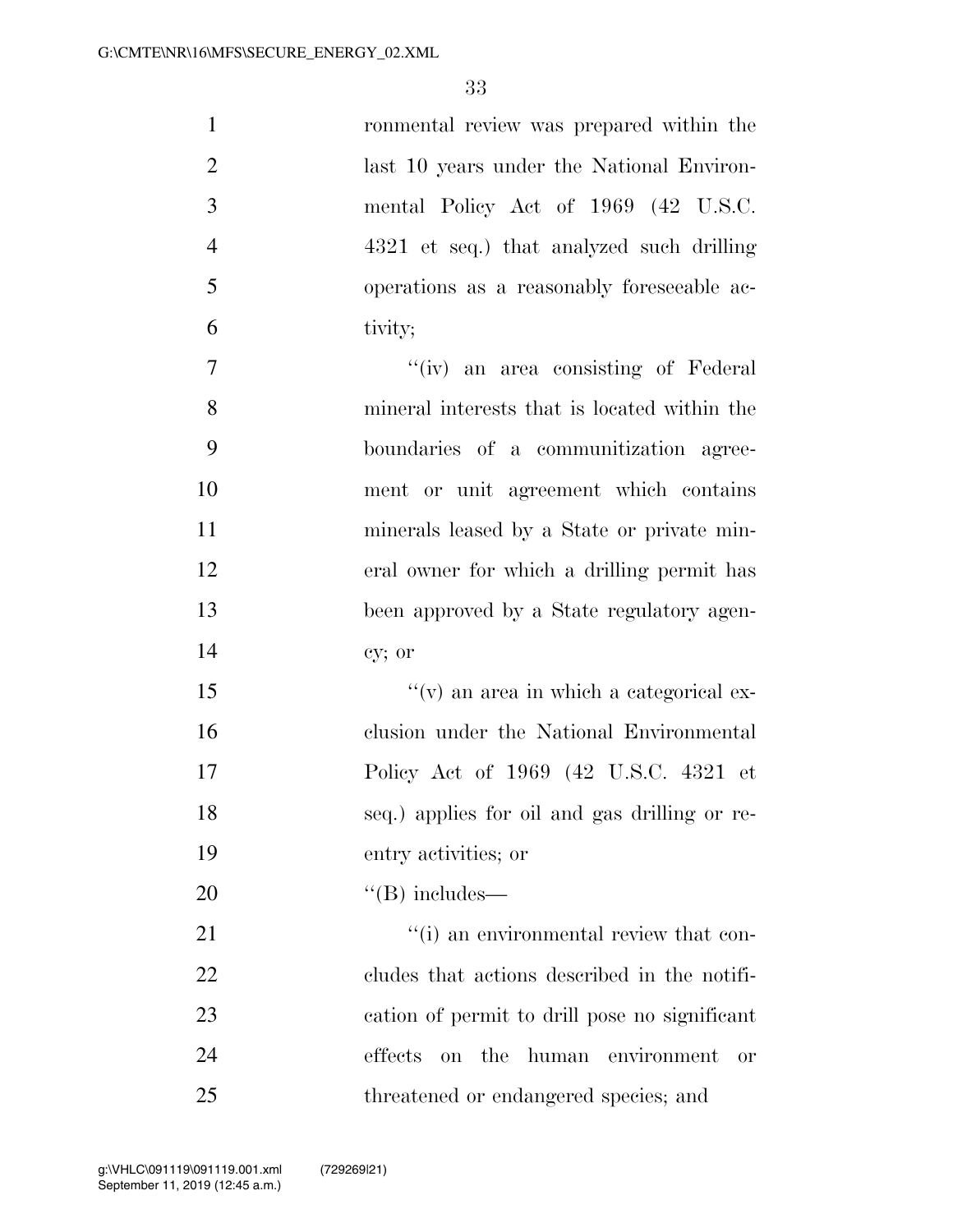ronmental review was prepared within the last 10 years under the National Environmental Policy Act of 1969 (42 U.S.C. 4321 et seq.) that analyzed such drilling operations as a reasonably foreseeable activity;

''(iv) an area consisting of Federal mineral interests that is located within the boundaries of a communitization agreement or unit agreement which contains minerals leased by a State or private mineral owner for which a drilling permit has been approved by a State regulatory agency; or

''(v) an area in which a categorical exclusion under the National Environmental Policy Act of 1969 (42 U.S.C. 4321 et seq.) applies for oil and gas drilling or reentry activities; or

''(B) includes—

''(i) an environmental review that concludes that actions described in the notification of permit to drill pose no significant effects on the human environment or threatened or endangered species; and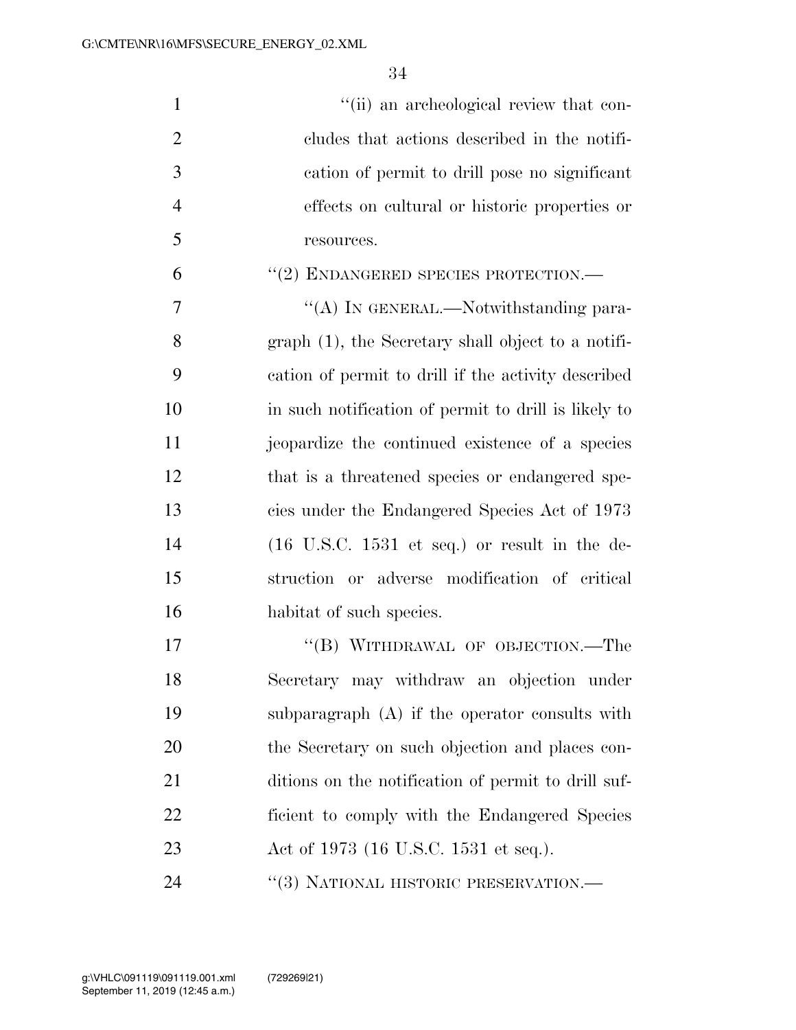"(ii) an archeological review that concludes that actions described in the notification of permit to drill pose no significant effects on cultural or historic properties or resources.

"(2) ENDANGERED SPECIES PROTECTION.—

"(A) IN GENERAL.—Notwithstanding paragraph (1), the Secretary shall object to a notification of permit to drill if the activity described in such notification of permit to drill is likely to jeopardize the continued existence of a species that is a threatened species or endangered species under the Endangered Species Act of 1973 (16 U.S.C. 1531 et seq.) or result in the destruction or adverse modification of critical habitat of such species.

"(B) WITHDRAWAL OF OBJECTION.—The Secretary may withdraw an objection under subparagraph (A) if the operator consults with the Secretary on such objection and places conditions on the notification of permit to drill sufficient to comply with the Endangered Species Act of 1973 (16 U.S.C. 1531 et seq.).

"(3) NATIONAL HISTORIC PRESERVATION.—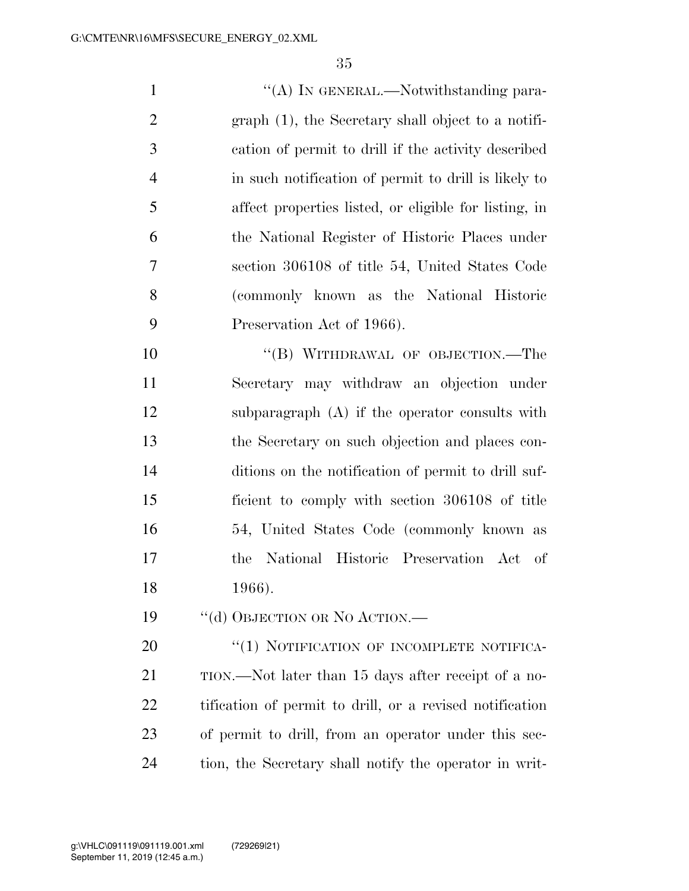''(A) IN GENERAL.—Notwithstanding paragraph (1), the Secretary shall object to a notification of permit to drill if the activity described in such notification of permit to drill is likely to affect properties listed, or eligible for listing, in the National Register of Historic Places under section 306108 of title 54, United States Code (commonly known as the National Historic Preservation Act of 1966).

''(B) WITHDRAWAL OF OBJECTION.—The Secretary may withdraw an objection under subparagraph (A) if the operator consults with the Secretary on such objection and places conditions on the notification of permit to drill sufficient to comply with section 306108 of title 54, United States Code (commonly known as the National Historic Preservation Act of 1966).

''(d) OBJECTION OR NO ACTION.—

''(1) NOTIFICATION OF INCOMPLETE NOTIFICATION.—Not later than 15 days after receipt of a notification of permit to drill, or a revised notification of permit to drill, from an operator under this section, the Secretary shall notify the operator in writ-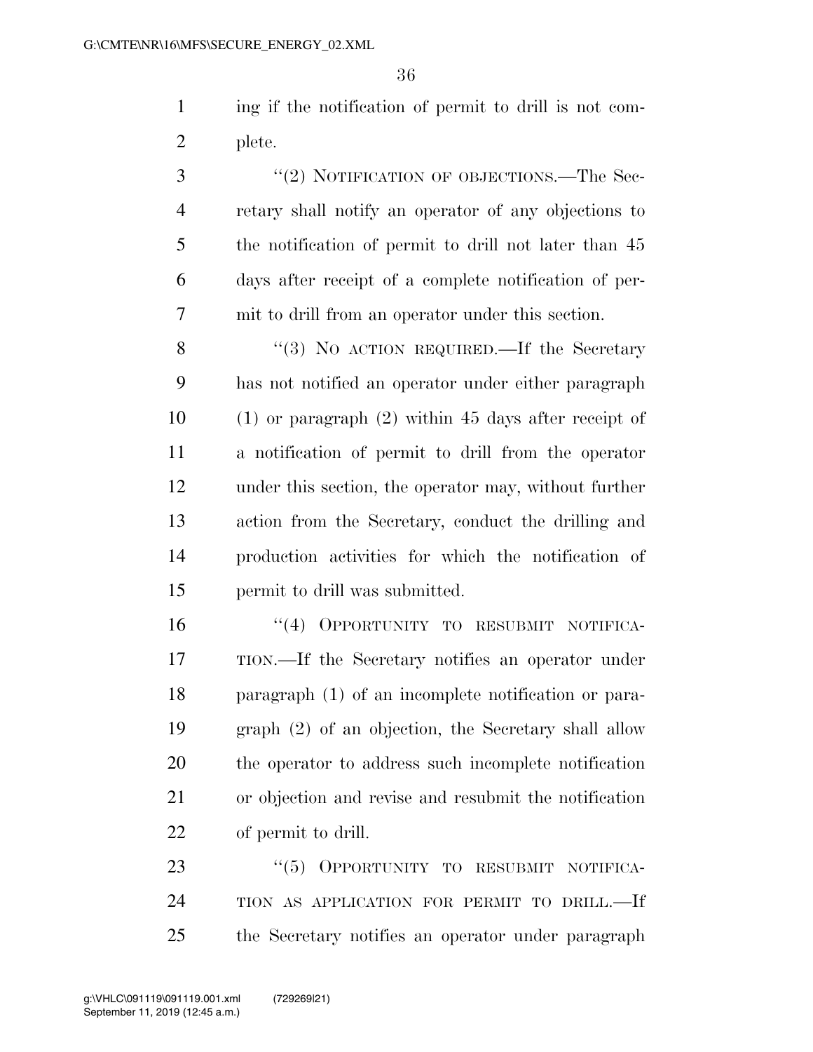ing if the notification of permit to drill is not complete.

"(2) NOTIFICATION OF OBJECTIONS.—The Secretary shall notify an operator of any objections to the notification of permit to drill not later than 45 days after receipt of a complete notification of permit to drill from an operator under this section.

"(3) NO ACTION REQUIRED.—If the Secretary has not notified an operator under either paragraph (1) or paragraph (2) within 45 days after receipt of a notification of permit to drill from the operator under this section, the operator may, without further action from the Secretary, conduct the drilling and production activities for which the notification of permit to drill was submitted.

"(4) OPPORTUNITY TO RESUBMIT NOTIFICATION.—If the Secretary notifies an operator under paragraph (1) of an incomplete notification or paragraph (2) of an objection, the Secretary shall allow the operator to address such incomplete notification or objection and revise and resubmit the notification of permit to drill.

"(5) OPPORTUNITY TO RESUBMIT NOTIFICATION AS APPLICATION FOR PERMIT TO DRILL.—If the Secretary notifies an operator under paragraph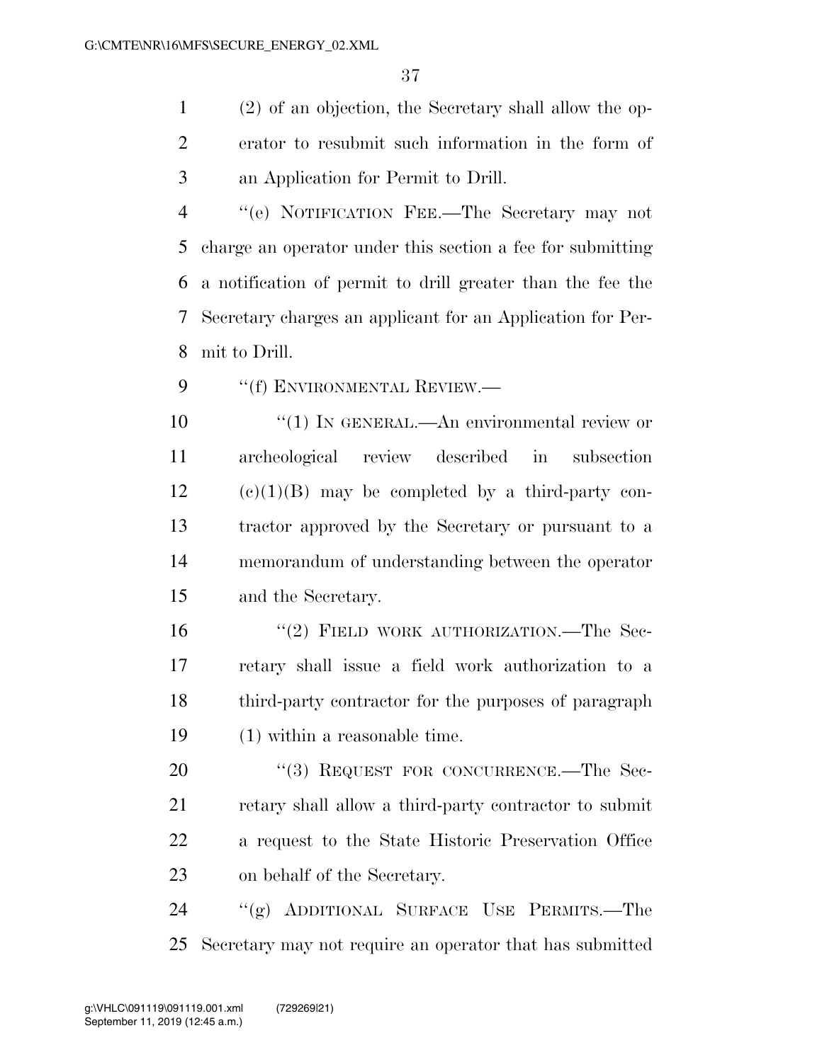(2) of an objection, the Secretary shall allow the operator to resubmit such information in the form of an Application for Permit to Drill.

"(e) NOTIFICATION FEE.—The Secretary may not charge an operator under this section a fee for submitting a notification of permit to drill greater than the fee the Secretary charges an applicant for an Application for Permit to Drill.

"(f) ENVIRONMENTAL REVIEW.—

"(1) IN GENERAL.—An environmental review or archeological review described in subsection (c)(1)(B) may be completed by a third-party contractor approved by the Secretary or pursuant to a memorandum of understanding between the operator and the Secretary.

"(2) FIELD WORK AUTHORIZATION.—The Secretary shall issue a field work authorization to a third-party contractor for the purposes of paragraph (1) within a reasonable time.

"(3) REQUEST FOR CONCURRENCE.—The Secretary shall allow a third-party contractor to submit a request to the State Historic Preservation Office on behalf of the Secretary.

"(g) ADDITIONAL SURFACE USE PERMITS.—The Secretary may not require an operator that has submitted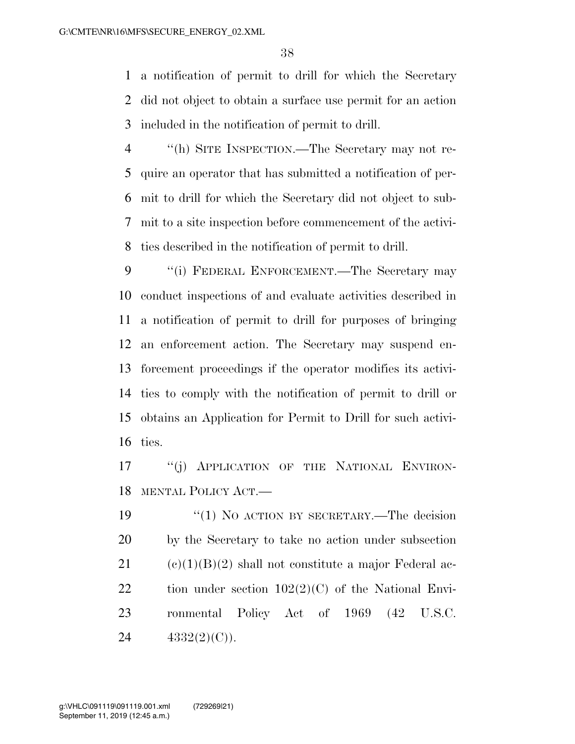a notification of permit to drill for which the Secretary did not object to obtain a surface use permit for an action included in the notification of permit to drill.

"(h) SITE INSPECTION.—The Secretary may not require an operator that has submitted a notification of permit to drill for which the Secretary did not object to submit to a site inspection before commencement of the activities described in the notification of permit to drill.

"(i) FEDERAL ENFORCEMENT.—The Secretary may conduct inspections of and evaluate activities described in a notification of permit to drill for purposes of bringing an enforcement action. The Secretary may suspend enforcement proceedings if the operator modifies its activities to comply with the notification of permit to drill or obtains an Application for Permit to Drill for such activities.

"(j) APPLICATION OF THE NATIONAL ENVIRONMENTAL POLICY ACT.—

"(1) NO ACTION BY SECRETARY.—The decision by the Secretary to take no action under subsection (c)(1)(B)(2) shall not constitute a major Federal action under section 102(2)(C) of the National Environmental Policy Act of 1969 (42 U.S.C. 4332(2)(C)).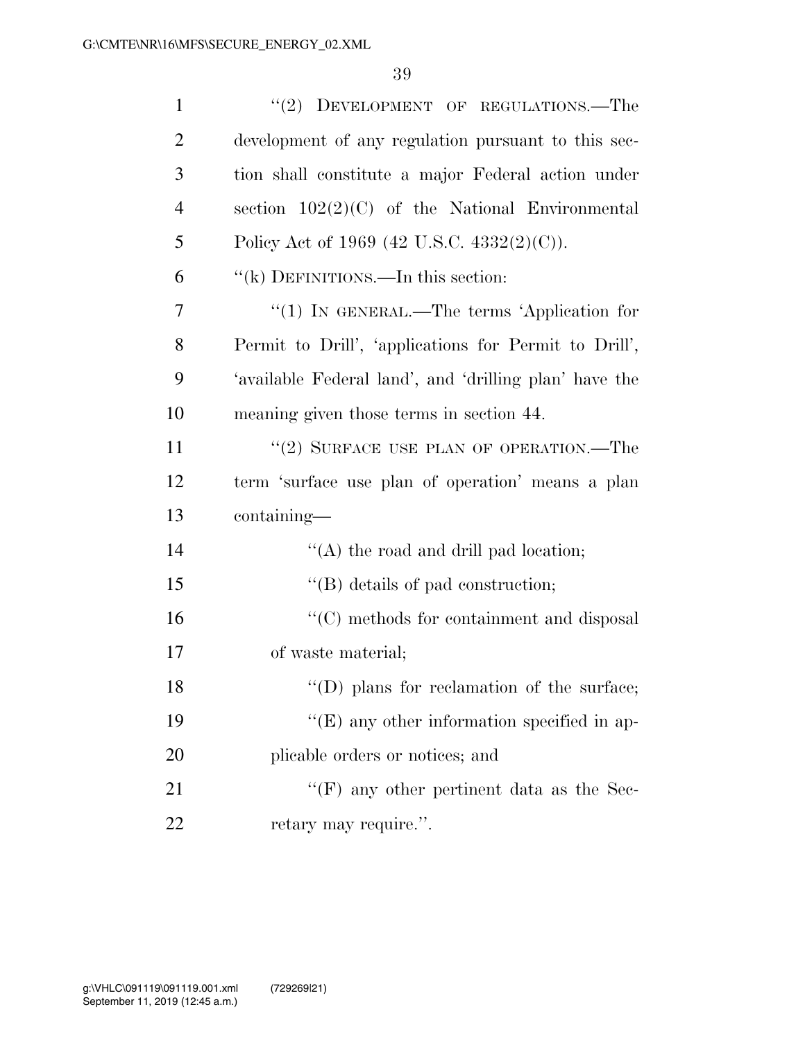"(2) DEVELOPMENT OF REGULATIONS.—The development of any regulation pursuant to this section shall constitute a major Federal action under section 102(2)(C) of the National Environmental Policy Act of 1969 (42 U.S.C. 4332(2)(C)).

"(k) DEFINITIONS.—In this section:

"(1) IN GENERAL.—The terms 'Application for Permit to Drill', 'applications for Permit to Drill', 'available Federal land', and 'drilling plan' have the meaning given those terms in section 44.

"(2) SURFACE USE PLAN OF OPERATION.—The term 'surface use plan of operation' means a plan containing—

"(A) the road and drill pad location;

"(B) details of pad construction;

"(C) methods for containment and disposal of waste material;

"(D) plans for reclamation of the surface;

"(E) any other information specified in applicable orders or notices; and

"(F) any other pertinent data as the Secretary may require.".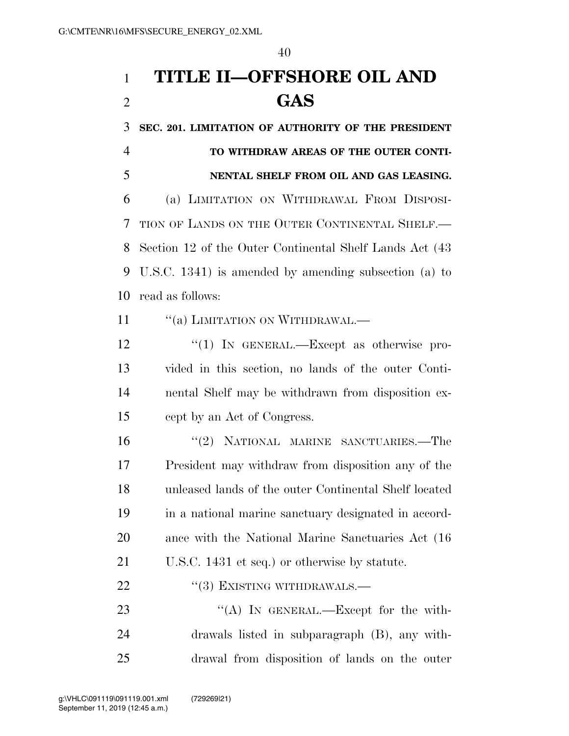# TITLE II—OFFSHORE OIL AND GAS

**SEC. 201. LIMITATION OF AUTHORITY OF THE PRESIDENT TO WITHDRAW AREAS OF THE OUTER CONTINENTAL SHELF FROM OIL AND GAS LEASING.**

(a) LIMITATION ON WITHDRAWAL FROM DISPOSITION OF LANDS ON THE OUTER CONTINENTAL SHELF.—Section 12 of the Outer Continental Shelf Lands Act (43 U.S.C. 1341) is amended by amending subsection (a) to read as follows:

"(a) LIMITATION ON WITHDRAWAL.—

"(1) IN GENERAL.—Except as otherwise provided in this section, no lands of the outer Continental Shelf may be withdrawn from disposition except by an Act of Congress.

"(2) NATIONAL MARINE SANCTUARIES.—The President may withdraw from disposition any of the unleased lands of the outer Continental Shelf located in a national marine sanctuary designated in accordance with the National Marine Sanctuaries Act (16 U.S.C. 1431 et seq.) or otherwise by statute.

"(3) EXISTING WITHDRAWALS.—

"(A) IN GENERAL.—Except for the withdrawals listed in subparagraph (B), any withdrawal from disposition of lands on the outer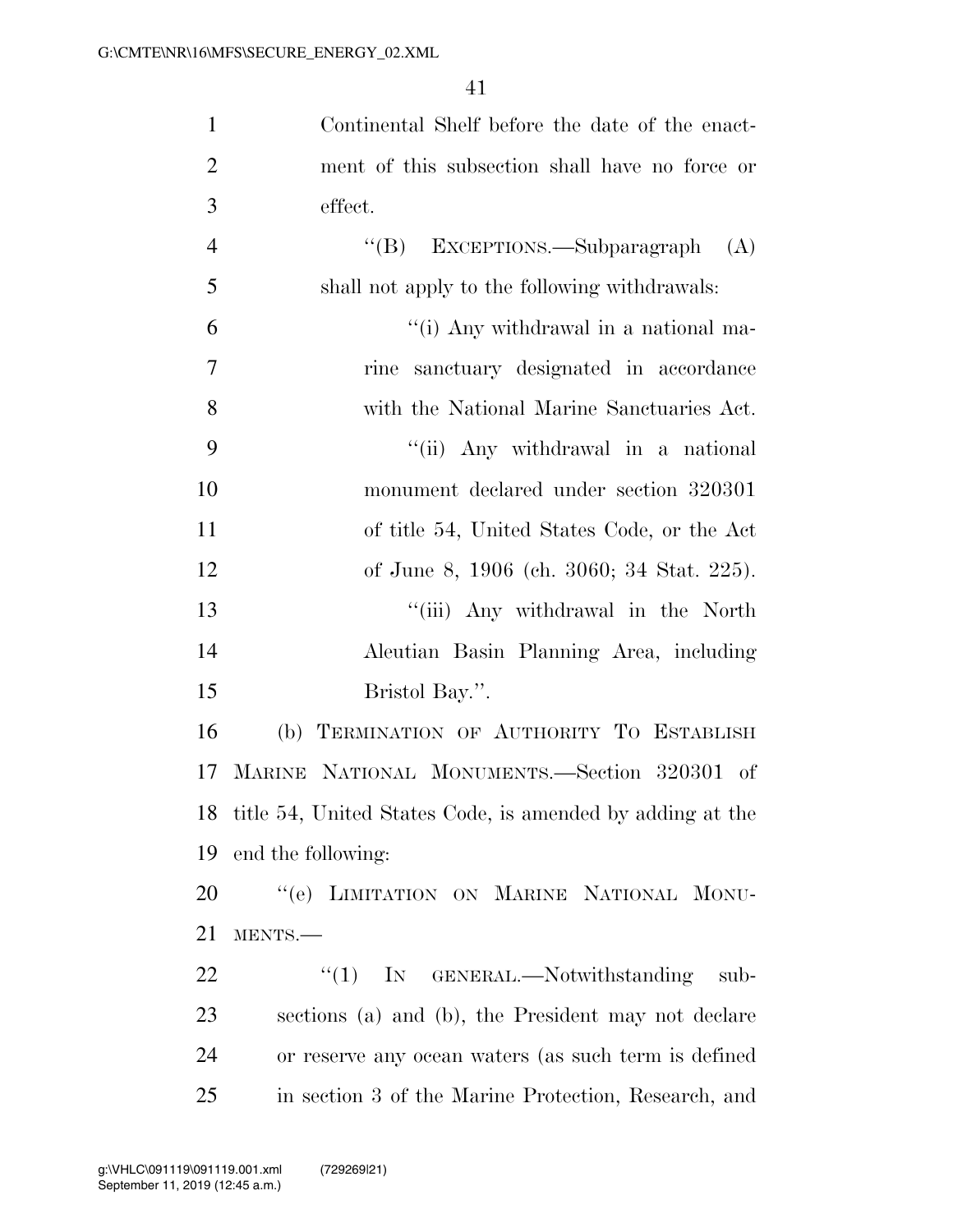Continental Shelf before the date of the enactment of this subsection shall have no force or effect.

"(B) EXCEPTIONS.—Subparagraph (A) shall not apply to the following withdrawals:

"(i) Any withdrawal in a national marine sanctuary designated in accordance with the National Marine Sanctuaries Act.

"(ii) Any withdrawal in a national monument declared under section 320301 of title 54, United States Code, or the Act of June 8, 1906 (ch. 3060; 34 Stat. 225).

"(iii) Any withdrawal in the North Aleutian Basin Planning Area, including Bristol Bay.".

(b) TERMINATION OF AUTHORITY TO ESTABLISH MARINE NATIONAL MONUMENTS.—Section 320301 of title 54, United States Code, is amended by adding at the end the following:

"(e) LIMITATION ON MARINE NATIONAL MONUMENTS.—

"(1) IN GENERAL.—Notwithstanding subsections (a) and (b), the President may not declare or reserve any ocean waters (as such term is defined in section 3 of the Marine Protection, Research, and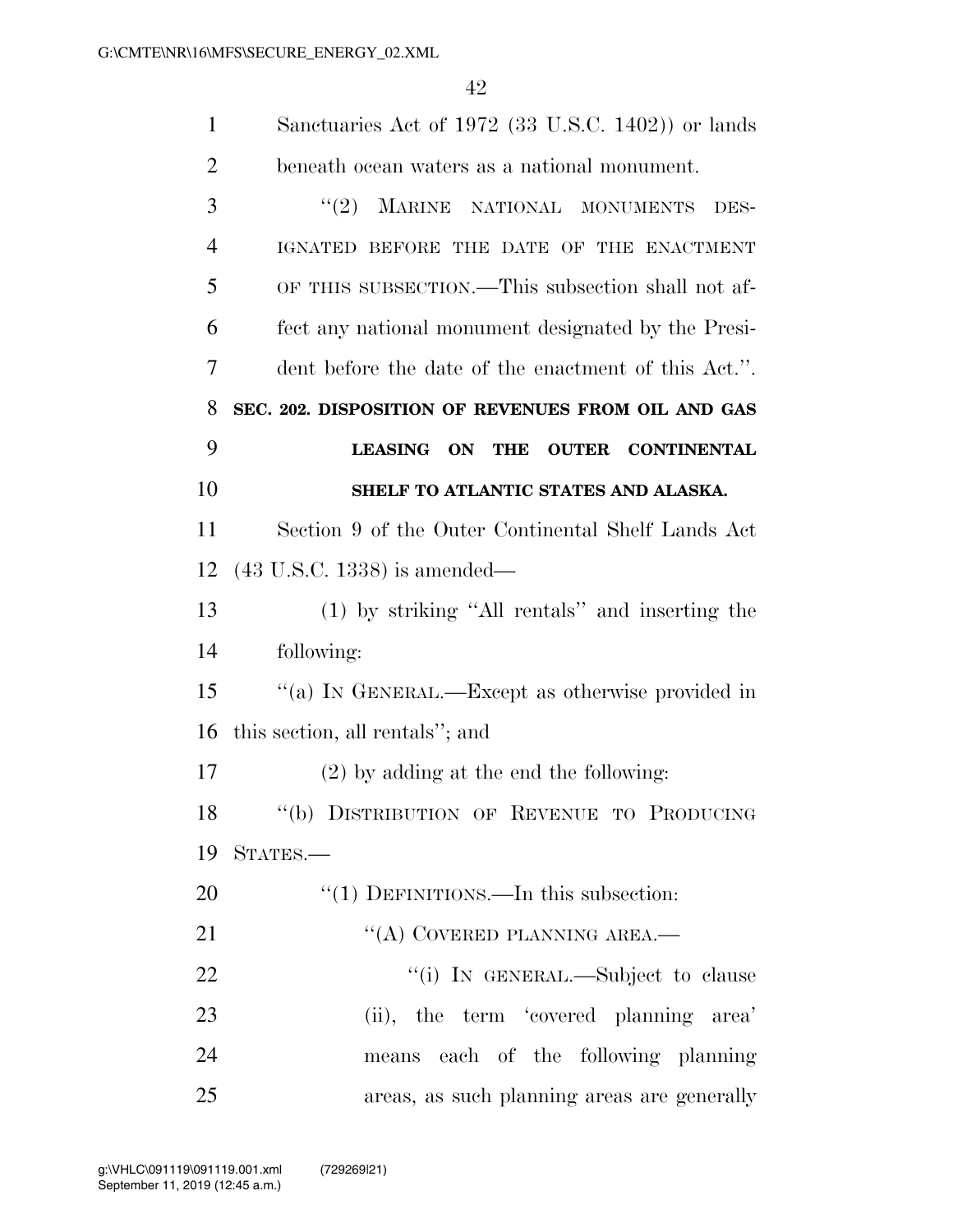Sanctuaries Act of 1972 (33 U.S.C. 1402)) or lands beneath ocean waters as a national monument.

"(2) MARINE NATIONAL MONUMENTS DESIGNATED BEFORE THE DATE OF THE ENACTMENT OF THIS SUBSECTION.—This subsection shall not affect any national monument designated by the President before the date of the enactment of this Act.".

**SEC. 202. DISPOSITION OF REVENUES FROM OIL AND GAS LEASING ON THE OUTER CONTINENTAL SHELF TO ATLANTIC STATES AND ALASKA.**

Section 9 of the Outer Continental Shelf Lands Act (43 U.S.C. 1338) is amended—

(1) by striking "All rentals" and inserting the following:

"(a) IN GENERAL.—Except as otherwise provided in this section, all rentals"; and

(2) by adding at the end the following:

"(b) DISTRIBUTION OF REVENUE TO PRODUCING STATES.—

"(1) DEFINITIONS.—In this subsection:

"(A) COVERED PLANNING AREA.—

"(i) IN GENERAL.—Subject to clause (ii), the term 'covered planning area' means each of the following planning areas, as such planning areas are generally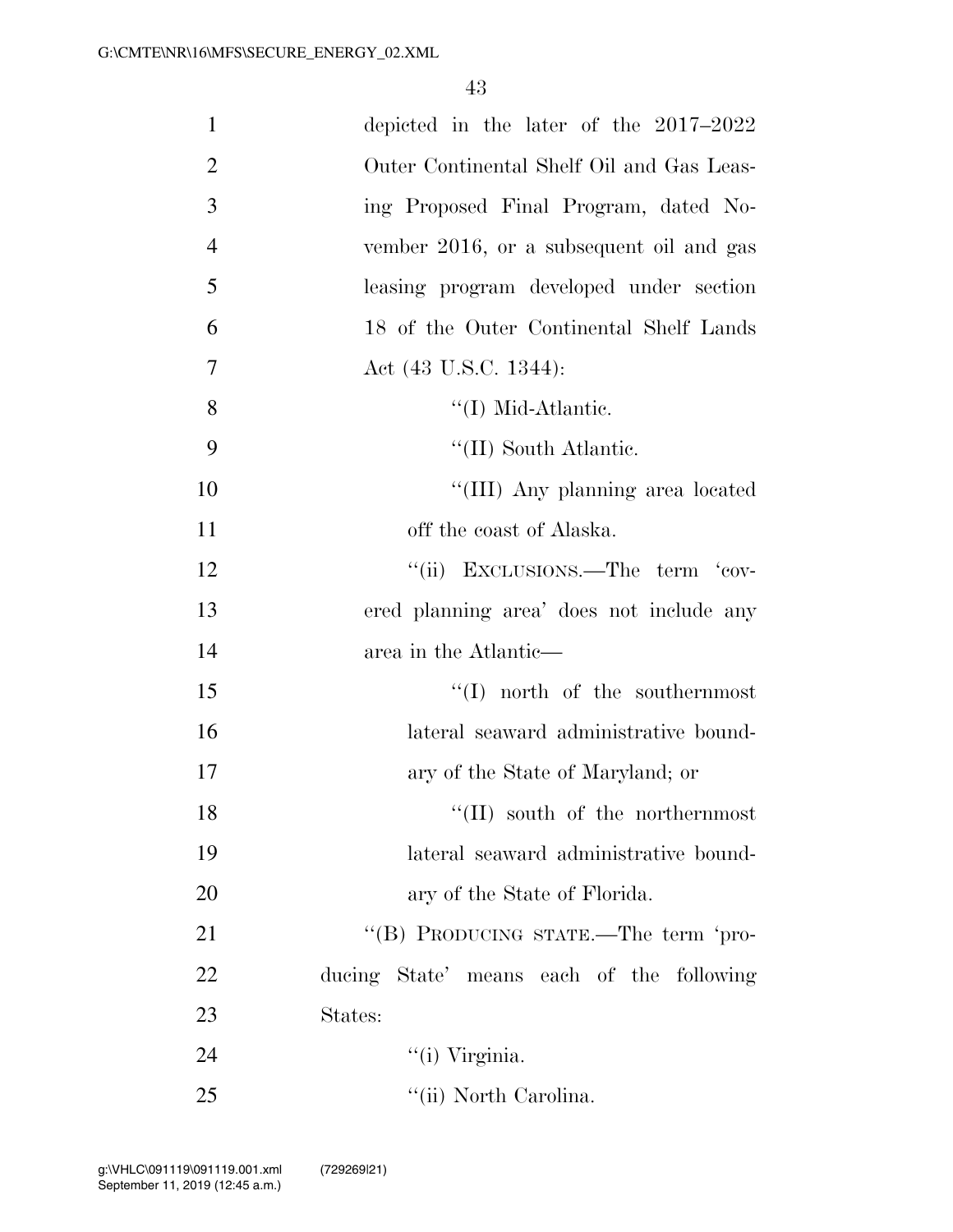depicted in the later of the 2017–2022 Outer Continental Shelf Oil and Gas Leasing Proposed Final Program, dated November 2016, or a subsequent oil and gas leasing program developed under section 18 of the Outer Continental Shelf Lands Act (43 U.S.C. 1344):

''(I) Mid-Atlantic.

''(II) South Atlantic.

''(III) Any planning area located off the coast of Alaska.

''(ii) EXCLUSIONS.—The term 'covered planning area' does not include any area in the Atlantic—

''(I) north of the southernmost lateral seaward administrative boundary of the State of Maryland; or

''(II) south of the northernmost lateral seaward administrative boundary of the State of Florida.

''(B) PRODUCING STATE.—The term 'producing State' means each of the following States:

''(i) Virginia.

''(ii) North Carolina.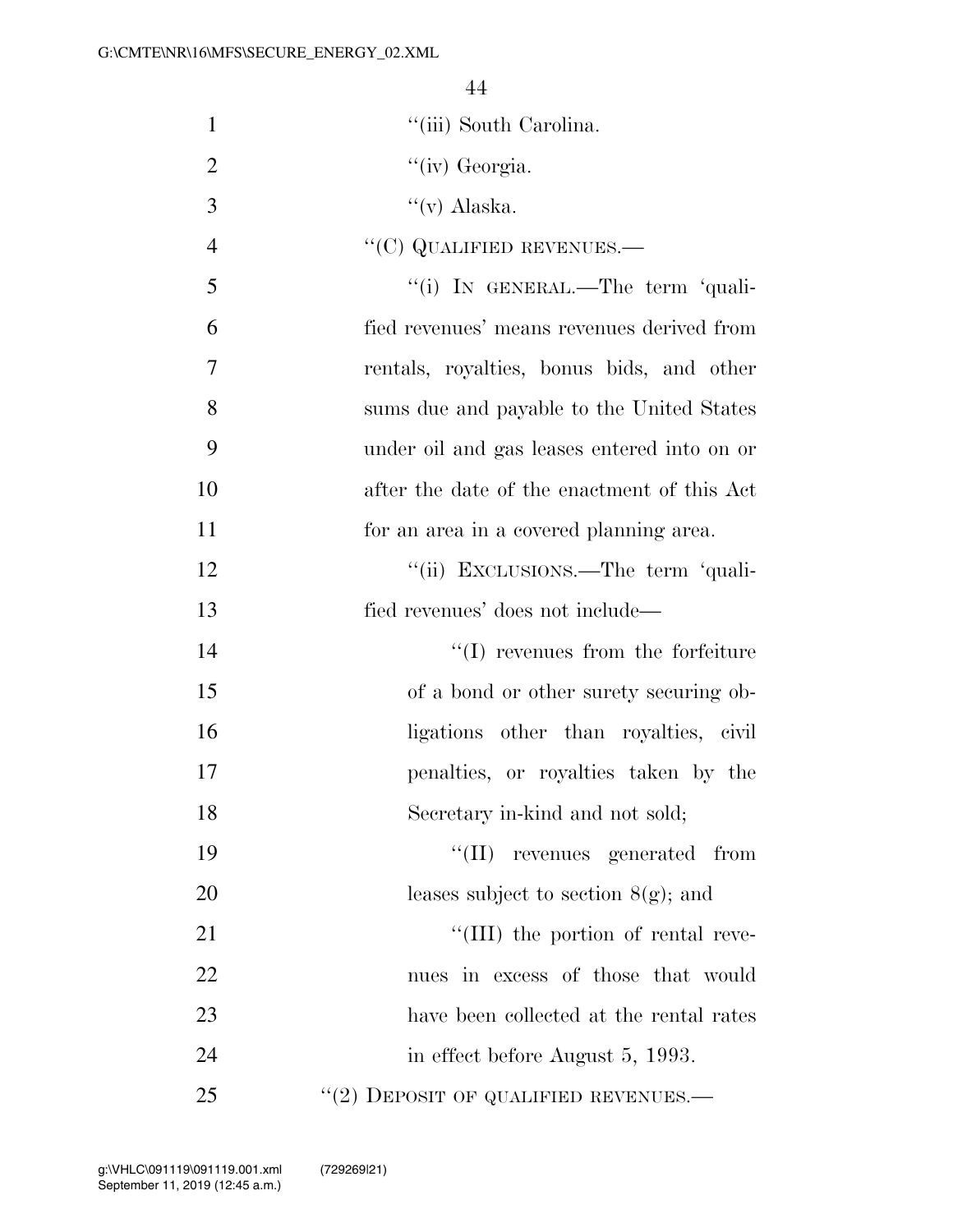''(iii) South Carolina.

''(iv) Georgia.

''(v) Alaska.

''(C) QUALIFIED REVENUES.—

''(i) IN GENERAL.—The term 'qualified revenues' means revenues derived from rentals, royalties, bonus bids, and other sums due and payable to the United States under oil and gas leases entered into on or after the date of the enactment of this Act for an area in a covered planning area.

''(ii) EXCLUSIONS.—The term 'qualified revenues' does not include—

''(I) revenues from the forfeiture of a bond or other surety securing obligations other than royalties, civil penalties, or royalties taken by the Secretary in-kind and not sold;

''(II) revenues generated from leases subject to section 8(g); and

''(III) the portion of rental revenues in excess of those that would have been collected at the rental rates in effect before August 5, 1993.

''(2) DEPOSIT OF QUALIFIED REVENUES.—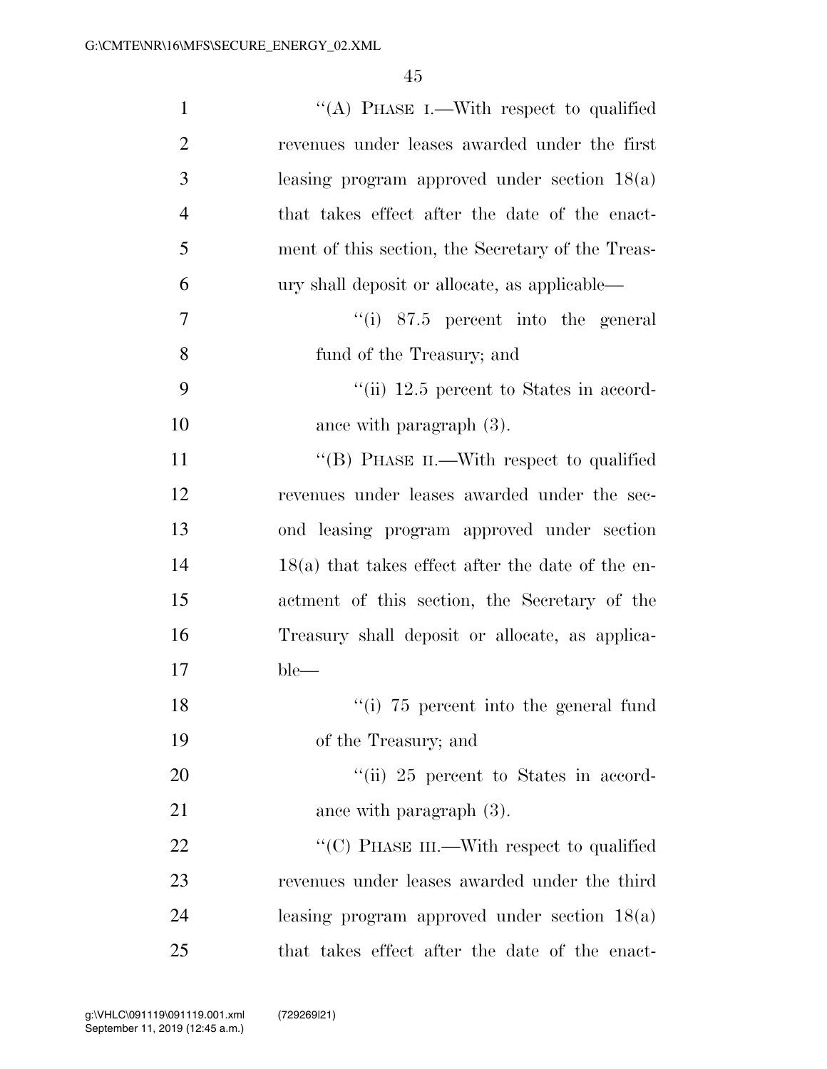''(A) PHASE I.—With respect to qualified revenues under leases awarded under the first leasing program approved under section 18(a) that takes effect after the date of the enactment of this section, the Secretary of the Treasury shall deposit or allocate, as applicable—

''(i) 87.5 percent into the general fund of the Treasury; and

''(ii) 12.5 percent to States in accordance with paragraph (3).

''(B) PHASE II.—With respect to qualified revenues under leases awarded under the second leasing program approved under section 18(a) that takes effect after the date of the enactment of this section, the Secretary of the Treasury shall deposit or allocate, as applicable—

''(i) 75 percent into the general fund of the Treasury; and

''(ii) 25 percent to States in accordance with paragraph (3).

''(C) PHASE III.—With respect to qualified revenues under leases awarded under the third leasing program approved under section 18(a) that takes effect after the date of the enact-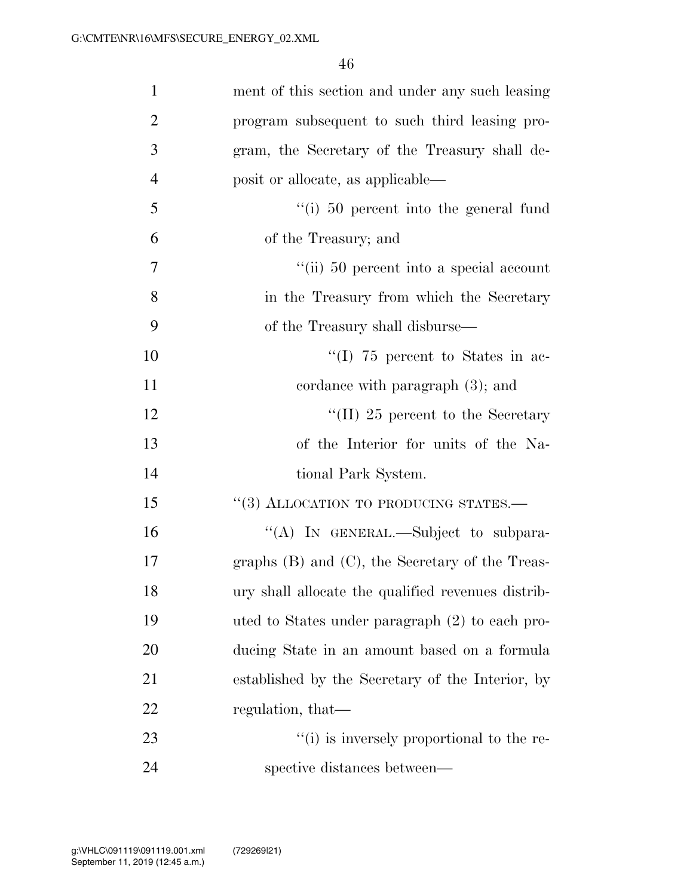ment of this section and under any such leasing program subsequent to such third leasing program, the Secretary of the Treasury shall deposit or allocate, as applicable—

''(i) 50 percent into the general fund of the Treasury; and

''(ii) 50 percent into a special account in the Treasury from which the Secretary of the Treasury shall disburse—

''(I) 75 percent to States in accordance with paragraph (3); and

''(II) 25 percent to the Secretary of the Interior for units of the National Park System.

''(3) ALLOCATION TO PRODUCING STATES.—

''(A) IN GENERAL.—Subject to subparagraphs (B) and (C), the Secretary of the Treasury shall allocate the qualified revenues distributed to States under paragraph (2) to each producing State in an amount based on a formula established by the Secretary of the Interior, by regulation, that—

''(i) is inversely proportional to the respective distances between—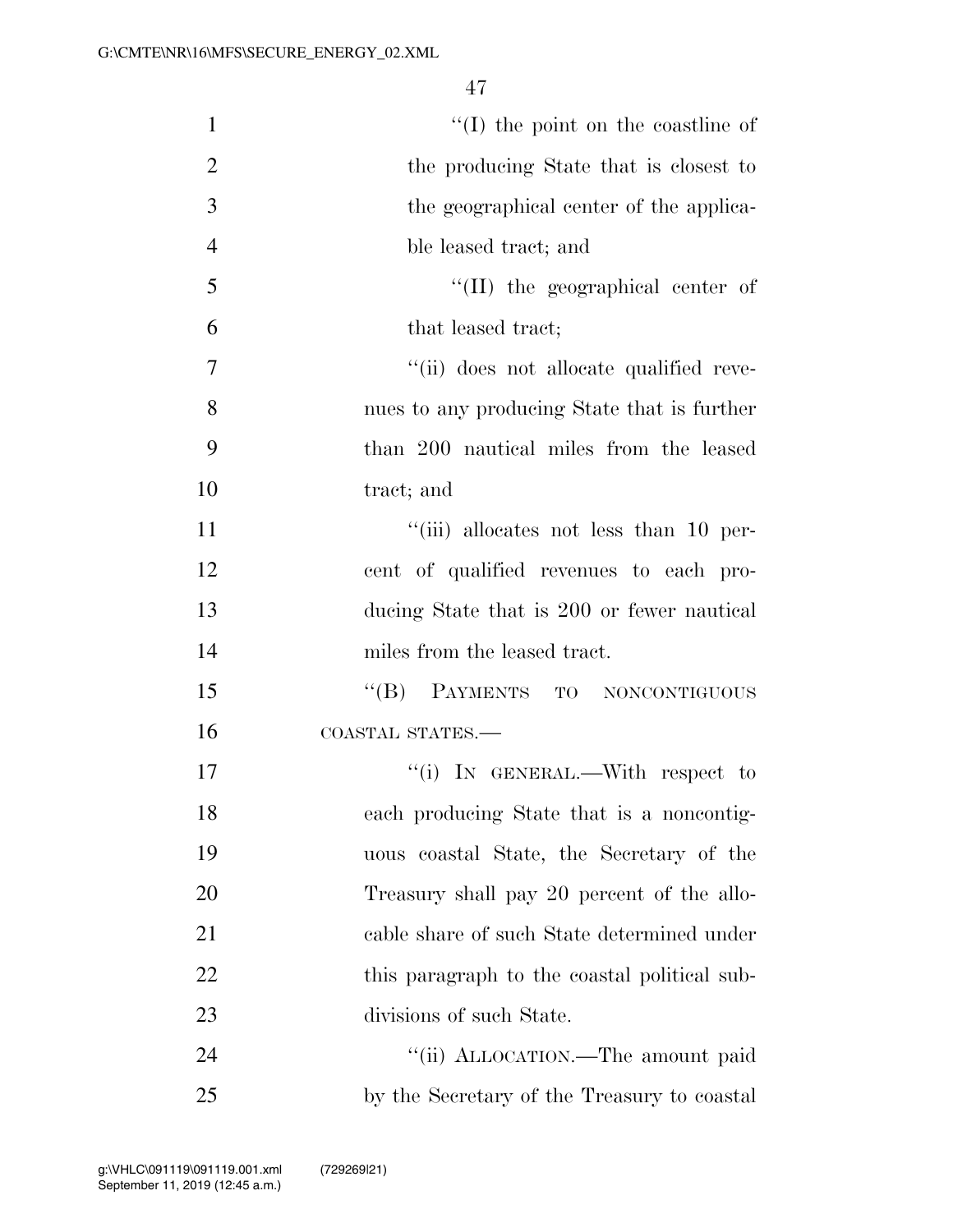"(I) the point on the coastline of the producing State that is closest to the geographical center of the applicable leased tract; and

"(II) the geographical center of that leased tract;

"(ii) does not allocate qualified revenues to any producing State that is further than 200 nautical miles from the leased tract; and

"(iii) allocates not less than 10 percent of qualified revenues to each producing State that is 200 or fewer nautical miles from the leased tract.

"(B) PAYMENTS TO NONCONTIGUOUS COASTAL STATES.—

"(i) IN GENERAL.—With respect to each producing State that is a noncontiguous coastal State, the Secretary of the Treasury shall pay 20 percent of the allocable share of such State determined under this paragraph to the coastal political subdivisions of such State.

"(ii) ALLOCATION.—The amount paid by the Secretary of the Treasury to coastal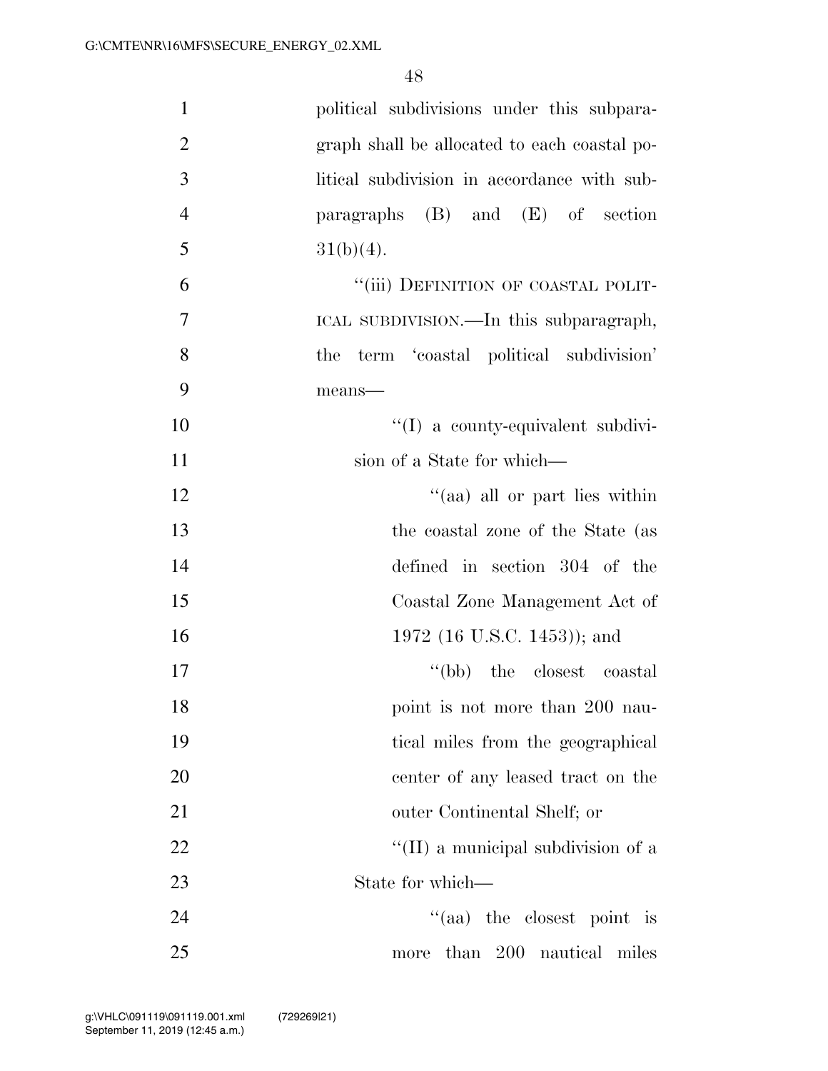political subdivisions under this subparagraph shall be allocated to each coastal political subdivision in accordance with subparagraphs (B) and (E) of section 31(b)(4).

"(iii) DEFINITION OF COASTAL POLITICAL SUBDIVISION.—In this subparagraph, the term 'coastal political subdivision' means—

"(I) a county-equivalent subdivision of a State for which—

"(aa) all or part lies within the coastal zone of the State (as defined in section 304 of the Coastal Zone Management Act of 1972 (16 U.S.C. 1453)); and

"(bb) the closest coastal point is not more than 200 nautical miles from the geographical center of any leased tract on the outer Continental Shelf; or

"(II) a municipal subdivision of a State for which—

"(aa) the closest point is more than 200 nautical miles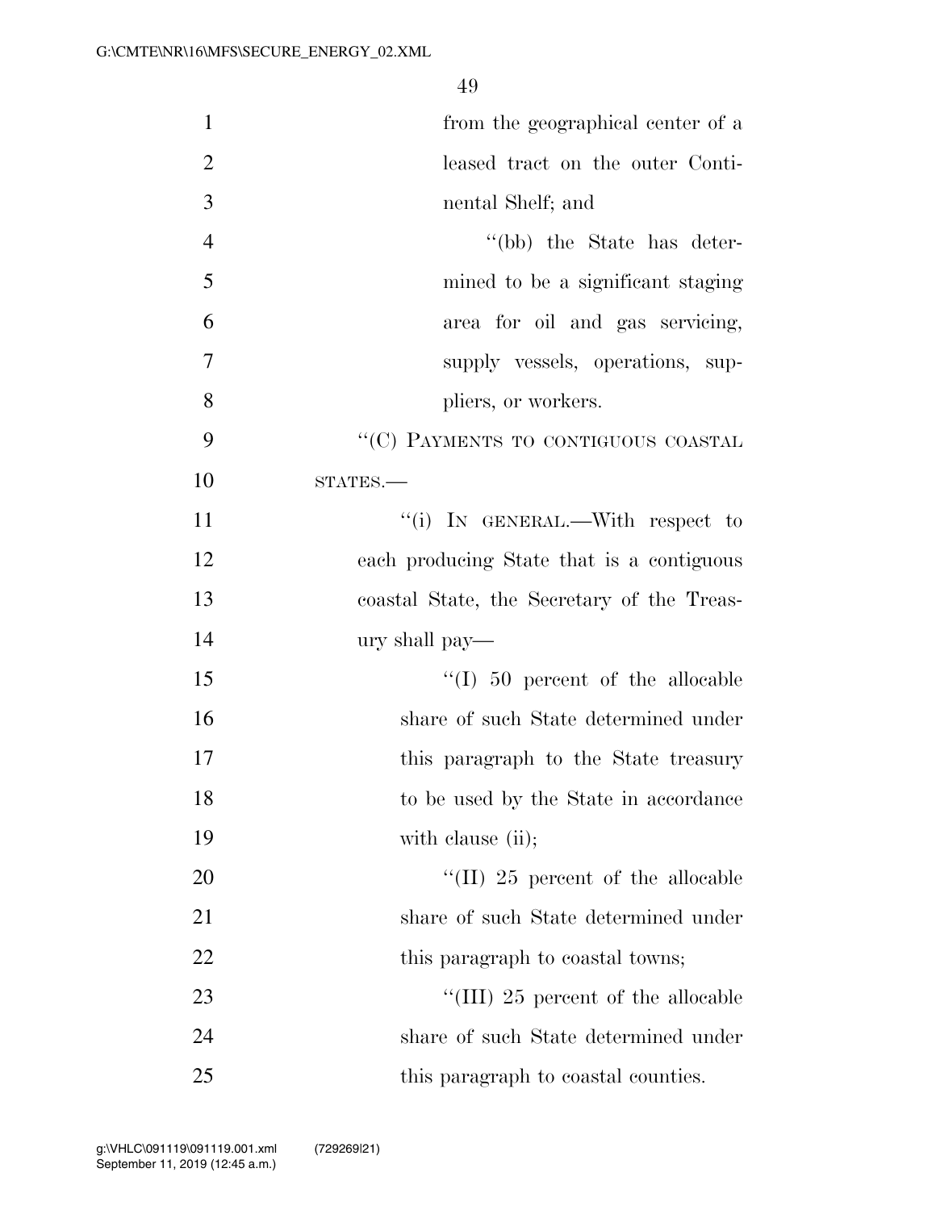from the geographical center of a leased tract on the outer Continental Shelf; and

''(bb) the State has determined to be a significant staging area for oil and gas servicing, supply vessels, operations, suppliers, or workers.

''(C) PAYMENTS TO CONTIGUOUS COASTAL STATES.—

''(i) IN GENERAL.—With respect to each producing State that is a contiguous coastal State, the Secretary of the Treasury shall pay—

''(I) 50 percent of the allocable share of such State determined under this paragraph to the State treasury to be used by the State in accordance with clause (ii);

''(II) 25 percent of the allocable share of such State determined under this paragraph to coastal towns;

''(III) 25 percent of the allocable share of such State determined under this paragraph to coastal counties.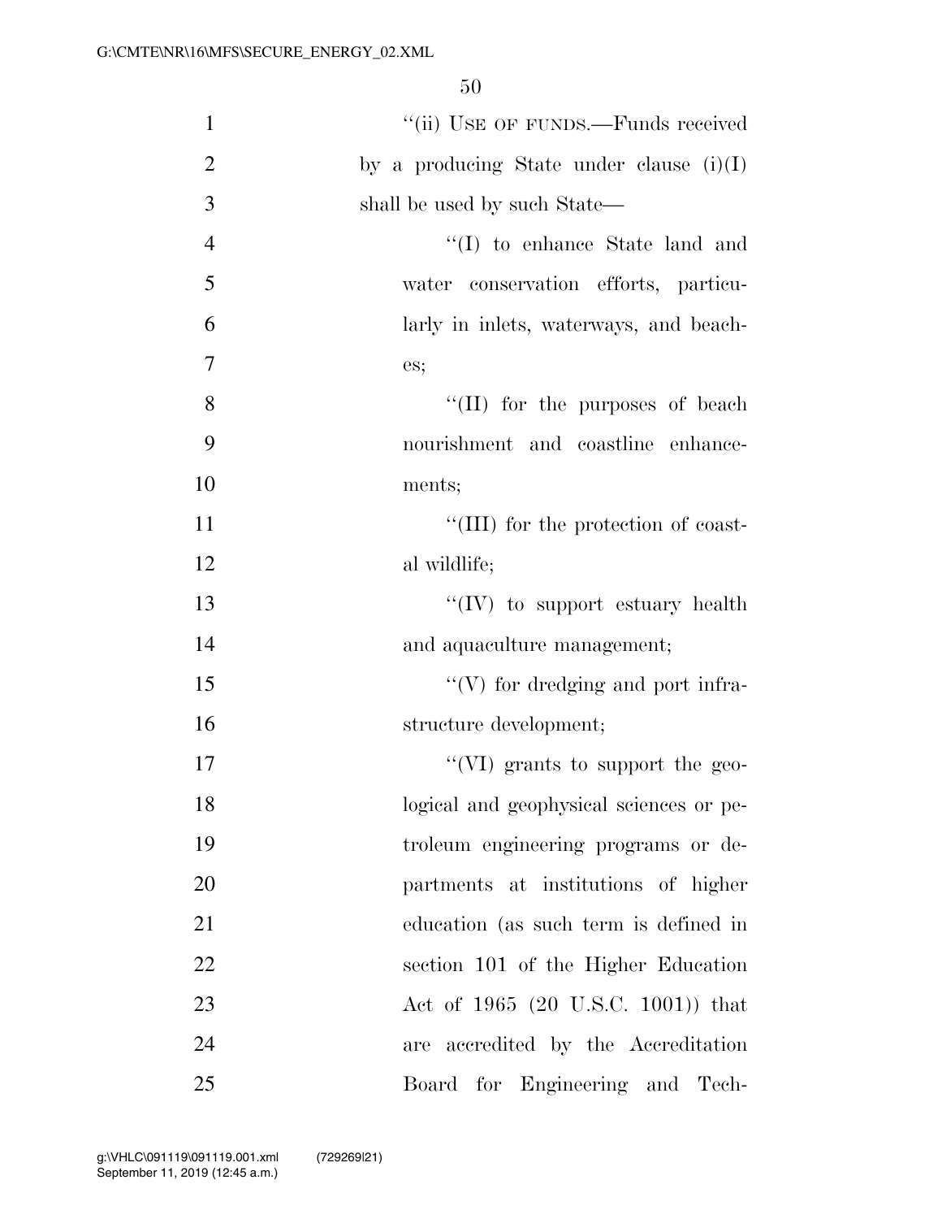''(ii) USE OF FUNDS.—Funds received by a producing State under clause (i)(I) shall be used by such State—

''(I) to enhance State land and water conservation efforts, particularly in inlets, waterways, and beaches;

''(II) for the purposes of beach nourishment and coastline enhancements;

''(III) for the protection of coastal wildlife;

''(IV) to support estuary health and aquaculture management;

''(V) for dredging and port infrastructure development;

''(VI) grants to support the geological and geophysical sciences or petroleum engineering programs or departments at institutions of higher education (as such term is defined in section 101 of the Higher Education Act of 1965 (20 U.S.C. 1001)) that are accredited by the Accreditation Board for Engineering and Tech-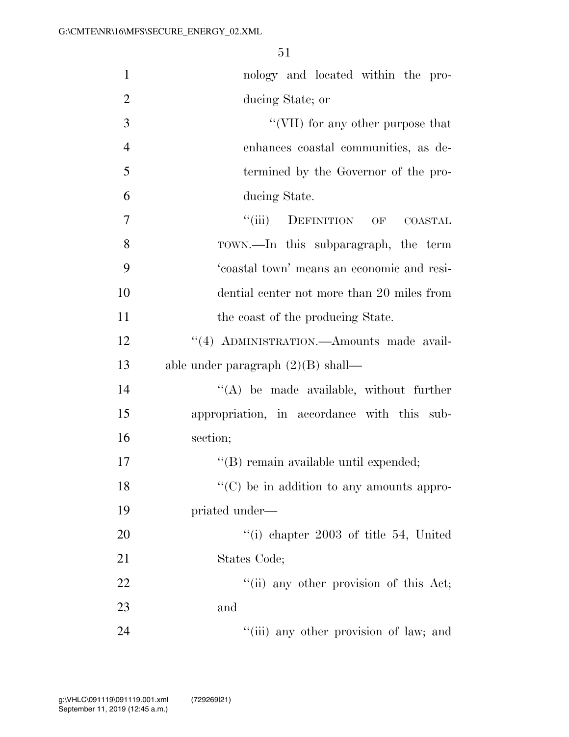nology and located within the producing State; or

''(VII) for any other purpose that enhances coastal communities, as determined by the Governor of the producing State.

''(iii) DEFINITION OF COASTAL TOWN.—In this subparagraph, the term 'coastal town' means an economic and residential center not more than 20 miles from the coast of the producing State.

''(4) ADMINISTRATION.—Amounts made available under paragraph (2)(B) shall—

''(A) be made available, without further appropriation, in accordance with this subsection;

''(B) remain available until expended;

''(C) be in addition to any amounts appropriated under—

''(i) chapter 2003 of title 54, United States Code;

''(ii) any other provision of this Act; and

''(iii) any other provision of law; and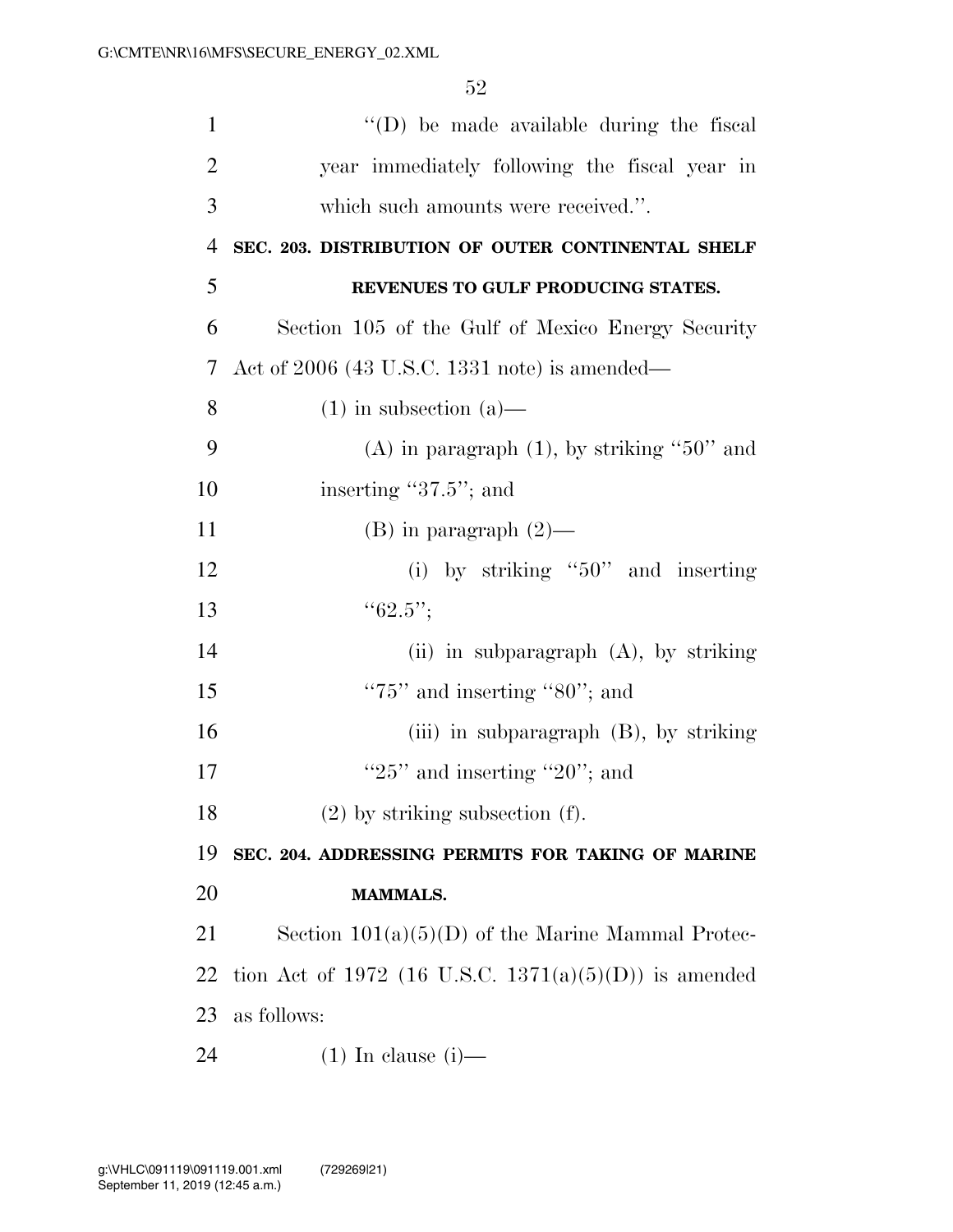"(D) be made available during the fiscal year immediately following the fiscal year in which such amounts were received.".

**SEC. 203. DISTRIBUTION OF OUTER CONTINENTAL SHELF REVENUES TO GULF PRODUCING STATES.**

Section 105 of the Gulf of Mexico Energy Security Act of 2006 (43 U.S.C. 1331 note) is amended—

(1) in subsection (a)—

(A) in paragraph (1), by striking "50" and inserting "37.5"; and

(B) in paragraph (2)—

(i) by striking "50" and inserting "62.5";

(ii) in subparagraph (A), by striking "75" and inserting "80"; and

(iii) in subparagraph (B), by striking "25" and inserting "20"; and

(2) by striking subsection (f).

**SEC. 204. ADDRESSING PERMITS FOR TAKING OF MARINE MAMMALS.**

Section 101(a)(5)(D) of the Marine Mammal Protection Act of 1972 (16 U.S.C. 1371(a)(5)(D)) is amended as follows:

(1) In clause (i)—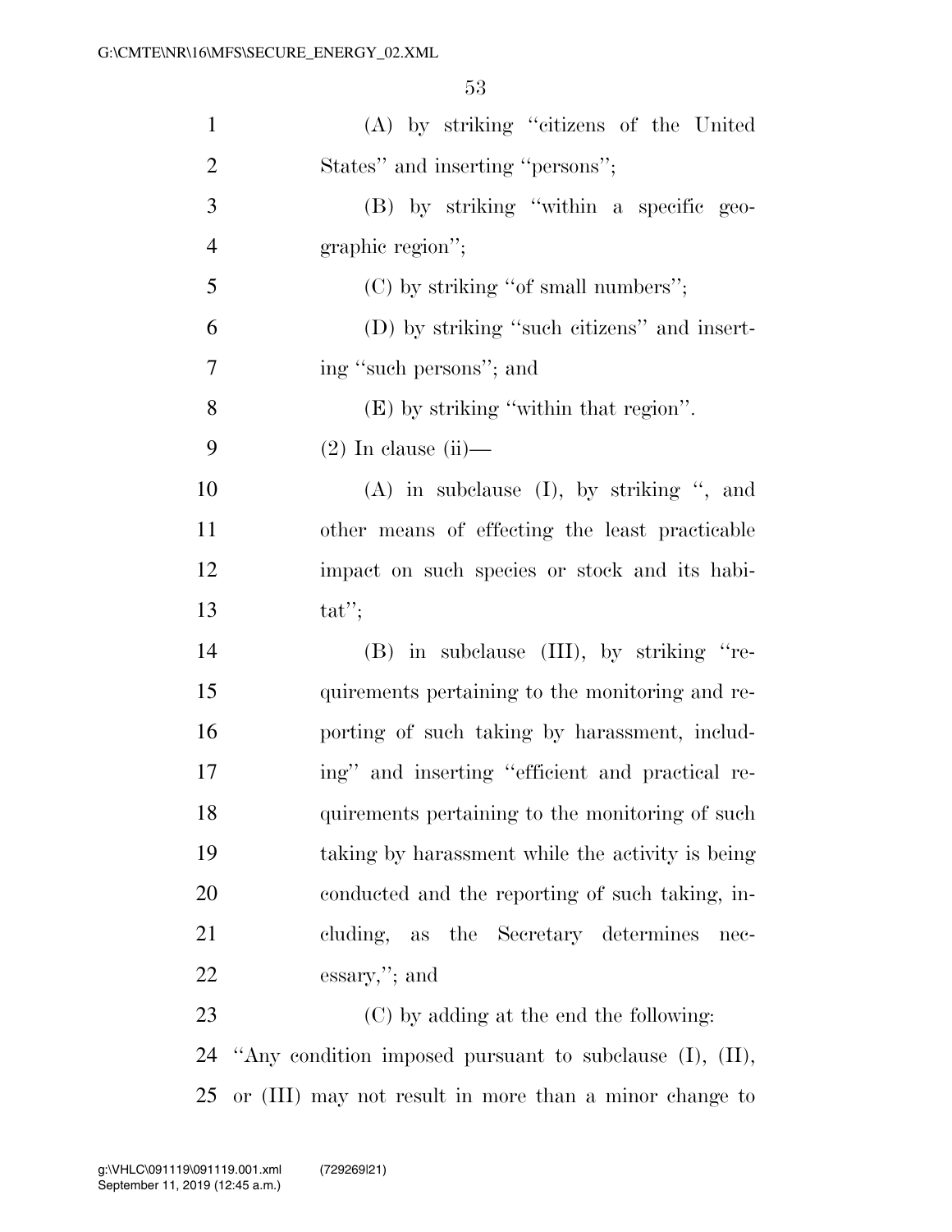(A) by striking "citizens of the United States" and inserting "persons";

(B) by striking "within a specific geographic region";

(C) by striking "of small numbers";

(D) by striking "such citizens" and inserting "such persons"; and

(E) by striking "within that region".

(2) In clause (ii)—

(A) in subclause (I), by striking ", and other means of effecting the least practicable impact on such species or stock and its habitat";

(B) in subclause (III), by striking "requirements pertaining to the monitoring and reporting of such taking by harassment, including" and inserting "efficient and practical requirements pertaining to the monitoring of such taking by harassment while the activity is being conducted and the reporting of such taking, including, as the Secretary determines necessary,"; and

(C) by adding at the end the following:

"Any condition imposed pursuant to subclause (I), (II), or (III) may not result in more than a minor change to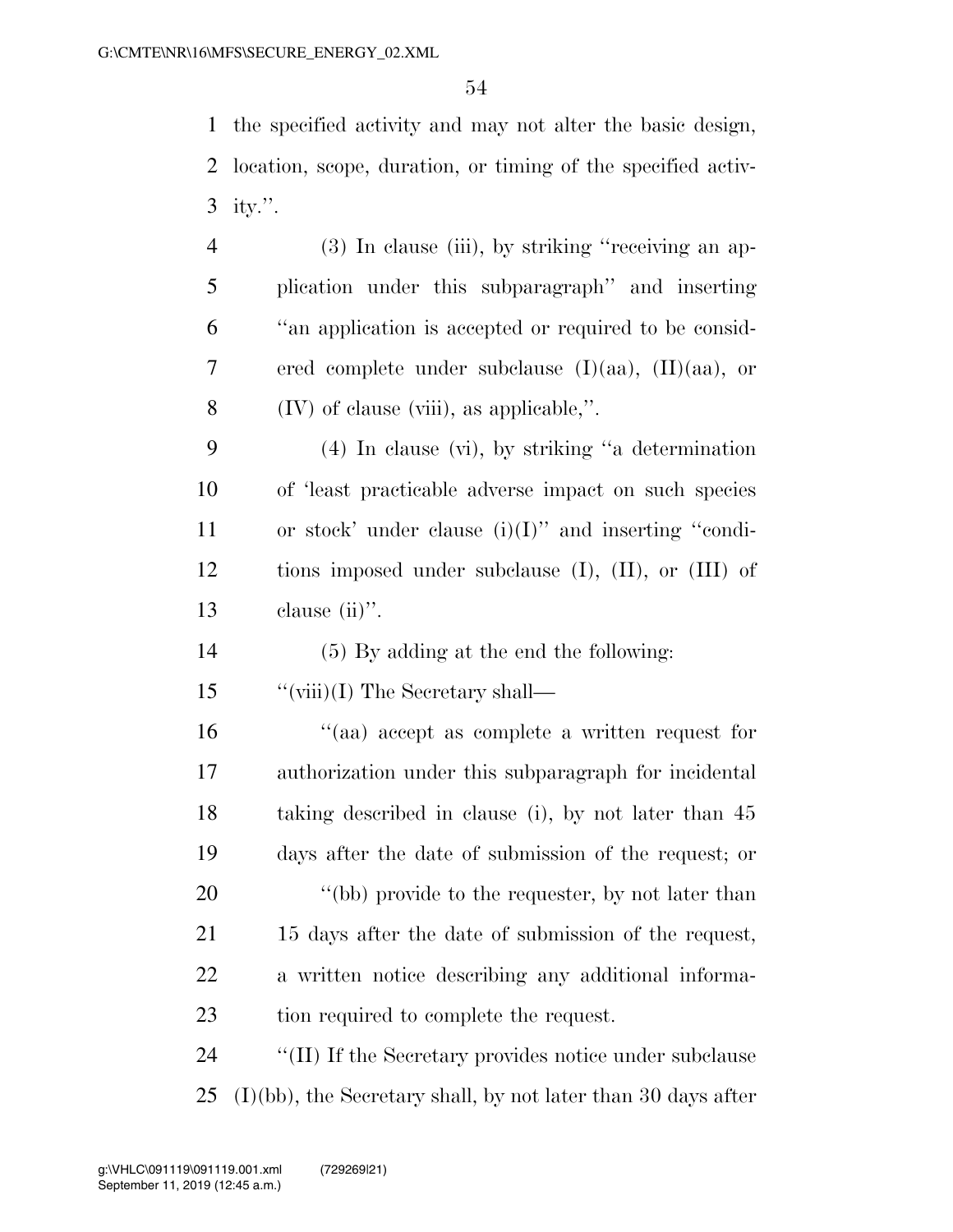the specified activity and may not alter the basic design, location, scope, duration, or timing of the specified activity.''.

(3) In clause (iii), by striking ''receiving an application under this subparagraph'' and inserting ''an application is accepted or required to be considered complete under subclause (I)(aa), (II)(aa), or (IV) of clause (viii), as applicable,''.

(4) In clause (vi), by striking ''a determination of 'least practicable adverse impact on such species or stock' under clause (i)(I)'' and inserting ''conditions imposed under subclause (I), (II), or (III) of clause (ii)''.

(5) By adding at the end the following:

''(viii)(I) The Secretary shall—

''(aa) accept as complete a written request for authorization under this subparagraph for incidental taking described in clause (i), by not later than 45 days after the date of submission of the request; or

''(bb) provide to the requester, by not later than 15 days after the date of submission of the request, a written notice describing any additional information required to complete the request.

''(II) If the Secretary provides notice under subclause (I)(bb), the Secretary shall, by not later than 30 days after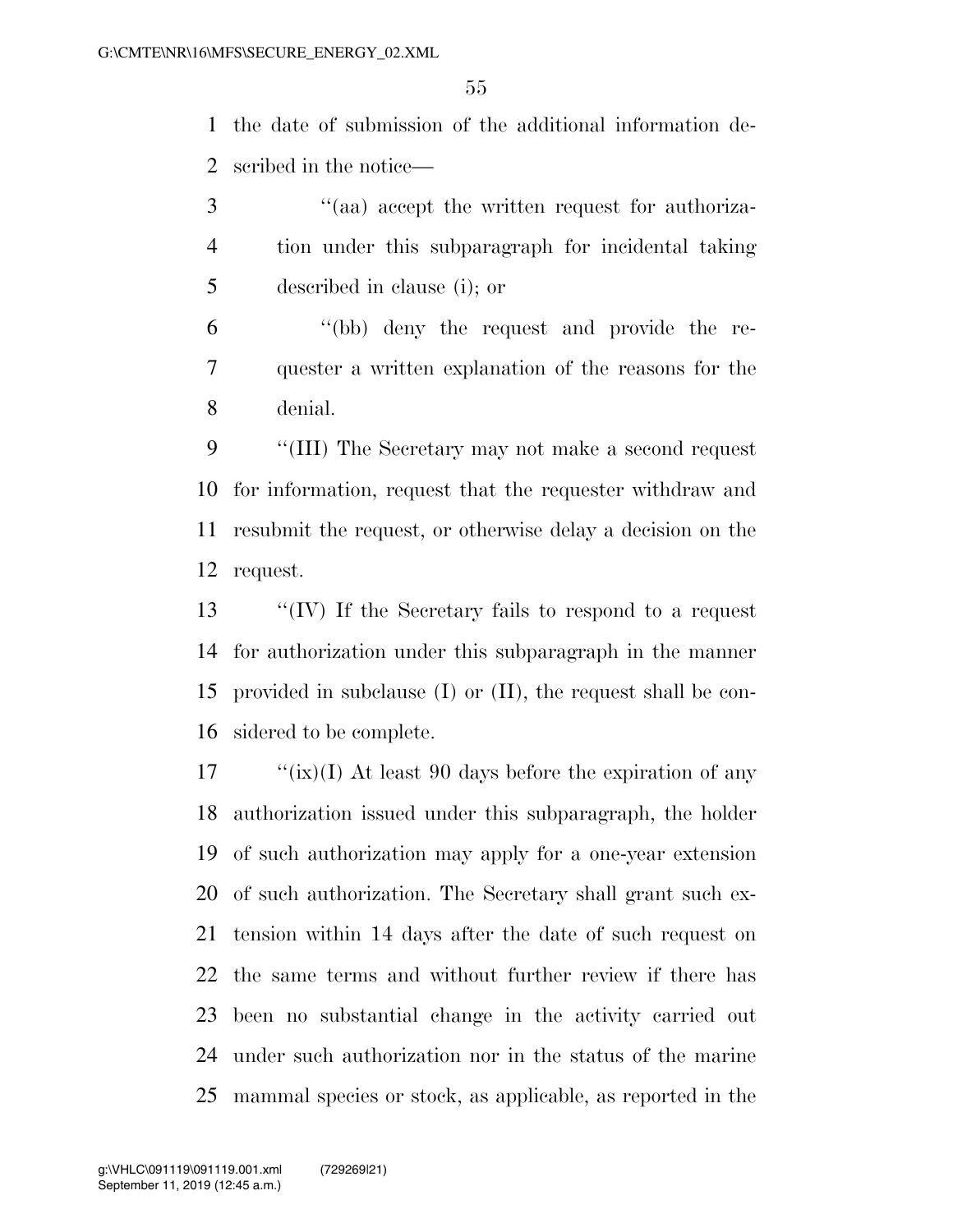the date of submission of the additional information described in the notice—

''(aa) accept the written request for authorization under this subparagraph for incidental taking described in clause (i); or

''(bb) deny the request and provide the requester a written explanation of the reasons for the denial.

''(III) The Secretary may not make a second request for information, request that the requester withdraw and resubmit the request, or otherwise delay a decision on the request.

''(IV) If the Secretary fails to respond to a request for authorization under this subparagraph in the manner provided in subclause (I) or (II), the request shall be considered to be complete.

''(ix)(I) At least 90 days before the expiration of any authorization issued under this subparagraph, the holder of such authorization may apply for a one-year extension of such authorization. The Secretary shall grant such extension within 14 days after the date of such request on the same terms and without further review if there has been no substantial change in the activity carried out under such authorization nor in the status of the marine mammal species or stock, as applicable, as reported in the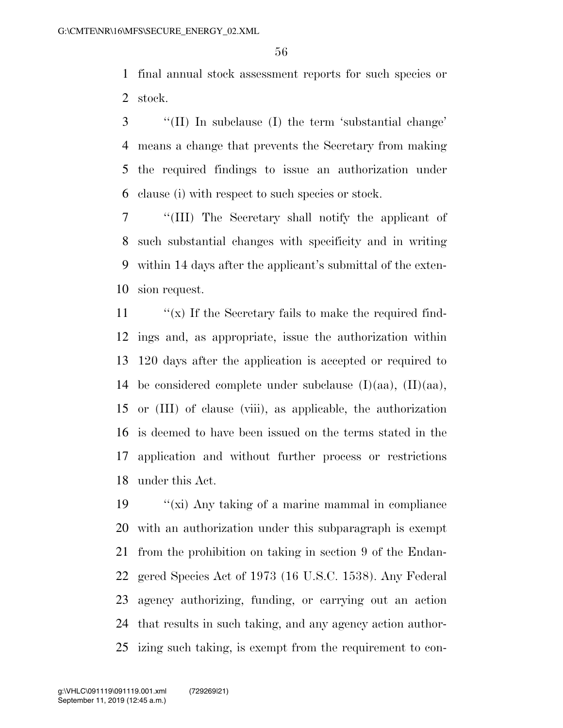final annual stock assessment reports for such species or stock.

"(II) In subclause (I) the term 'substantial change' means a change that prevents the Secretary from making the required findings to issue an authorization under clause (i) with respect to such species or stock.

"(III) The Secretary shall notify the applicant of such substantial changes with specificity and in writing within 14 days after the applicant's submittal of the extension request.

"(x) If the Secretary fails to make the required findings and, as appropriate, issue the authorization within 120 days after the application is accepted or required to be considered complete under subclause (I)(aa), (II)(aa), or (III) of clause (viii), as applicable, the authorization is deemed to have been issued on the terms stated in the application and without further process or restrictions under this Act.

"(xi) Any taking of a marine mammal in compliance with an authorization under this subparagraph is exempt from the prohibition on taking in section 9 of the Endangered Species Act of 1973 (16 U.S.C. 1538). Any Federal agency authorizing, funding, or carrying out an action that results in such taking, and any agency action authorizing such taking, is exempt from the requirement to con-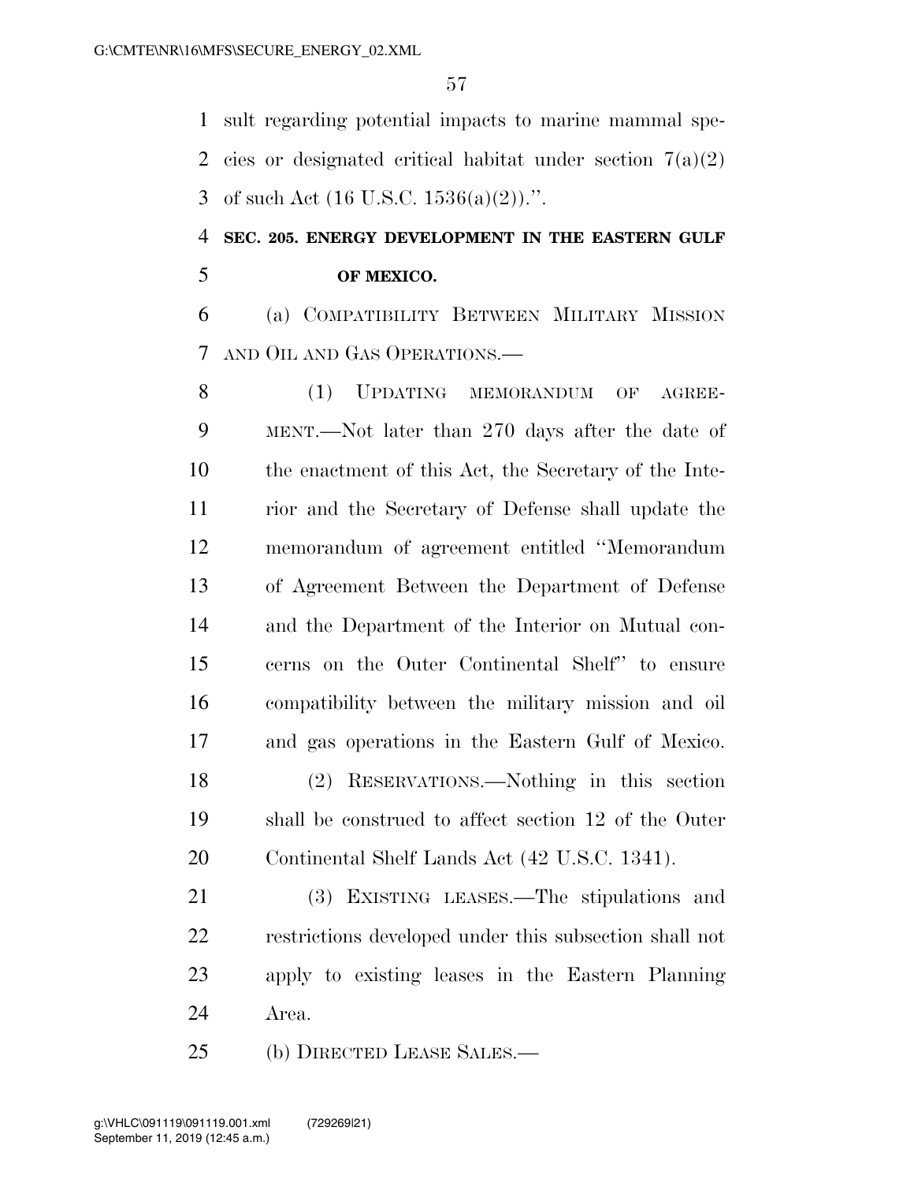sult regarding potential impacts to marine mammal species or designated critical habitat under section 7(a)(2) of such Act (16 U.S.C. 1536(a)(2)).''.

**SEC. 205. ENERGY DEVELOPMENT IN THE EASTERN GULF OF MEXICO.**

(a) COMPATIBILITY BETWEEN MILITARY MISSION AND OIL AND GAS OPERATIONS.—

(1) UPDATING MEMORANDUM OF AGREEMENT.—Not later than 270 days after the date of the enactment of this Act, the Secretary of the Interior and the Secretary of Defense shall update the memorandum of agreement entitled ''Memorandum of Agreement Between the Department of Defense and the Department of the Interior on Mutual concerns on the Outer Continental Shelf'' to ensure compatibility between the military mission and oil and gas operations in the Eastern Gulf of Mexico.

(2) RESERVATIONS.—Nothing in this section shall be construed to affect section 12 of the Outer Continental Shelf Lands Act (42 U.S.C. 1341).

(3) EXISTING LEASES.—The stipulations and restrictions developed under this subsection shall not apply to existing leases in the Eastern Planning Area.

(b) DIRECTED LEASE SALES.—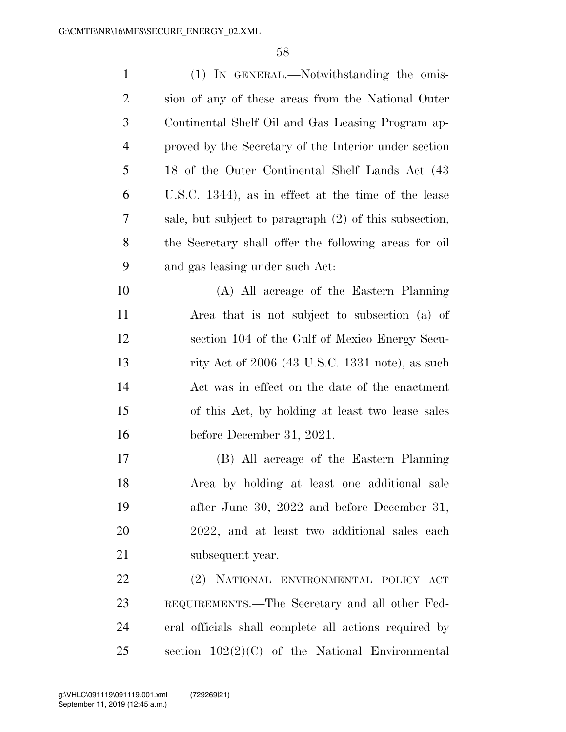(1) IN GENERAL.—Notwithstanding the omission of any of these areas from the National Outer Continental Shelf Oil and Gas Leasing Program approved by the Secretary of the Interior under section 18 of the Outer Continental Shelf Lands Act (43 U.S.C. 1344), as in effect at the time of the lease sale, but subject to paragraph (2) of this subsection, the Secretary shall offer the following areas for oil and gas leasing under such Act:

(A) All acreage of the Eastern Planning Area that is not subject to subsection (a) of section 104 of the Gulf of Mexico Energy Security Act of 2006 (43 U.S.C. 1331 note), as such Act was in effect on the date of the enactment of this Act, by holding at least two lease sales before December 31, 2021.

(B) All acreage of the Eastern Planning Area by holding at least one additional sale after June 30, 2022 and before December 31, 2022, and at least two additional sales each subsequent year.

(2) NATIONAL ENVIRONMENTAL POLICY ACT REQUIREMENTS.—The Secretary and all other Federal officials shall complete all actions required by section 102(2)(C) of the National Environmental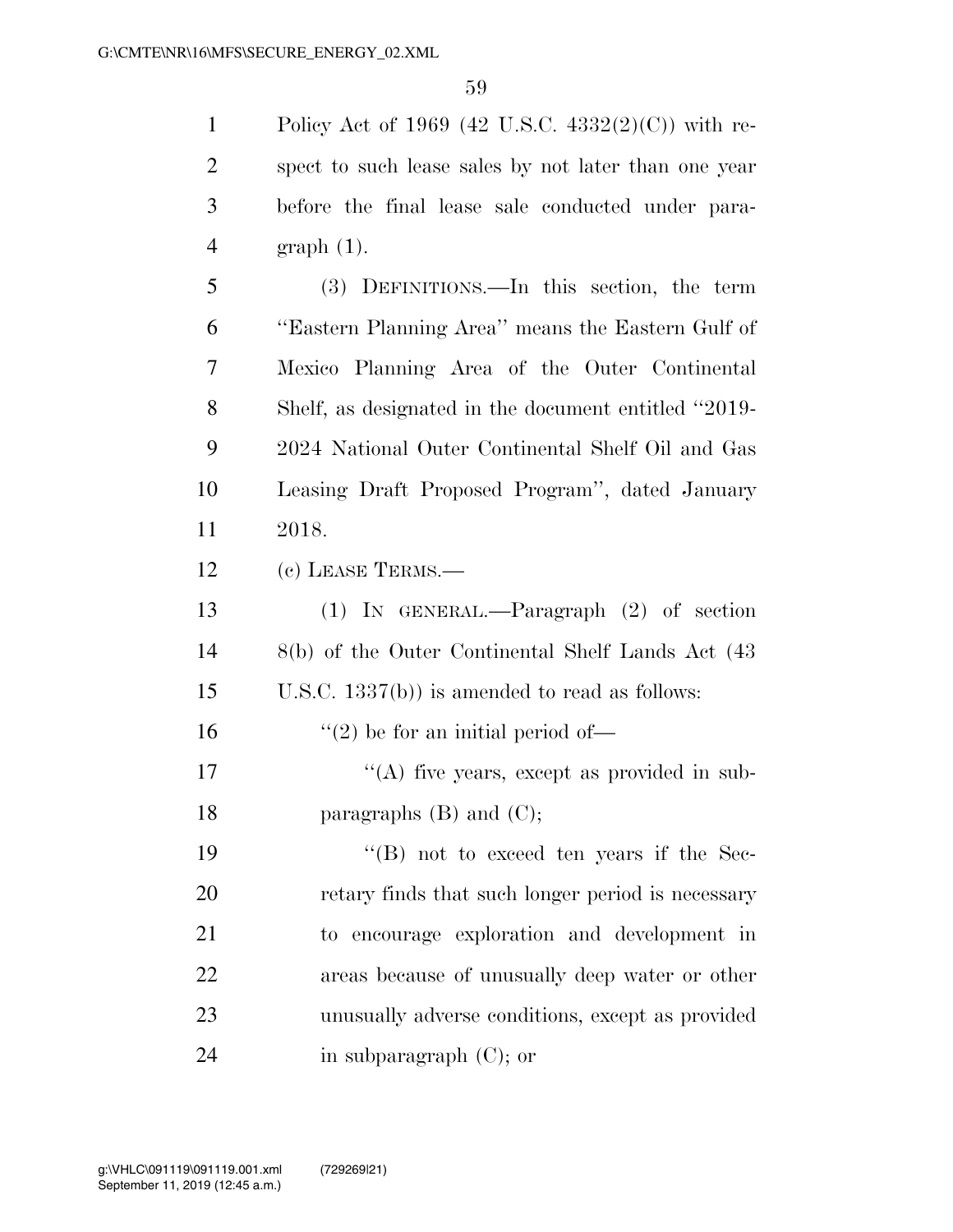Policy Act of 1969 (42 U.S.C. 4332(2)(C)) with respect to such lease sales by not later than one year before the final lease sale conducted under paragraph (1).

(3) DEFINITIONS.—In this section, the term ''Eastern Planning Area'' means the Eastern Gulf of Mexico Planning Area of the Outer Continental Shelf, as designated in the document entitled ''2019-2024 National Outer Continental Shelf Oil and Gas Leasing Draft Proposed Program'', dated January 2018.

(c) LEASE TERMS.—

(1) IN GENERAL.—Paragraph (2) of section 8(b) of the Outer Continental Shelf Lands Act (43 U.S.C. 1337(b)) is amended to read as follows:

''(2) be for an initial period of—

''(A) five years, except as provided in subparagraphs (B) and (C);

''(B) not to exceed ten years if the Secretary finds that such longer period is necessary to encourage exploration and development in areas because of unusually deep water or other unusually adverse conditions, except as provided in subparagraph (C); or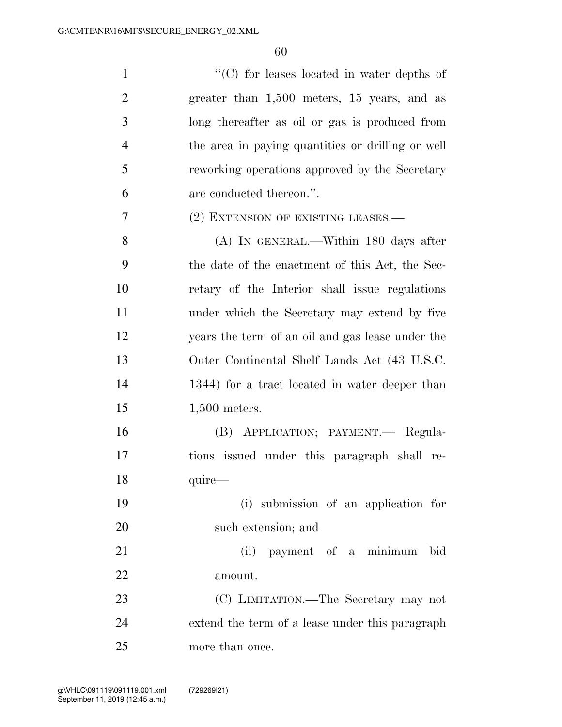"(C) for leases located in water depths of greater than 1,500 meters, 15 years, and as long thereafter as oil or gas is produced from the area in paying quantities or drilling or well reworking operations approved by the Secretary are conducted thereon.".

(2) EXTENSION OF EXISTING LEASES.—

(A) IN GENERAL.—Within 180 days after the date of the enactment of this Act, the Secretary of the Interior shall issue regulations under which the Secretary may extend by five years the term of an oil and gas lease under the Outer Continental Shelf Lands Act (43 U.S.C. 1344) for a tract located in water deeper than 1,500 meters.

(B) APPLICATION; PAYMENT.— Regulations issued under this paragraph shall require—

(i) submission of an application for such extension; and

(ii) payment of a minimum bid amount.

(C) LIMITATION.—The Secretary may not extend the term of a lease under this paragraph more than once.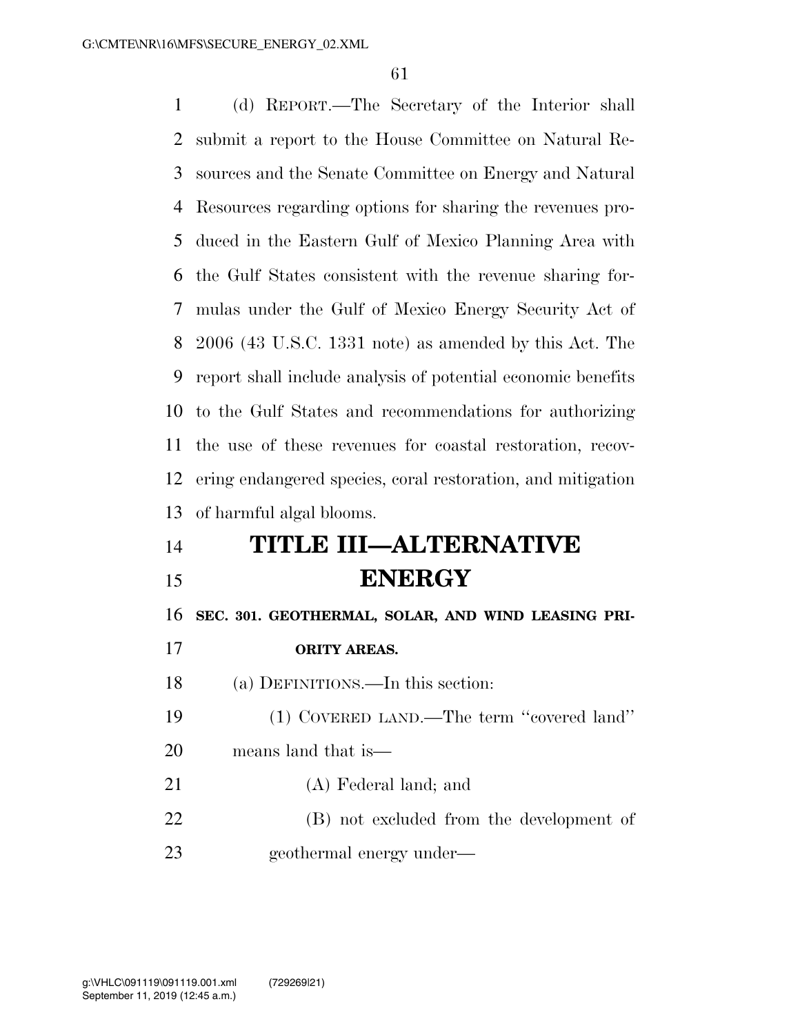(d) REPORT.—The Secretary of the Interior shall submit a report to the House Committee on Natural Resources and the Senate Committee on Energy and Natural Resources regarding options for sharing the revenues produced in the Eastern Gulf of Mexico Planning Area with the Gulf States consistent with the revenue sharing formulas under the Gulf of Mexico Energy Security Act of 2006 (43 U.S.C. 1331 note) as amended by this Act. The report shall include analysis of potential economic benefits to the Gulf States and recommendations for authorizing the use of these revenues for coastal restoration, recovering endangered species, coral restoration, and mitigation of harmful algal blooms.

# TITLE III—ALTERNATIVE ENERGY

### SEC. 301. GEOTHERMAL, SOLAR, AND WIND LEASING PRIORITY AREAS.

(a) DEFINITIONS.—In this section:

(1) COVERED LAND.—The term ''covered land'' means land that is—

(A) Federal land; and

(B) not excluded from the development of geothermal energy under—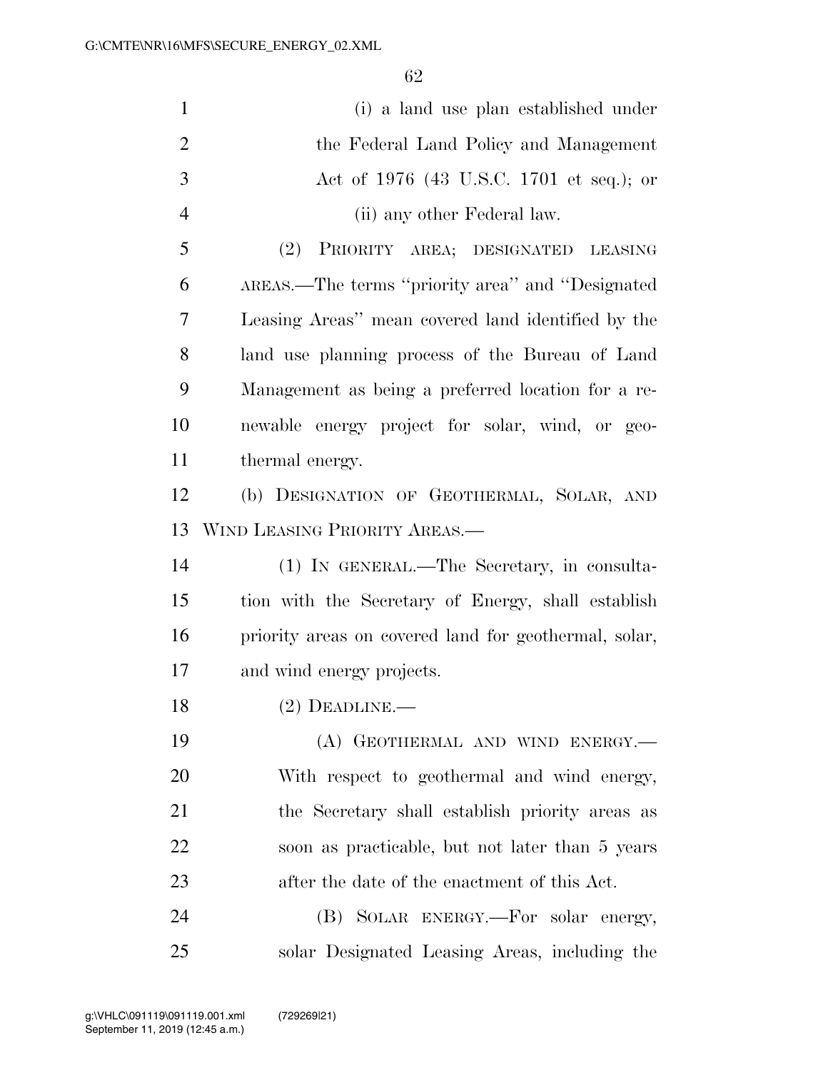(i) a land use plan established under the Federal Land Policy and Management Act of 1976 (43 U.S.C. 1701 et seq.); or

(ii) any other Federal law.

(2) PRIORITY AREA; DESIGNATED LEASING AREAS.—The terms ''priority area'' and ''Designated Leasing Areas'' mean covered land identified by the land use planning process of the Bureau of Land Management as being a preferred location for a renewable energy project for solar, wind, or geothermal energy.

(b) DESIGNATION OF GEOTHERMAL, SOLAR, AND WIND LEASING PRIORITY AREAS.—

(1) IN GENERAL.—The Secretary, in consultation with the Secretary of Energy, shall establish priority areas on covered land for geothermal, solar, and wind energy projects.

(2) DEADLINE.—

(A) GEOTHERMAL AND WIND ENERGY.—With respect to geothermal and wind energy, the Secretary shall establish priority areas as soon as practicable, but not later than 5 years after the date of the enactment of this Act.

(B) SOLAR ENERGY.—For solar energy, solar Designated Leasing Areas, including the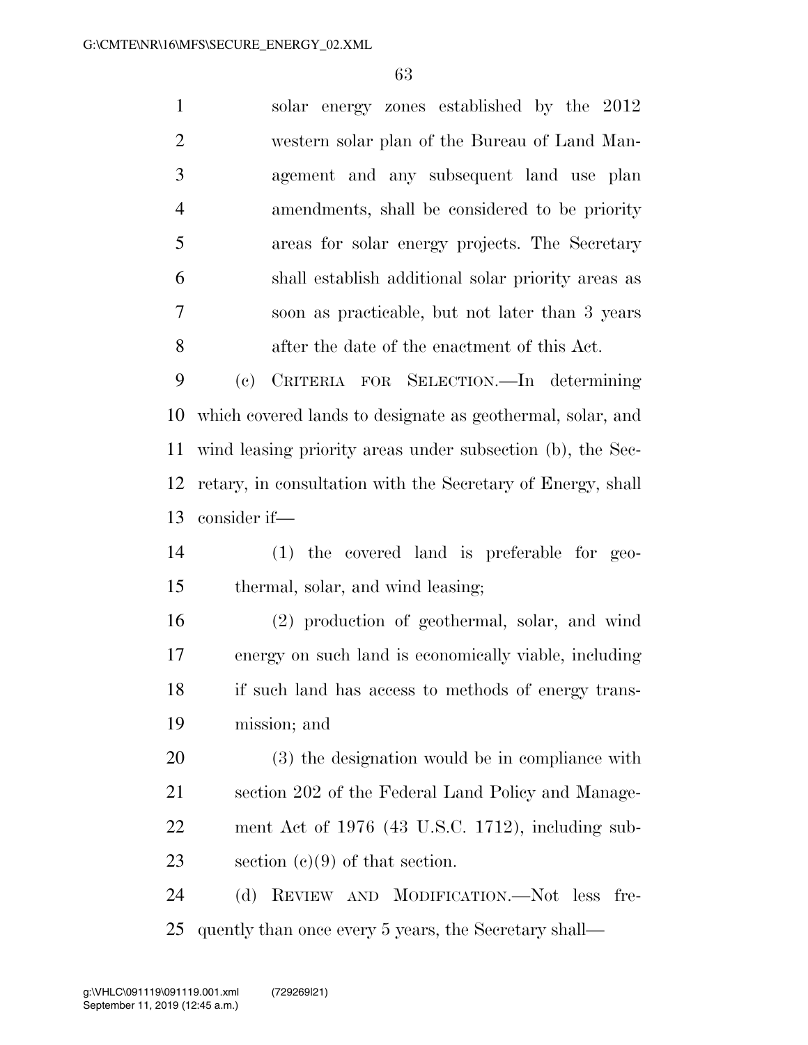solar energy zones established by the 2012 western solar plan of the Bureau of Land Management and any subsequent land use plan amendments, shall be considered to be priority areas for solar energy projects. The Secretary shall establish additional solar priority areas as soon as practicable, but not later than 3 years after the date of the enactment of this Act.

(c) CRITERIA FOR SELECTION.—In determining which covered lands to designate as geothermal, solar, and wind leasing priority areas under subsection (b), the Secretary, in consultation with the Secretary of Energy, shall consider if—

(1) the covered land is preferable for geothermal, solar, and wind leasing;

(2) production of geothermal, solar, and wind energy on such land is economically viable, including if such land has access to methods of energy transmission; and

(3) the designation would be in compliance with section 202 of the Federal Land Policy and Management Act of 1976 (43 U.S.C. 1712), including subsection (c)(9) of that section.

(d) REVIEW AND MODIFICATION.—Not less frequently than once every 5 years, the Secretary shall—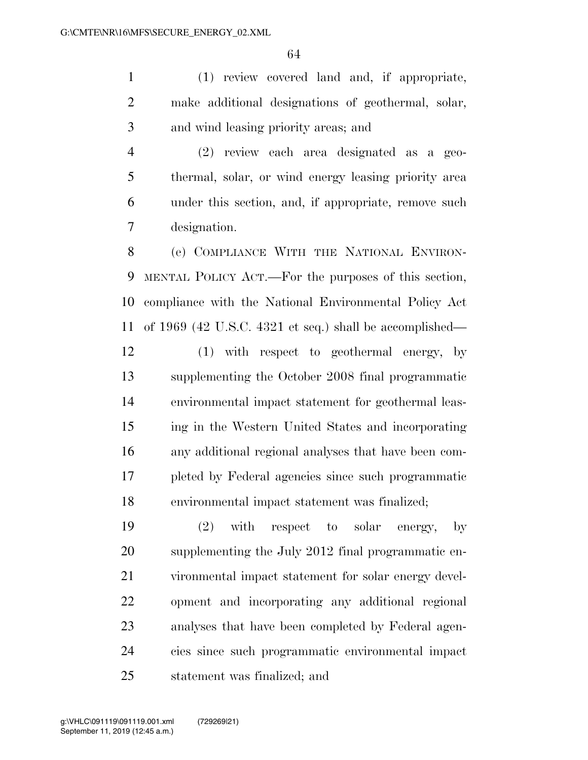(1) review covered land and, if appropriate, make additional designations of geothermal, solar, and wind leasing priority areas; and

(2) review each area designated as a geothermal, solar, or wind energy leasing priority area under this section, and, if appropriate, remove such designation.

(e) COMPLIANCE WITH THE NATIONAL ENVIRONMENTAL POLICY ACT.—For the purposes of this section, compliance with the National Environmental Policy Act of 1969 (42 U.S.C. 4321 et seq.) shall be accomplished—

(1) with respect to geothermal energy, by supplementing the October 2008 final programmatic environmental impact statement for geothermal leasing in the Western United States and incorporating any additional regional analyses that have been completed by Federal agencies since such programmatic environmental impact statement was finalized;

(2) with respect to solar energy, by supplementing the July 2012 final programmatic environmental impact statement for solar energy development and incorporating any additional regional analyses that have been completed by Federal agencies since such programmatic environmental impact statement was finalized; and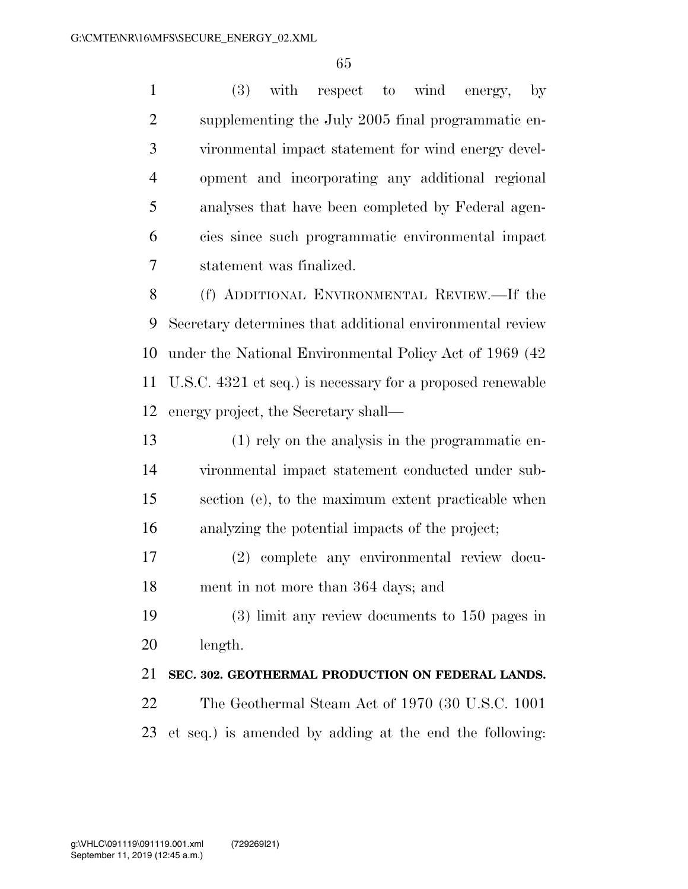(3) with respect to wind energy, by supplementing the July 2005 final programmatic environmental impact statement for wind energy development and incorporating any additional regional analyses that have been completed by Federal agencies since such programmatic environmental impact statement was finalized.

(f) ADDITIONAL ENVIRONMENTAL REVIEW.—If the Secretary determines that additional environmental review under the National Environmental Policy Act of 1969 (42 U.S.C. 4321 et seq.) is necessary for a proposed renewable energy project, the Secretary shall—

(1) rely on the analysis in the programmatic environmental impact statement conducted under subsection (e), to the maximum extent practicable when analyzing the potential impacts of the project;

(2) complete any environmental review document in not more than 364 days; and

(3) limit any review documents to 150 pages in length.

**SEC. 302. GEOTHERMAL PRODUCTION ON FEDERAL LANDS.**

The Geothermal Steam Act of 1970 (30 U.S.C. 1001 et seq.) is amended by adding at the end the following: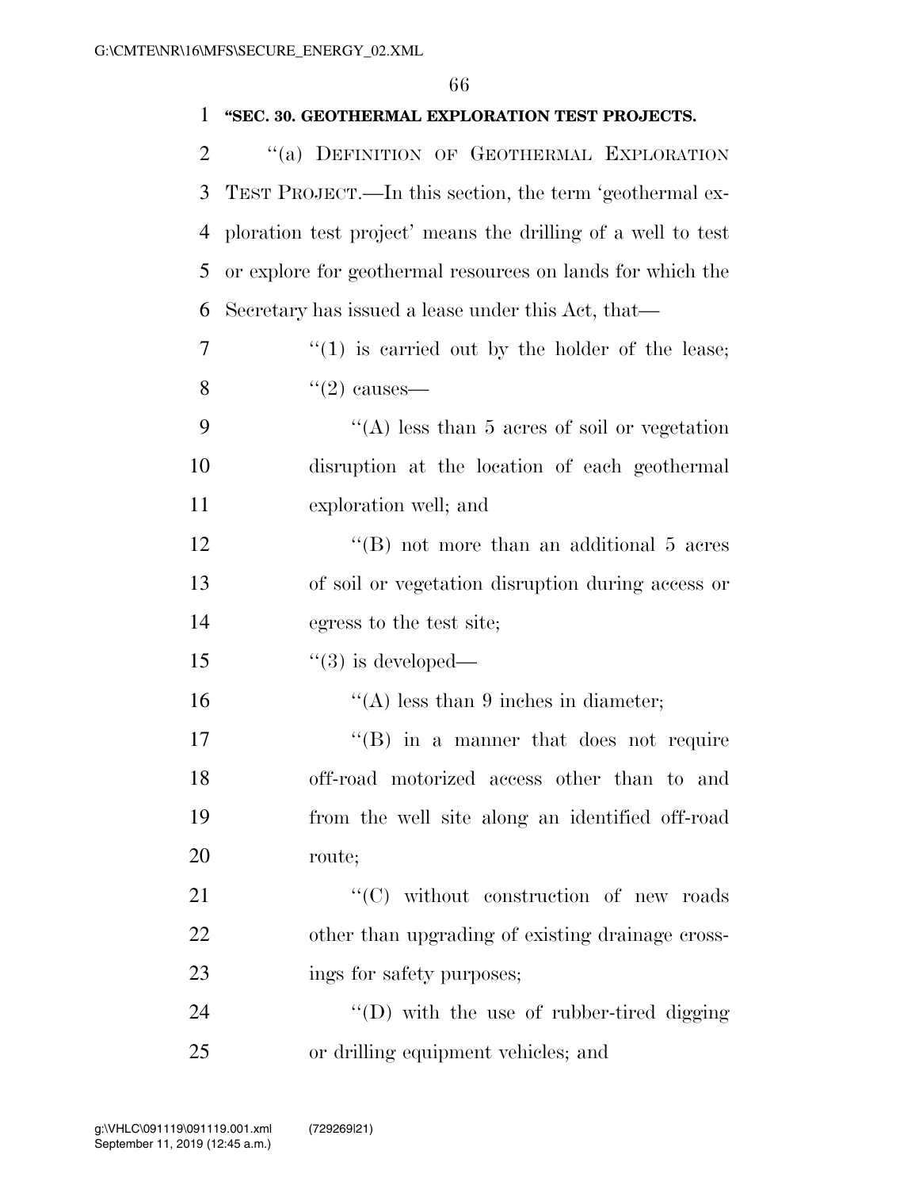**"SEC. 30. GEOTHERMAL EXPLORATION TEST PROJECTS.**

"(a) DEFINITION OF GEOTHERMAL EXPLORATION TEST PROJECT.—In this section, the term 'geothermal exploration test project' means the drilling of a well to test or explore for geothermal resources on lands for which the Secretary has issued a lease under this Act, that—

"(1) is carried out by the holder of the lease;

"(2) causes—

"(A) less than 5 acres of soil or vegetation disruption at the location of each geothermal exploration well; and

"(B) not more than an additional 5 acres of soil or vegetation disruption during access or egress to the test site;

"(3) is developed—

"(A) less than 9 inches in diameter;

"(B) in a manner that does not require off-road motorized access other than to and from the well site along an identified off-road route;

"(C) without construction of new roads other than upgrading of existing drainage crossings for safety purposes;

"(D) with the use of rubber-tired digging or drilling equipment vehicles; and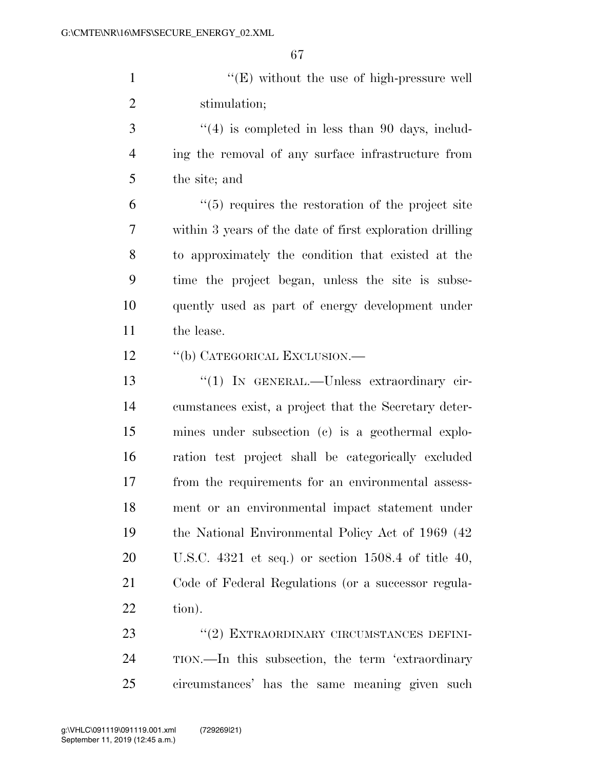''(E) without the use of high-pressure well stimulation;

''(4) is completed in less than 90 days, including the removal of any surface infrastructure from the site; and

''(5) requires the restoration of the project site within 3 years of the date of first exploration drilling to approximately the condition that existed at the time the project began, unless the site is subsequently used as part of energy development under the lease.

''(b) CATEGORICAL EXCLUSION.—

''(1) IN GENERAL.—Unless extraordinary circumstances exist, a project that the Secretary determines under subsection (c) is a geothermal exploration test project shall be categorically excluded from the requirements for an environmental assessment or an environmental impact statement under the National Environmental Policy Act of 1969 (42 U.S.C. 4321 et seq.) or section 1508.4 of title 40, Code of Federal Regulations (or a successor regulation).

''(2) EXTRAORDINARY CIRCUMSTANCES DEFINITION.—In this subsection, the term 'extraordinary circumstances' has the same meaning given such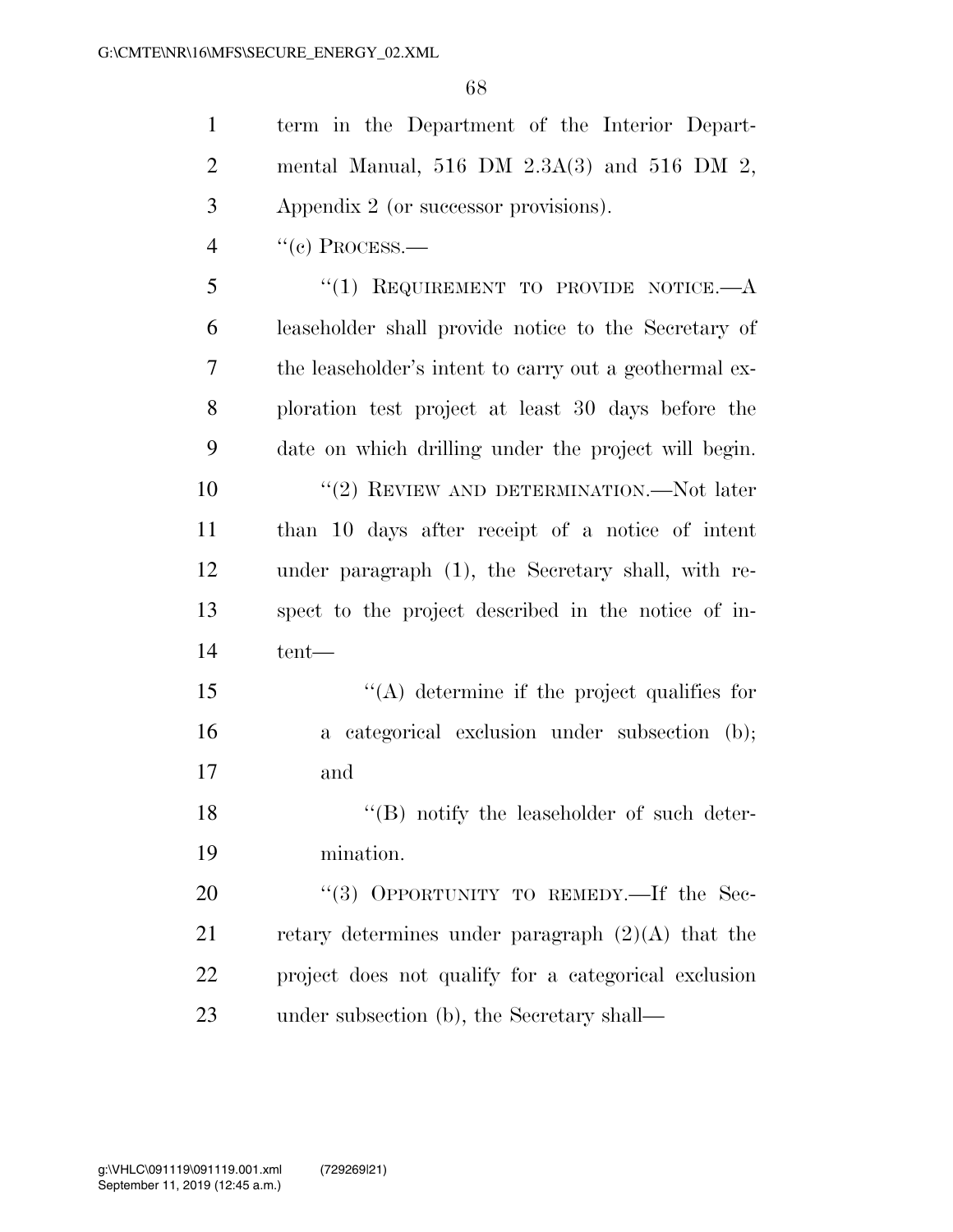term in the Department of the Interior Departmental Manual, 516 DM 2.3A(3) and 516 DM 2, Appendix 2 (or successor provisions).

"(c) PROCESS.—

"(1) REQUIREMENT TO PROVIDE NOTICE.—A leaseholder shall provide notice to the Secretary of the leaseholder's intent to carry out a geothermal exploration test project at least 30 days before the date on which drilling under the project will begin.

"(2) REVIEW AND DETERMINATION.—Not later than 10 days after receipt of a notice of intent under paragraph (1), the Secretary shall, with respect to the project described in the notice of intent—

"(A) determine if the project qualifies for a categorical exclusion under subsection (b); and

"(B) notify the leaseholder of such determination.

"(3) OPPORTUNITY TO REMEDY.—If the Secretary determines under paragraph (2)(A) that the project does not qualify for a categorical exclusion under subsection (b), the Secretary shall—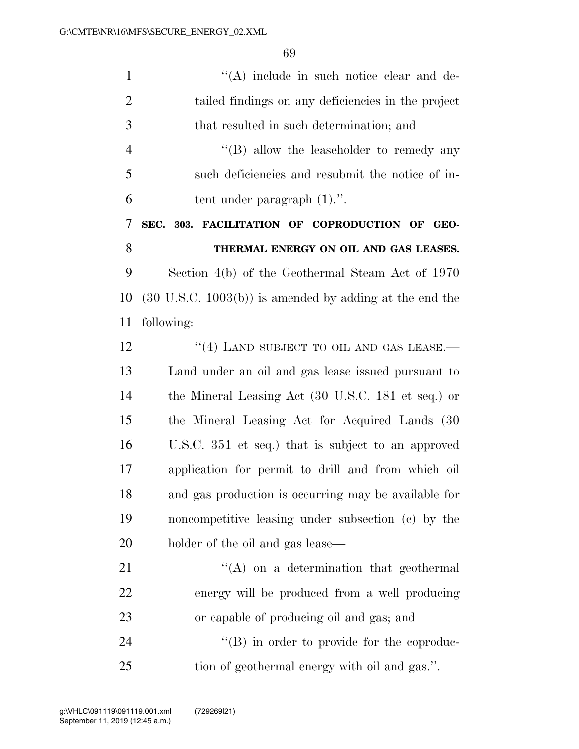"(A) include in such notice clear and detailed findings on any deficiencies in the project that resulted in such determination; and

"(B) allow the leaseholder to remedy any such deficiencies and resubmit the notice of intent under paragraph (1).".

**SEC. 303. FACILITATION OF COPRODUCTION OF GEOTHERMAL ENERGY ON OIL AND GAS LEASES.**

Section 4(b) of the Geothermal Steam Act of 1970 (30 U.S.C. 1003(b)) is amended by adding at the end the following:

"(4) LAND SUBJECT TO OIL AND GAS LEASE.—Land under an oil and gas lease issued pursuant to the Mineral Leasing Act (30 U.S.C. 181 et seq.) or the Mineral Leasing Act for Acquired Lands (30 U.S.C. 351 et seq.) that is subject to an approved application for permit to drill and from which oil and gas production is occurring may be available for noncompetitive leasing under subsection (c) by the holder of the oil and gas lease—

"(A) on a determination that geothermal energy will be produced from a well producing or capable of producing oil and gas; and

"(B) in order to provide for the coproduction of geothermal energy with oil and gas.".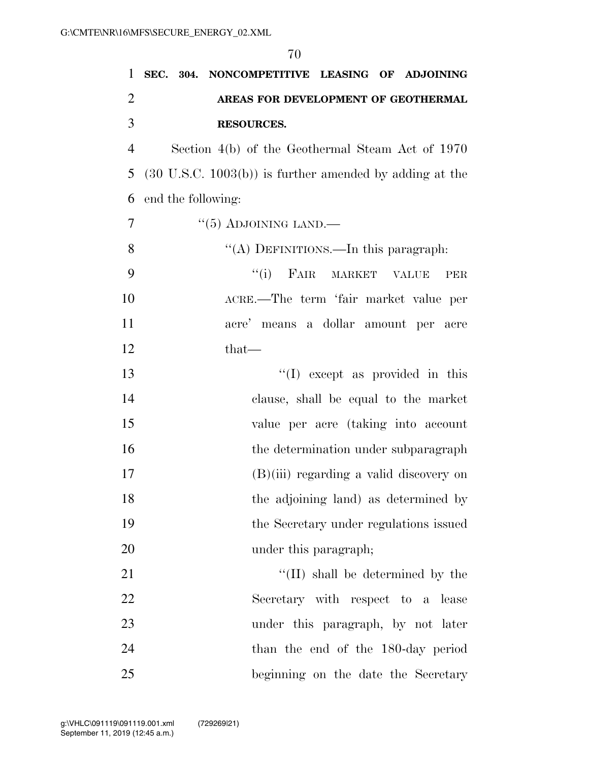**SEC. 304. NONCOMPETITIVE LEASING OF ADJOINING AREAS FOR DEVELOPMENT OF GEOTHERMAL RESOURCES.**

Section 4(b) of the Geothermal Steam Act of 1970 (30 U.S.C. 1003(b)) is further amended by adding at the end the following:

"(5) ADJOINING LAND.—

"(A) DEFINITIONS.—In this paragraph:

"(i) FAIR MARKET VALUE PER ACRE.—The term 'fair market value per acre' means a dollar amount per acre that—

"(I) except as provided in this clause, shall be equal to the market value per acre (taking into account the determination under subparagraph (B)(iii) regarding a valid discovery on the adjoining land) as determined by the Secretary under regulations issued under this paragraph;

"(II) shall be determined by the Secretary with respect to a lease under this paragraph, by not later than the end of the 180-day period beginning on the date the Secretary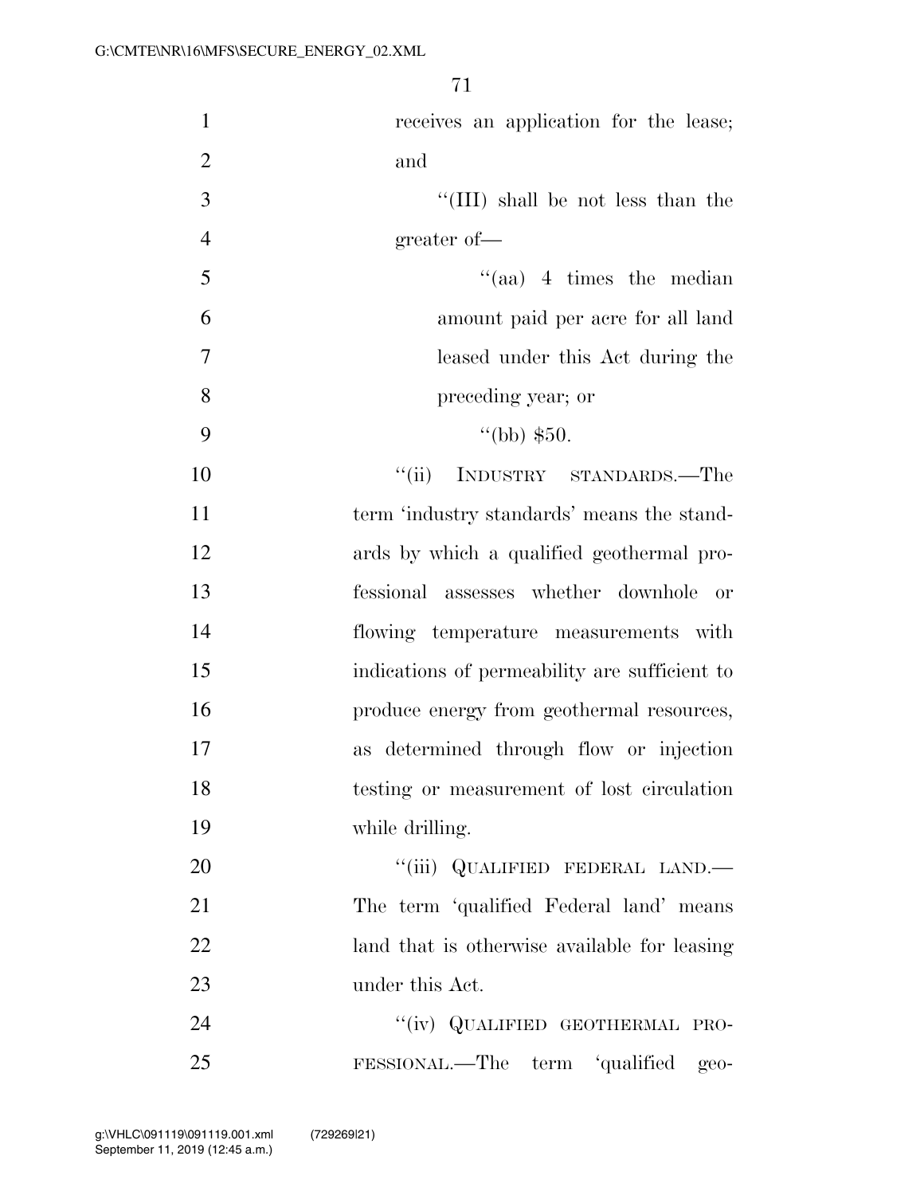receives an application for the lease; and

''(III) shall be not less than the greater of—

''(aa) 4 times the median amount paid per acre for all land leased under this Act during the preceding year; or

''(bb) $50.

''(ii) INDUSTRY STANDARDS.—The term 'industry standards' means the standards by which a qualified geothermal professional assesses whether downhole or flowing temperature measurements with indications of permeability are sufficient to produce energy from geothermal resources, as determined through flow or injection testing or measurement of lost circulation while drilling.

''(iii) QUALIFIED FEDERAL LAND.—The term 'qualified Federal land' means land that is otherwise available for leasing under this Act.

''(iv) QUALIFIED GEOTHERMAL PROFESSIONAL.—The term 'qualified geo-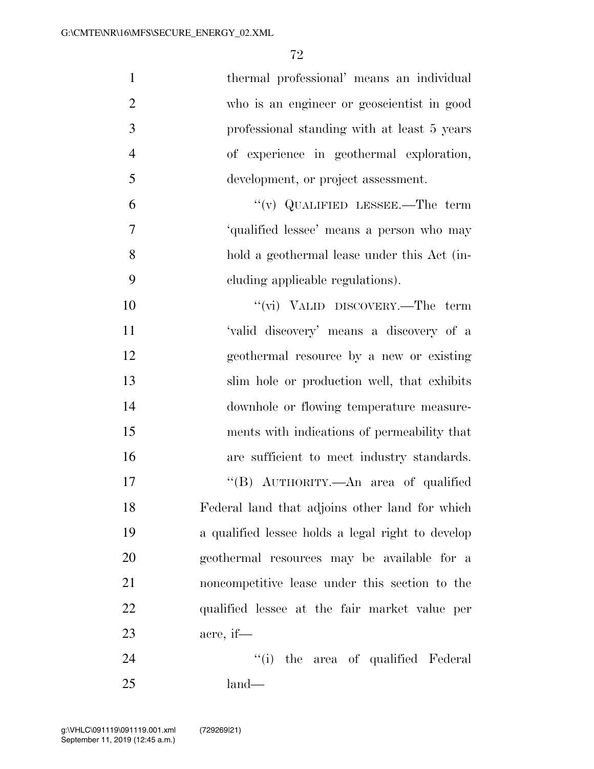thermal professional' means an individual who is an engineer or geoscientist in good professional standing with at least 5 years of experience in geothermal exploration, development, or project assessment.

"(v) QUALIFIED LESSEE.—The term 'qualified lessee' means a person who may hold a geothermal lease under this Act (including applicable regulations).

"(vi) VALID DISCOVERY.—The term 'valid discovery' means a discovery of a geothermal resource by a new or existing slim hole or production well, that exhibits downhole or flowing temperature measurements with indications of permeability that are sufficient to meet industry standards.

"(B) AUTHORITY.—An area of qualified Federal land that adjoins other land for which a qualified lessee holds a legal right to develop geothermal resources may be available for a noncompetitive lease under this section to the qualified lessee at the fair market value per acre, if—

"(i) the area of qualified Federal land—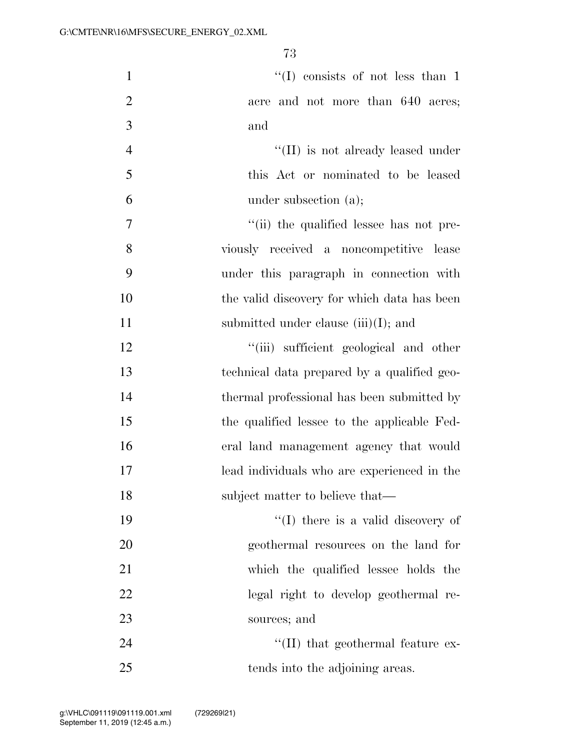"(I) consists of not less than 1 acre and not more than 640 acres; and

"(II) is not already leased under this Act or nominated to be leased under subsection (a);

"(ii) the qualified lessee has not previously received a noncompetitive lease under this paragraph in connection with the valid discovery for which data has been submitted under clause (iii)(I); and

"(iii) sufficient geological and other technical data prepared by a qualified geothermal professional has been submitted by the qualified lessee to the applicable Federal land management agency that would lead individuals who are experienced in the subject matter to believe that—

"(I) there is a valid discovery of geothermal resources on the land for which the qualified lessee holds the legal right to develop geothermal resources; and

"(II) that geothermal feature extends into the adjoining areas.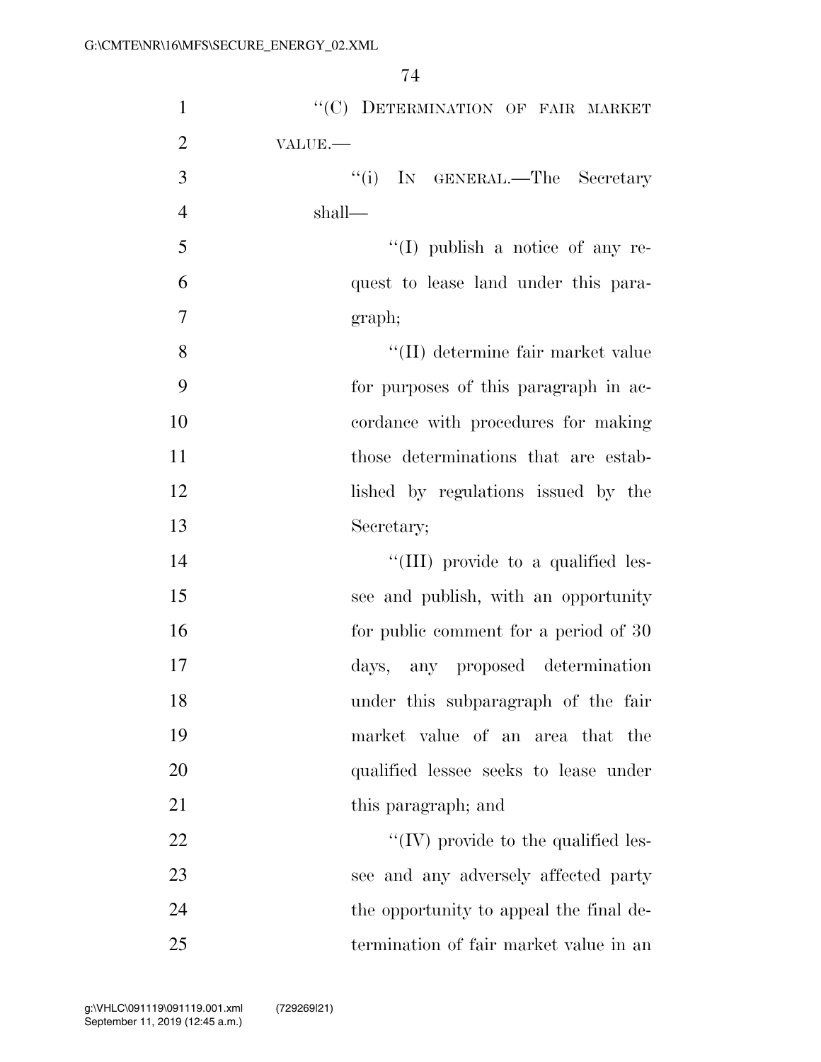"(C) DETERMINATION OF FAIR MARKET VALUE.—

"(i) IN GENERAL.—The Secretary shall—

"(I) publish a notice of any request to lease land under this paragraph;

"(II) determine fair market value for purposes of this paragraph in accordance with procedures for making those determinations that are established by regulations issued by the Secretary;

"(III) provide to a qualified lessee and publish, with an opportunity for public comment for a period of 30 days, any proposed determination under this subparagraph of the fair market value of an area that the qualified lessee seeks to lease under this paragraph; and

"(IV) provide to the qualified lessee and any adversely affected party the opportunity to appeal the final determination of fair market value in an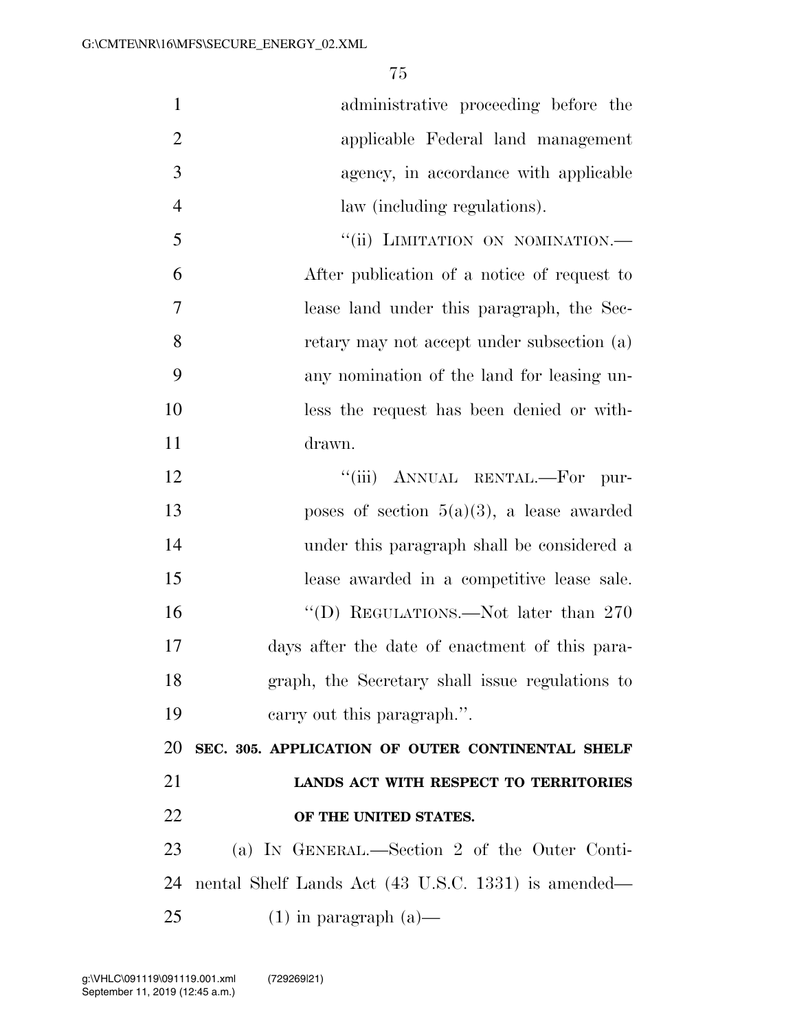administrative proceeding before the applicable Federal land management agency, in accordance with applicable law (including regulations).

"(ii) LIMITATION ON NOMINATION.—After publication of a notice of request to lease land under this paragraph, the Secretary may not accept under subsection (a) any nomination of the land for leasing unless the request has been denied or withdrawn.

"(iii) ANNUAL RENTAL.—For purposes of section 5(a)(3), a lease awarded under this paragraph shall be considered a lease awarded in a competitive lease sale.

"(D) REGULATIONS.—Not later than 270 days after the date of enactment of this paragraph, the Secretary shall issue regulations to carry out this paragraph.".

**SEC. 305. APPLICATION OF OUTER CONTINENTAL SHELF LANDS ACT WITH RESPECT TO TERRITORIES OF THE UNITED STATES.**

(a) IN GENERAL.—Section 2 of the Outer Continental Shelf Lands Act (43 U.S.C. 1331) is amended—

(1) in paragraph (a)—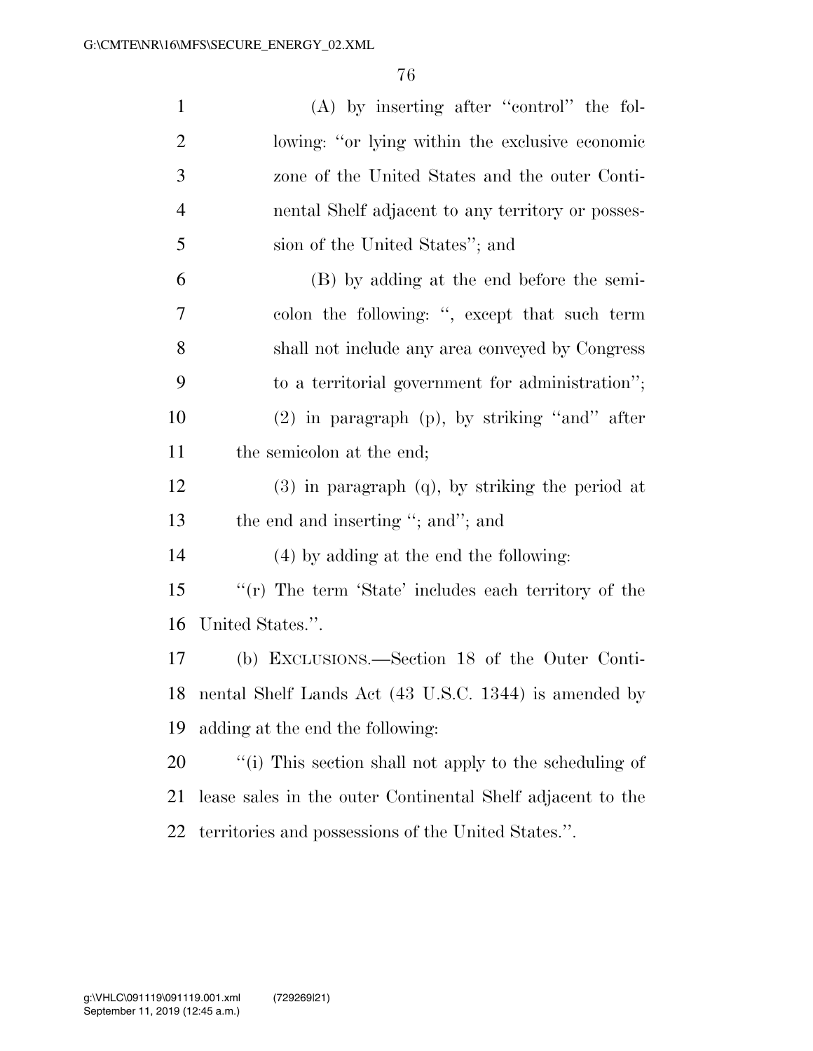(A) by inserting after ''control'' the following: ''or lying within the exclusive economic zone of the United States and the outer Continental Shelf adjacent to any territory or possession of the United States''; and

(B) by adding at the end before the semicolon the following: '', except that such term shall not include any area conveyed by Congress to a territorial government for administration'';

(2) in paragraph (p), by striking ''and'' after the semicolon at the end;

(3) in paragraph (q), by striking the period at the end and inserting ''; and''; and

(4) by adding at the end the following:

''(r) The term 'State' includes each territory of the United States.''.

(b) EXCLUSIONS.—Section 18 of the Outer Continental Shelf Lands Act (43 U.S.C. 1344) is amended by adding at the end the following:

''(i) This section shall not apply to the scheduling of lease sales in the outer Continental Shelf adjacent to the territories and possessions of the United States.''.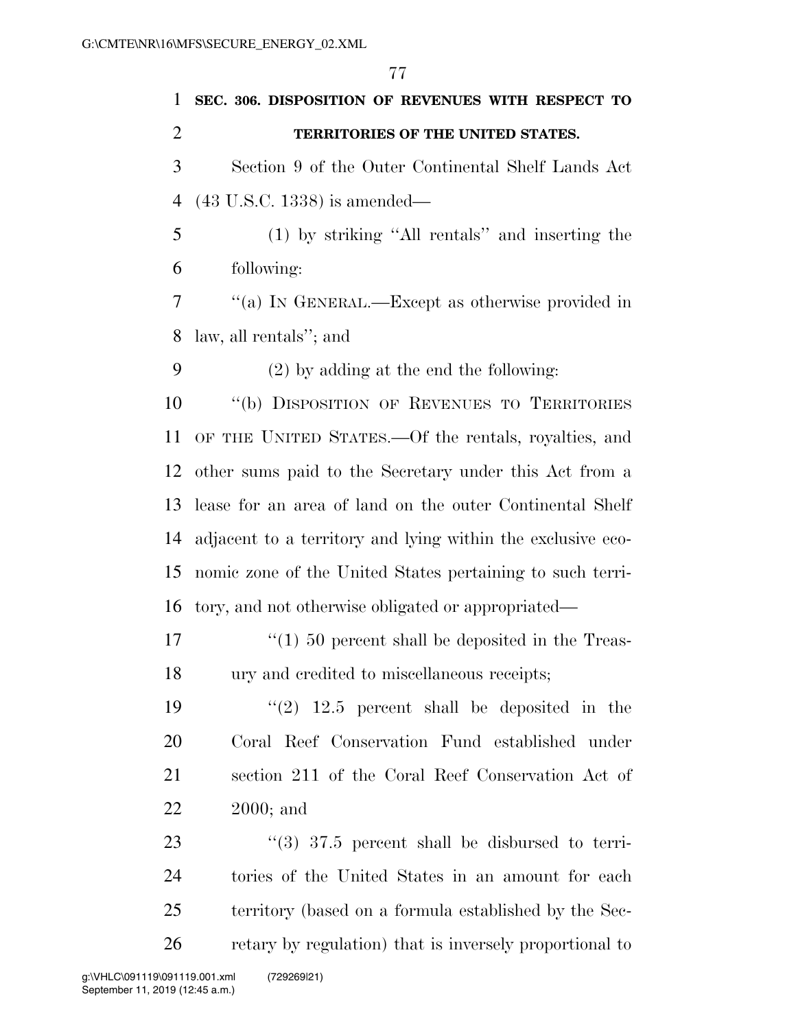**SEC. 306. DISPOSITION OF REVENUES WITH RESPECT TO TERRITORIES OF THE UNITED STATES.**

Section 9 of the Outer Continental Shelf Lands Act (43 U.S.C. 1338) is amended—

(1) by striking ''All rentals'' and inserting the following:

''(a) IN GENERAL.—Except as otherwise provided in law, all rentals''; and

(2) by adding at the end the following:

''(b) DISPOSITION OF REVENUES TO TERRITORIES OF THE UNITED STATES.—Of the rentals, royalties, and other sums paid to the Secretary under this Act from a lease for an area of land on the outer Continental Shelf adjacent to a territory and lying within the exclusive economic zone of the United States pertaining to such territory, and not otherwise obligated or appropriated—

''(1) 50 percent shall be deposited in the Treasury and credited to miscellaneous receipts;

''(2) 12.5 percent shall be deposited in the Coral Reef Conservation Fund established under section 211 of the Coral Reef Conservation Act of 2000; and

''(3) 37.5 percent shall be disbursed to territories of the United States in an amount for each territory (based on a formula established by the Secretary by regulation) that is inversely proportional to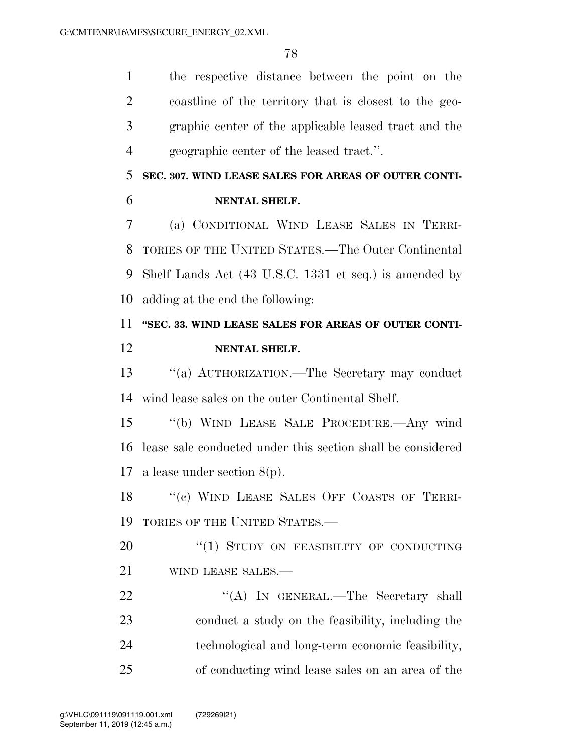the respective distance between the point on the coastline of the territory that is closest to the geographic center of the applicable leased tract and the geographic center of the leased tract.''.

**SEC. 307. WIND LEASE SALES FOR AREAS OF OUTER CONTINENTAL SHELF.**

(a) CONDITIONAL WIND LEASE SALES IN TERRITORIES OF THE UNITED STATES.—The Outer Continental Shelf Lands Act (43 U.S.C. 1331 et seq.) is amended by adding at the end the following:

**''SEC. 33. WIND LEASE SALES FOR AREAS OF OUTER CONTINENTAL SHELF.**

''(a) AUTHORIZATION.—The Secretary may conduct wind lease sales on the outer Continental Shelf.

''(b) WIND LEASE SALE PROCEDURE.—Any wind lease sale conducted under this section shall be considered a lease under section 8(p).

''(c) WIND LEASE SALES OFF COASTS OF TERRITORIES OF THE UNITED STATES.—

''(1) STUDY ON FEASIBILITY OF CONDUCTING WIND LEASE SALES.—

''(A) IN GENERAL.—The Secretary shall conduct a study on the feasibility, including the technological and long-term economic feasibility, of conducting wind lease sales on an area of the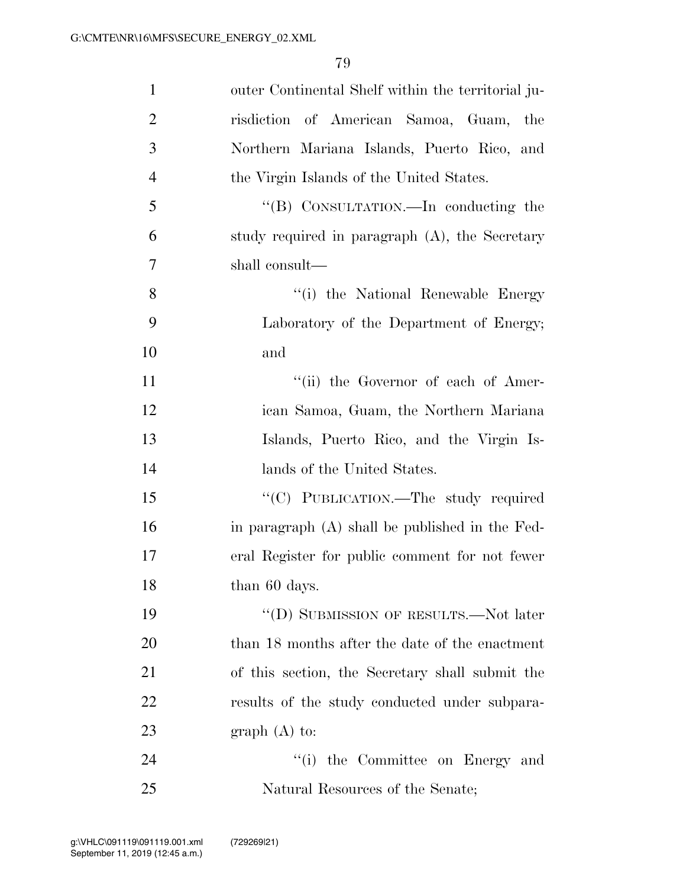outer Continental Shelf within the territorial jurisdiction of American Samoa, Guam, the Northern Mariana Islands, Puerto Rico, and the Virgin Islands of the United States.

''(B) CONSULTATION.—In conducting the study required in paragraph (A), the Secretary shall consult—

''(i) the National Renewable Energy Laboratory of the Department of Energy; and

''(ii) the Governor of each of American Samoa, Guam, the Northern Mariana Islands, Puerto Rico, and the Virgin Islands of the United States.

''(C) PUBLICATION.—The study required in paragraph (A) shall be published in the Federal Register for public comment for not fewer than 60 days.

''(D) SUBMISSION OF RESULTS.—Not later than 18 months after the date of the enactment of this section, the Secretary shall submit the results of the study conducted under subparagraph (A) to:

''(i) the Committee on Energy and Natural Resources of the Senate;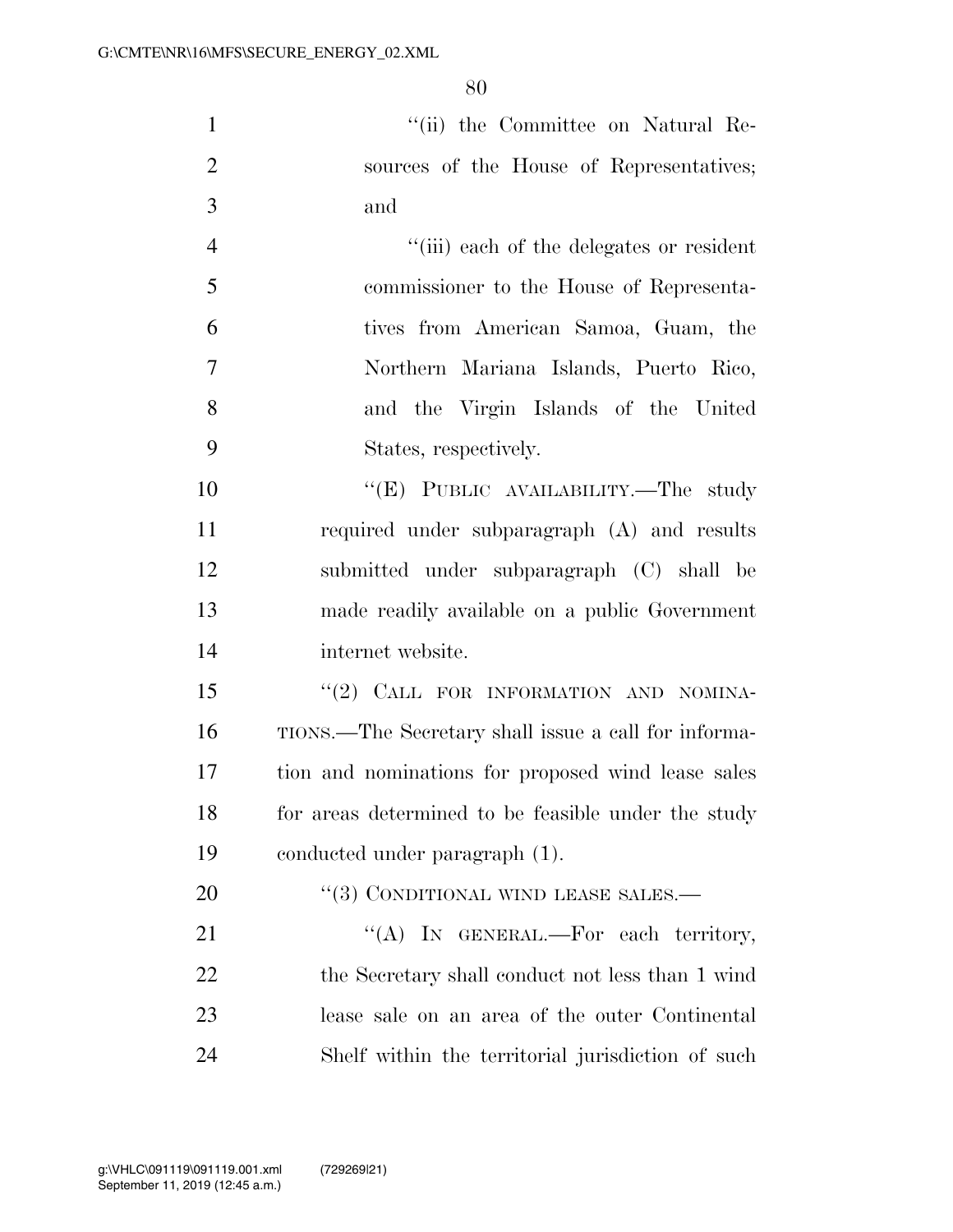''(ii) the Committee on Natural Resources of the House of Representatives; and

''(iii) each of the delegates or resident commissioner to the House of Representatives from American Samoa, Guam, the Northern Mariana Islands, Puerto Rico, and the Virgin Islands of the United States, respectively.

''(E) PUBLIC AVAILABILITY.—The study required under subparagraph (A) and results submitted under subparagraph (C) shall be made readily available on a public Government internet website.

''(2) CALL FOR INFORMATION AND NOMINATIONS.—The Secretary shall issue a call for information and nominations for proposed wind lease sales for areas determined to be feasible under the study conducted under paragraph (1).

''(3) CONDITIONAL WIND LEASE SALES.—

''(A) IN GENERAL.—For each territory, the Secretary shall conduct not less than 1 wind lease sale on an area of the outer Continental Shelf within the territorial jurisdiction of such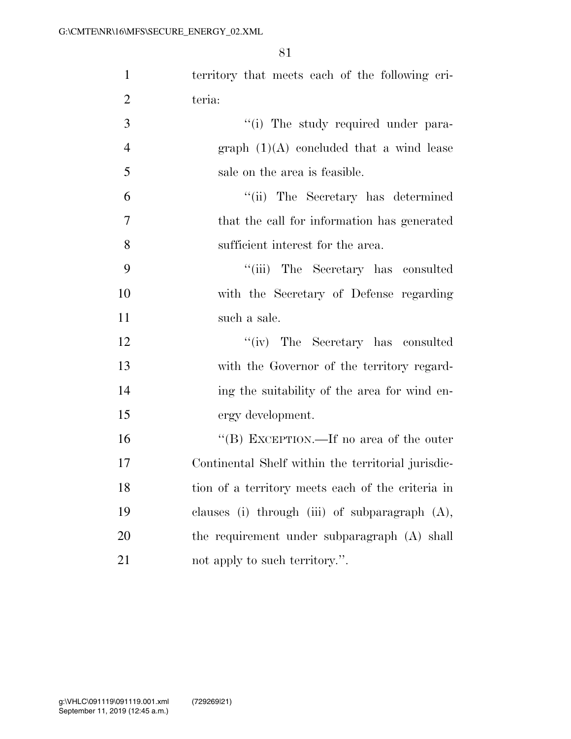territory that meets each of the following criteria:

"(i) The study required under paragraph (1)(A) concluded that a wind lease sale on the area is feasible.

"(ii) The Secretary has determined that the call for information has generated sufficient interest for the area.

"(iii) The Secretary has consulted with the Secretary of Defense regarding such a sale.

"(iv) The Secretary has consulted with the Governor of the territory regarding the suitability of the area for wind energy development.

"(B) EXCEPTION.—If no area of the outer Continental Shelf within the territorial jurisdiction of a territory meets each of the criteria in clauses (i) through (iii) of subparagraph (A), the requirement under subparagraph (A) shall not apply to such territory.".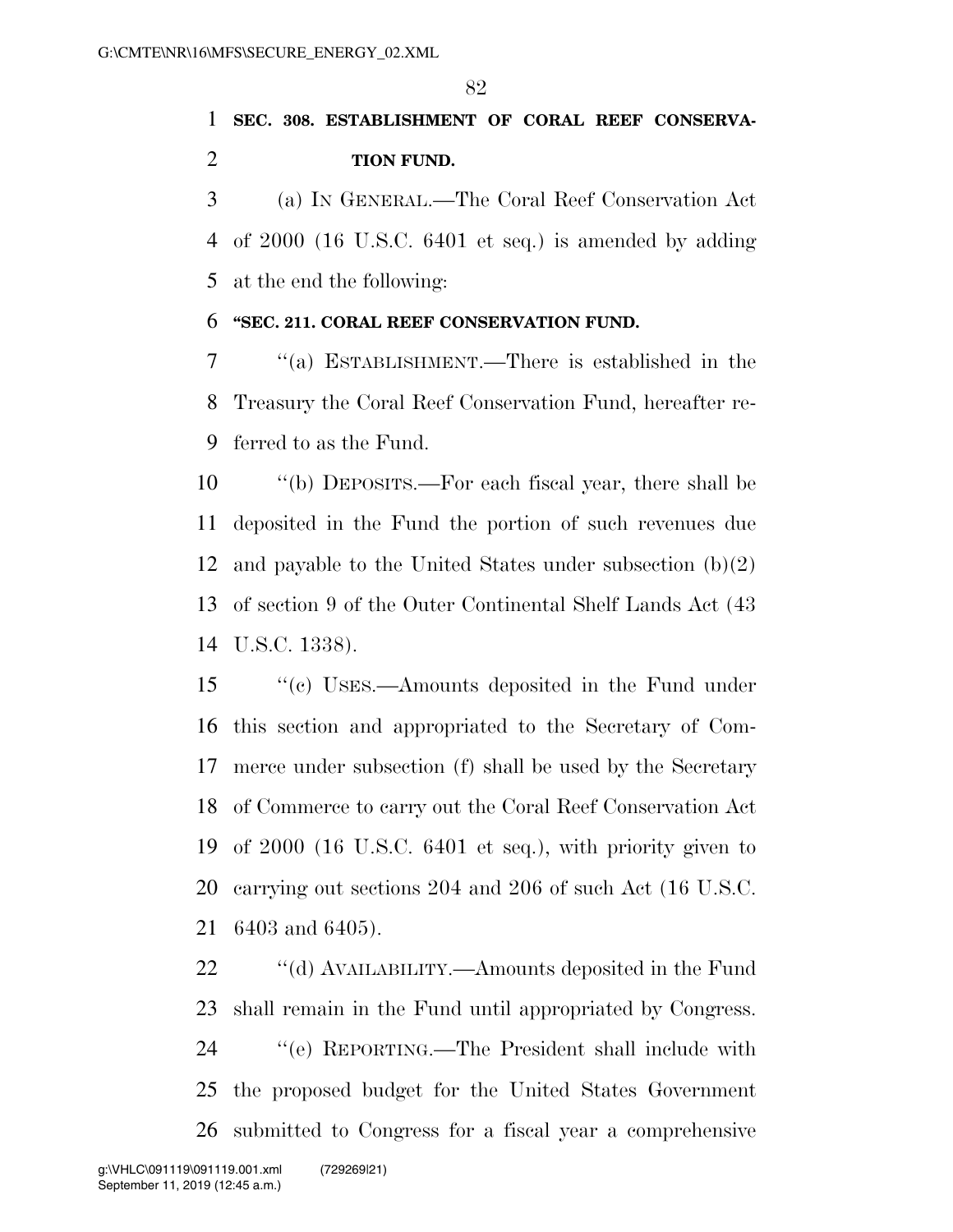**SEC. 308. ESTABLISHMENT OF CORAL REEF CONSERVATION FUND.**

(a) IN GENERAL.—The Coral Reef Conservation Act of 2000 (16 U.S.C. 6401 et seq.) is amended by adding at the end the following:

**"SEC. 211. CORAL REEF CONSERVATION FUND.**

"(a) ESTABLISHMENT.—There is established in the Treasury the Coral Reef Conservation Fund, hereafter referred to as the Fund.

"(b) DEPOSITS.—For each fiscal year, there shall be deposited in the Fund the portion of such revenues due and payable to the United States under subsection (b)(2) of section 9 of the Outer Continental Shelf Lands Act (43 U.S.C. 1338).

"(c) USES.—Amounts deposited in the Fund under this section and appropriated to the Secretary of Commerce under subsection (f) shall be used by the Secretary of Commerce to carry out the Coral Reef Conservation Act of 2000 (16 U.S.C. 6401 et seq.), with priority given to carrying out sections 204 and 206 of such Act (16 U.S.C. 6403 and 6405).

"(d) AVAILABILITY.—Amounts deposited in the Fund shall remain in the Fund until appropriated by Congress.

"(e) REPORTING.—The President shall include with the proposed budget for the United States Government submitted to Congress for a fiscal year a comprehensive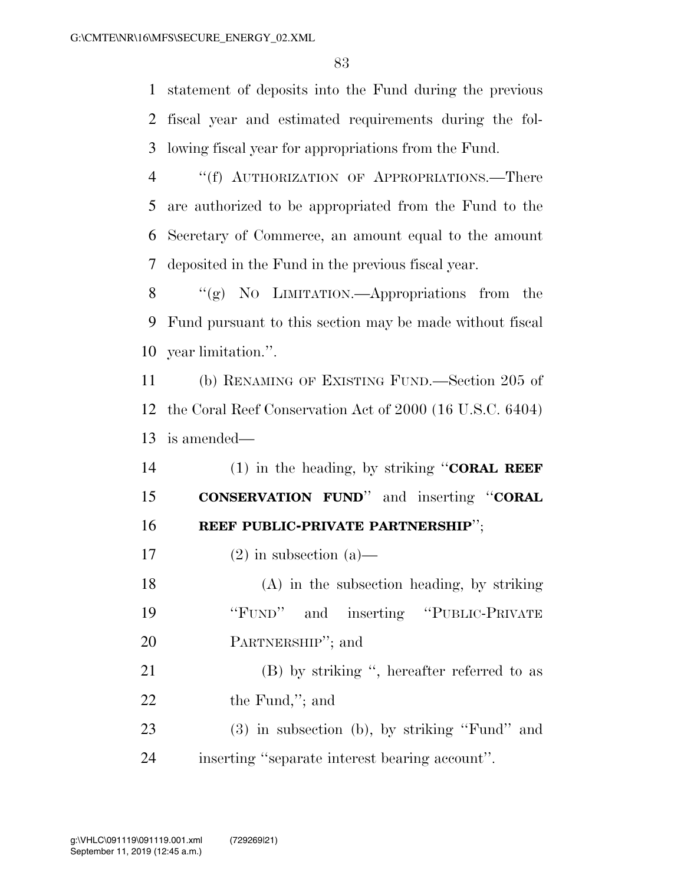statement of deposits into the Fund during the previous fiscal year and estimated requirements during the following fiscal year for appropriations from the Fund.

"(f) AUTHORIZATION OF APPROPRIATIONS.—There are authorized to be appropriated from the Fund to the Secretary of Commerce, an amount equal to the amount deposited in the Fund in the previous fiscal year.

"(g) NO LIMITATION.—Appropriations from the Fund pursuant to this section may be made without fiscal year limitation.".

(b) RENAMING OF EXISTING FUND.—Section 205 of the Coral Reef Conservation Act of 2000 (16 U.S.C. 6404) is amended—

(1) in the heading, by striking "**CORAL REEF CONSERVATION FUND**" and inserting "**CORAL REEF PUBLIC-PRIVATE PARTNERSHIP**";

(2) in subsection (a)—

(A) in the subsection heading, by striking "FUND" and inserting "PUBLIC-PRIVATE PARTNERSHIP"; and

(B) by striking ", hereafter referred to as the Fund,"; and

(3) in subsection (b), by striking "Fund" and inserting "separate interest bearing account".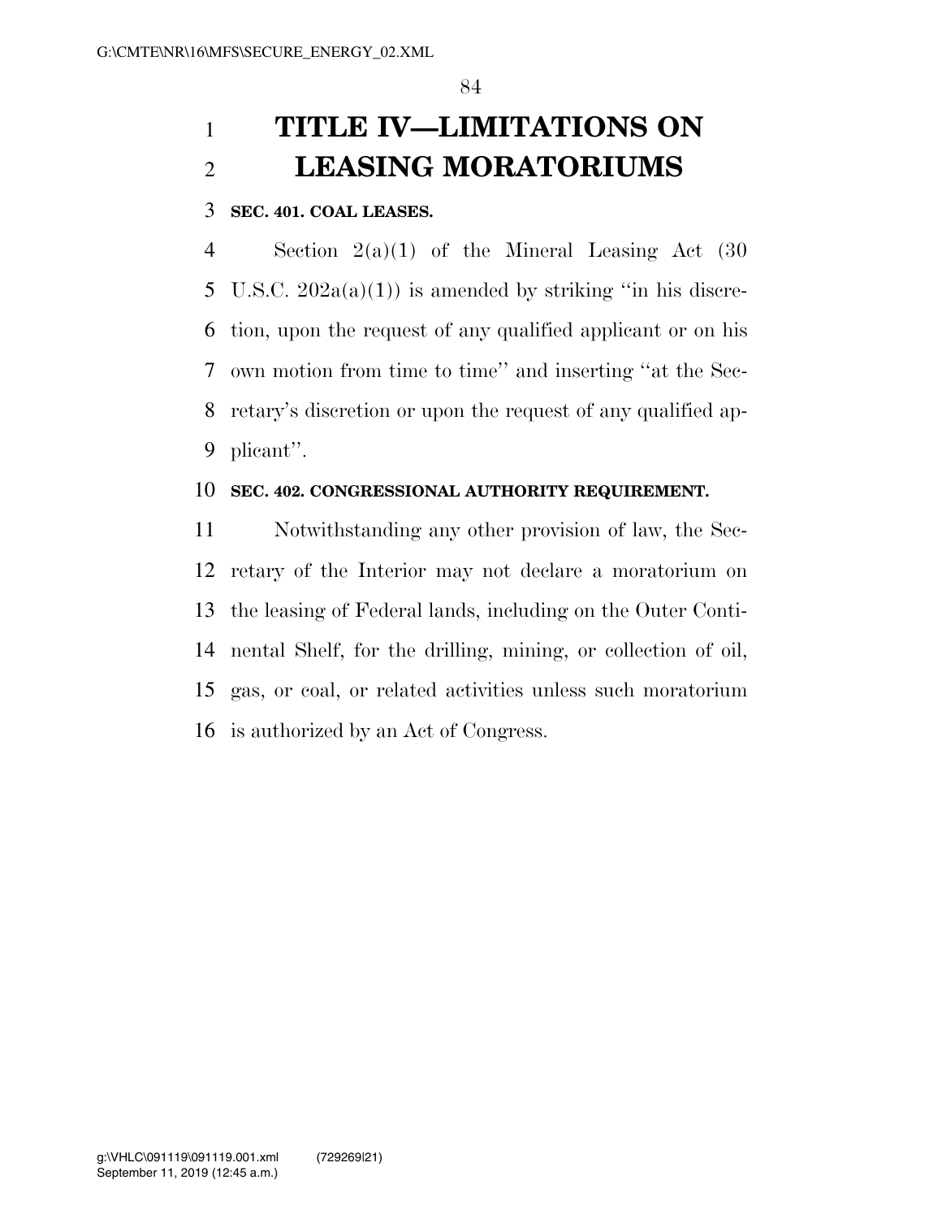# TITLE IV—LIMITATIONS ON LEASING MORATORIUMS

### SEC. 401. COAL LEASES.

Section 2(a)(1) of the Mineral Leasing Act (30 U.S.C. 202a(a)(1)) is amended by striking "in his discretion, upon the request of any qualified applicant or on his own motion from time to time" and inserting "at the Secretary's discretion or upon the request of any qualified applicant".

### SEC. 402. CONGRESSIONAL AUTHORITY REQUIREMENT.

Notwithstanding any other provision of law, the Secretary of the Interior may not declare a moratorium on the leasing of Federal lands, including on the Outer Continental Shelf, for the drilling, mining, or collection of oil, gas, or coal, or related activities unless such moratorium is authorized by an Act of Congress.